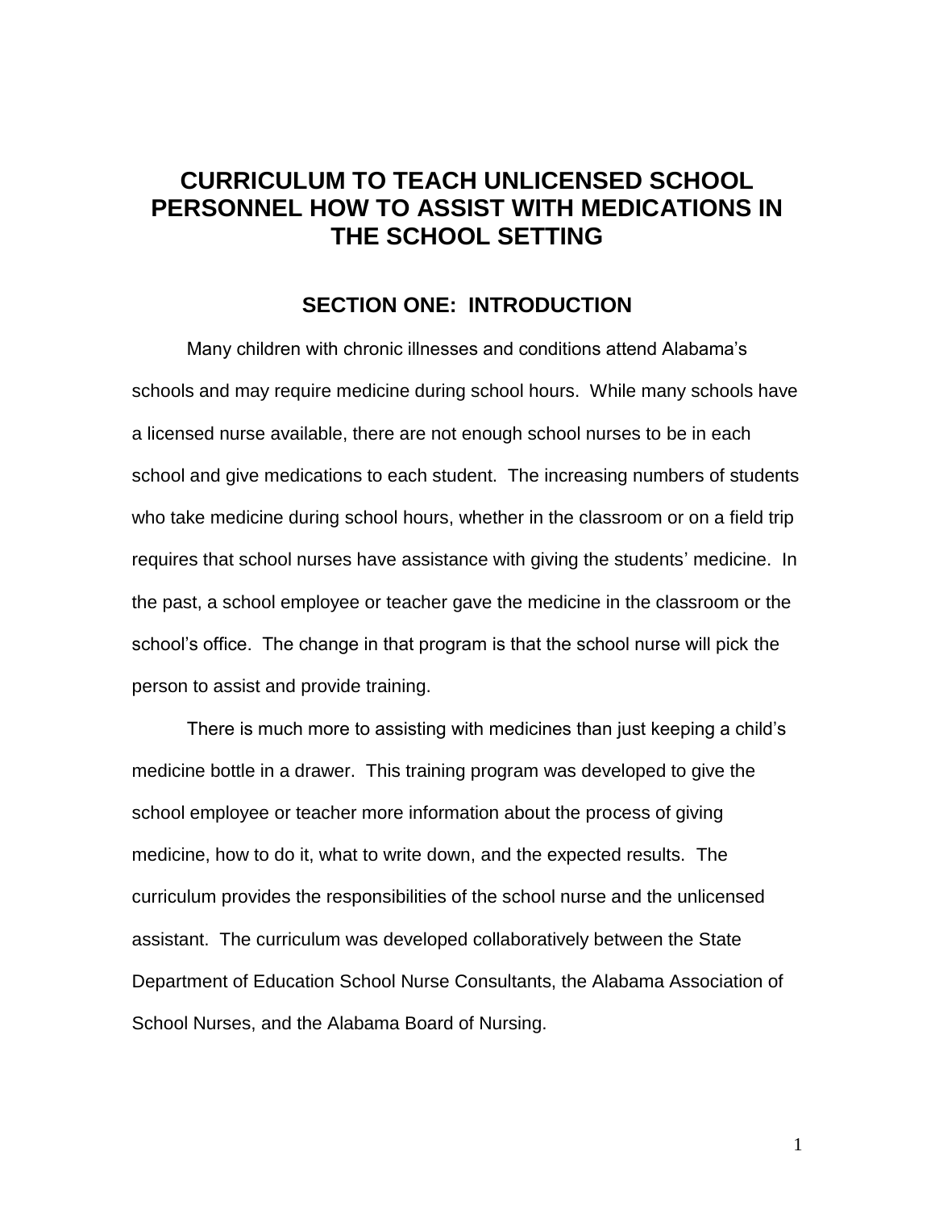# CURRICULUM TO TEACH UNLICENSED SCHOOL PERSONNEL HOW TO ASSIST WITH MEDICATIONS IN THE SCHOOL SETTING

## SECTION ONE: INTRODUCTION

Many children with chronic illnesses and conditions attend Alabama's schools and may require medicine during school hours. While many schools have a licensed nurse available, there are not enough school nurses to be in each school and give medications to each student. The increasing numbers of students who take medicine during school hours, whether in the classroom or on a field trip requires that school nurses have assistance with giving the students' medicine. In the past, a school employee or teacher gave the medicine in the classroom or the school's office. The change in that program is that the school nurse will pick the person to assist and provide training.

There is much more to assisting with medicines than just keeping a child's medicine bottle in a drawer. This training program was developed to give the school employee or teacher more information about the process of giving medicine, how to do it, what to write down, and the expected results. The curriculum provides the responsibilities of the school nurse and the unlicensed assistant. The curriculum was developed collaboratively between the State Department of Education School Nurse Consultants, the Alabama Association of School Nurses, and the Alabama Board of Nursing.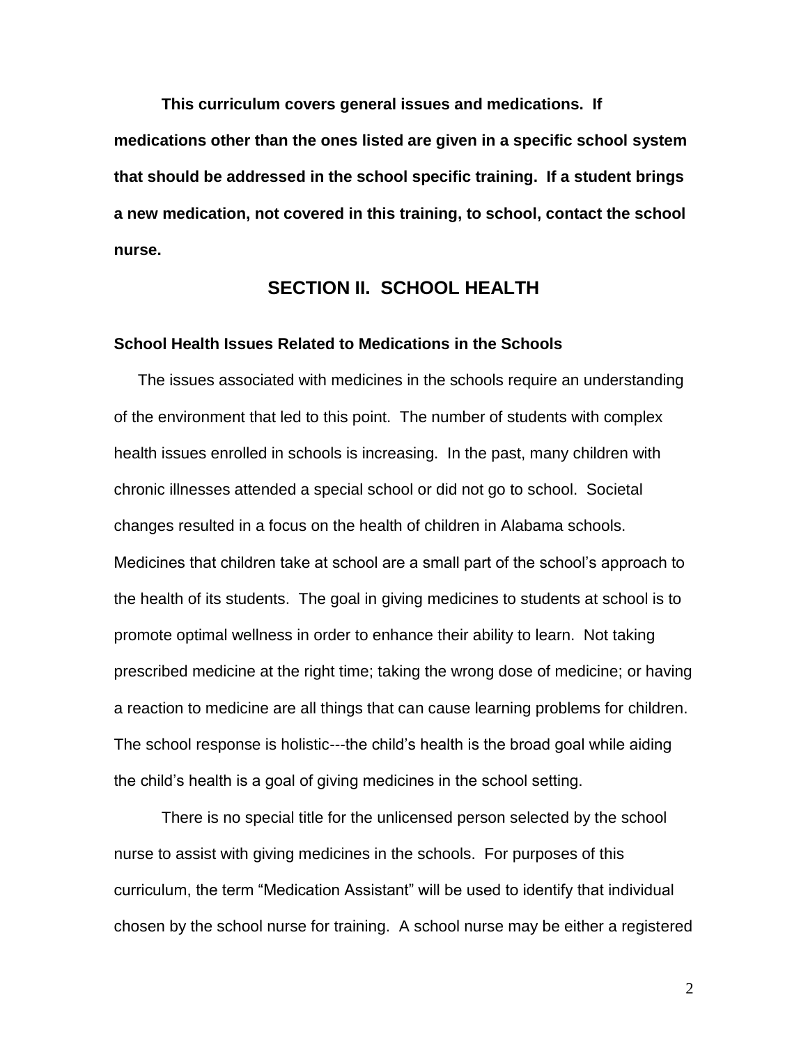**This curriculum covers general issues and medications. If medications other than the ones listed are given in a specific school system that should be addressed in the school specific training. If a student brings a new medication, not covered in this training, to school, contact the school nurse.**

## SECTION II. SCHOOL HEALTH

### School Health Issues Related to Medications in the Schools

The issues associated with medicines in the schools require an understanding of the environment that led to this point. The number of students with complex health issues enrolled in schools is increasing. In the past, many children with chronic illnesses attended a special school or did not go to school. Societal changes resulted in a focus on the health of children in Alabama schools. Medicines that children take at school are a small part of the school's approach to the health of its students. The goal in giving medicines to students at school is to promote optimal wellness in order to enhance their ability to learn. Not taking prescribed medicine at the right time; taking the wrong dose of medicine; or having a reaction to medicine are all things that can cause learning problems for children. The school response is holistic---the child's health is the broad goal while aiding the child's health is a goal of giving medicines in the school setting.

There is no special title for the unlicensed person selected by the school nurse to assist with giving medicines in the schools. For purposes of this curriculum, the term "Medication Assistant" will be used to identify that individual chosen by the school nurse for training. A school nurse may be either a registered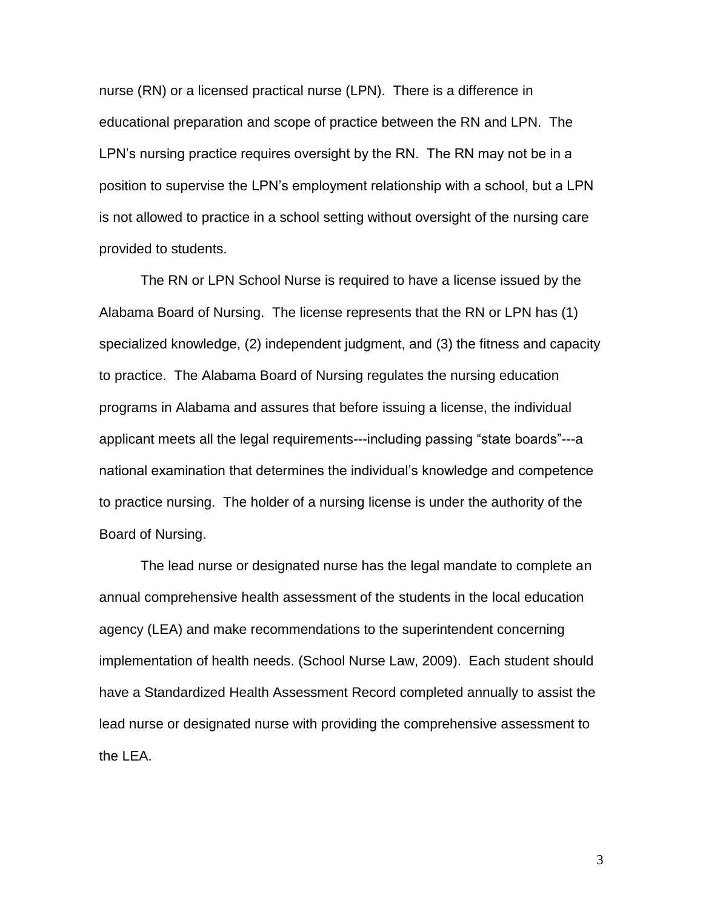nurse (RN) or a licensed practical nurse (LPN). There is a difference in educational preparation and scope of practice between the RN and LPN. The LPN's nursing practice requires oversight by the RN. The RN may not be in a position to supervise the LPN's employment relationship with a school, but a LPN is not allowed to practice in a school setting without oversight of the nursing care provided to students.

The RN or LPN School Nurse is required to have a license issued by the Alabama Board of Nursing. The license represents that the RN or LPN has (1) specialized knowledge, (2) independent judgment, and (3) the fitness and capacity to practice. The Alabama Board of Nursing regulates the nursing education programs in Alabama and assures that before issuing a license, the individual applicant meets all the legal requirements---including passing "state boards"---a national examination that determines the individual's knowledge and competence to practice nursing. The holder of a nursing license is under the authority of the Board of Nursing.

The lead nurse or designated nurse has the legal mandate to complete an annual comprehensive health assessment of the students in the local education agency (LEA) and make recommendations to the superintendent concerning implementation of health needs. (School Nurse Law, 2009). Each student should have a Standardized Health Assessment Record completed annually to assist the lead nurse or designated nurse with providing the comprehensive assessment to the LEA.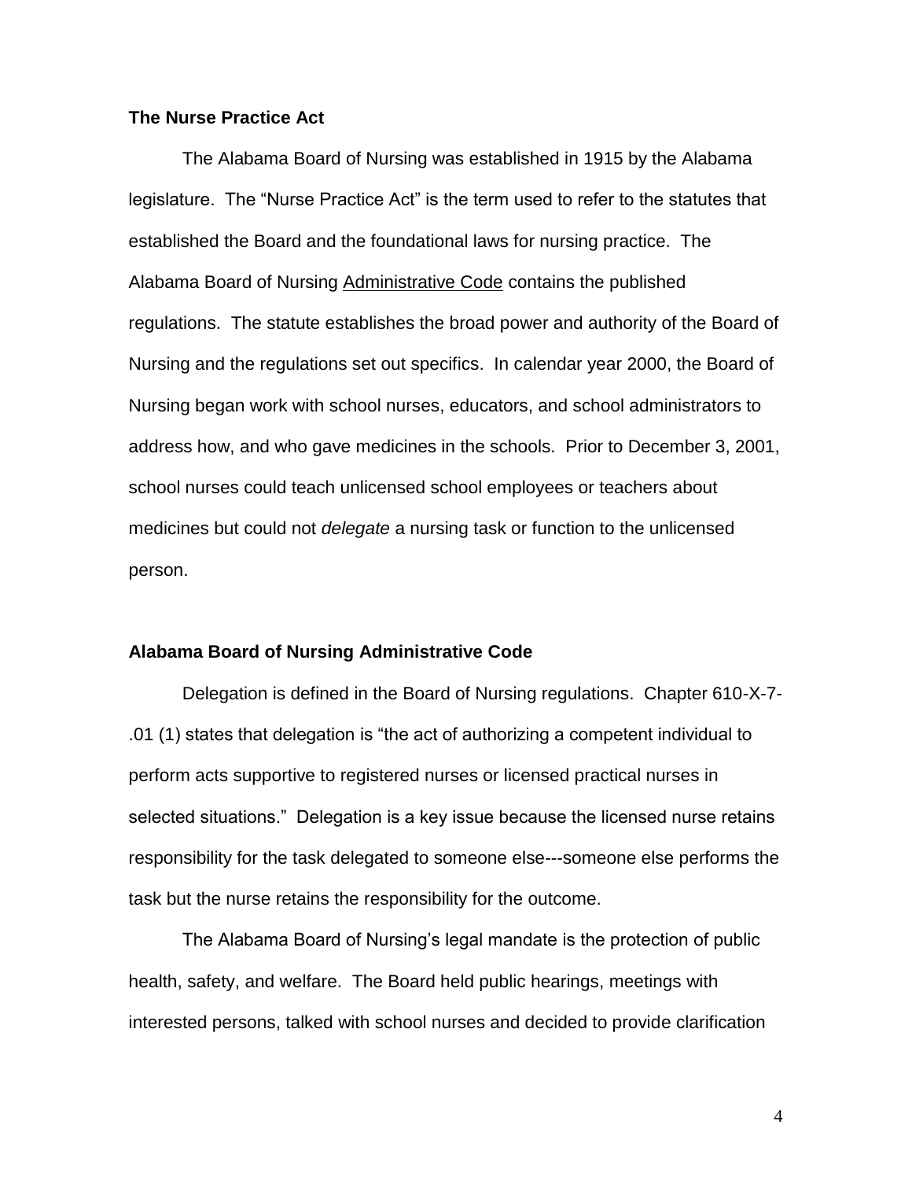## The Nurse Practice Act

The Alabama Board of Nursing was established in 1915 by the Alabama legislature. The "Nurse Practice Act" is the term used to refer to the statutes that established the Board and the foundational laws for nursing practice. The Alabama Board of Nursing Administrative Code contains the published regulations. The statute establishes the broad power and authority of the Board of Nursing and the regulations set out specifics. In calendar year 2000, the Board of Nursing began work with school nurses, educators, and school administrators to address how, and who gave medicines in the schools. Prior to December 3, 2001, school nurses could teach unlicensed school employees or teachers about medicines but could not *delegate* a nursing task or function to the unlicensed person.

## Alabama Board of Nursing Administrative Code

Delegation is defined in the Board of Nursing regulations. Chapter 610-X-7-.01 (1) states that delegation is "the act of authorizing a competent individual to perform acts supportive to registered nurses or licensed practical nurses in selected situations." Delegation is a key issue because the licensed nurse retains responsibility for the task delegated to someone else---someone else performs the task but the nurse retains the responsibility for the outcome.

The Alabama Board of Nursing's legal mandate is the protection of public health, safety, and welfare. The Board held public hearings, meetings with interested persons, talked with school nurses and decided to provide clarification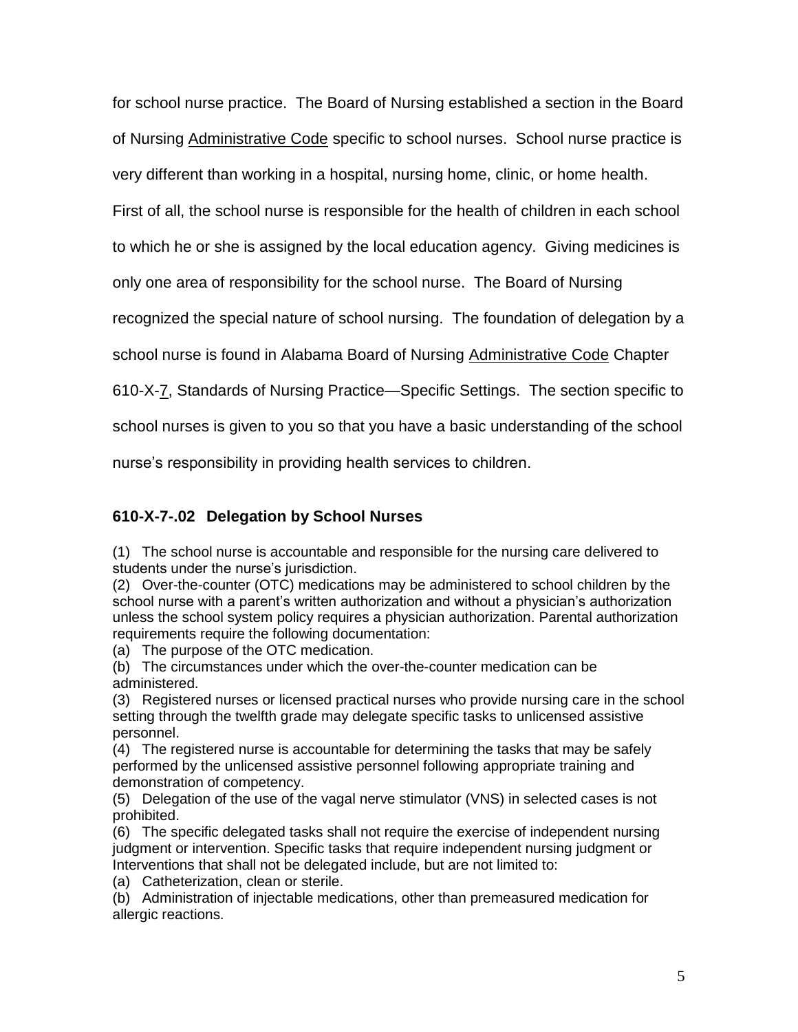for school nurse practice. The Board of Nursing established a section in the Board of Nursing Administrative Code specific to school nurses. School nurse practice is very different than working in a hospital, nursing home, clinic, or home health. First of all, the school nurse is responsible for the health of children in each school to which he or she is assigned by the local education agency. Giving medicines is only one area of responsibility for the school nurse. The Board of Nursing recognized the special nature of school nursing. The foundation of delegation by a school nurse is found in Alabama Board of Nursing Administrative Code Chapter 610-X-7, Standards of Nursing Practice—Specific Settings. The section specific to school nurses is given to you so that you have a basic understanding of the school nurse's responsibility in providing health services to children.

### 610-X-7-.02 Delegation by School Nurses

(1) The school nurse is accountable and responsible for the nursing care delivered to students under the nurse's jurisdiction.
(2) Over-the-counter (OTC) medications may be administered to school children by the school nurse with a parent's written authorization and without a physician's authorization unless the school system policy requires a physician authorization. Parental authorization requirements require the following documentation:
(a) The purpose of the OTC medication.
(b) The circumstances under which the over-the-counter medication can be administered.
(3) Registered nurses or licensed practical nurses who provide nursing care in the school setting through the twelfth grade may delegate specific tasks to unlicensed assistive personnel.
(4) The registered nurse is accountable for determining the tasks that may be safely performed by the unlicensed assistive personnel following appropriate training and demonstration of competency.
(5) Delegation of the use of the vagal nerve stimulator (VNS) in selected cases is not prohibited.
(6) The specific delegated tasks shall not require the exercise of independent nursing judgment or intervention. Specific tasks that require independent nursing judgment or Interventions that shall not be delegated include, but are not limited to:
(a) Catheterization, clean or sterile.
(b) Administration of injectable medications, other than premeasured medication for allergic reactions.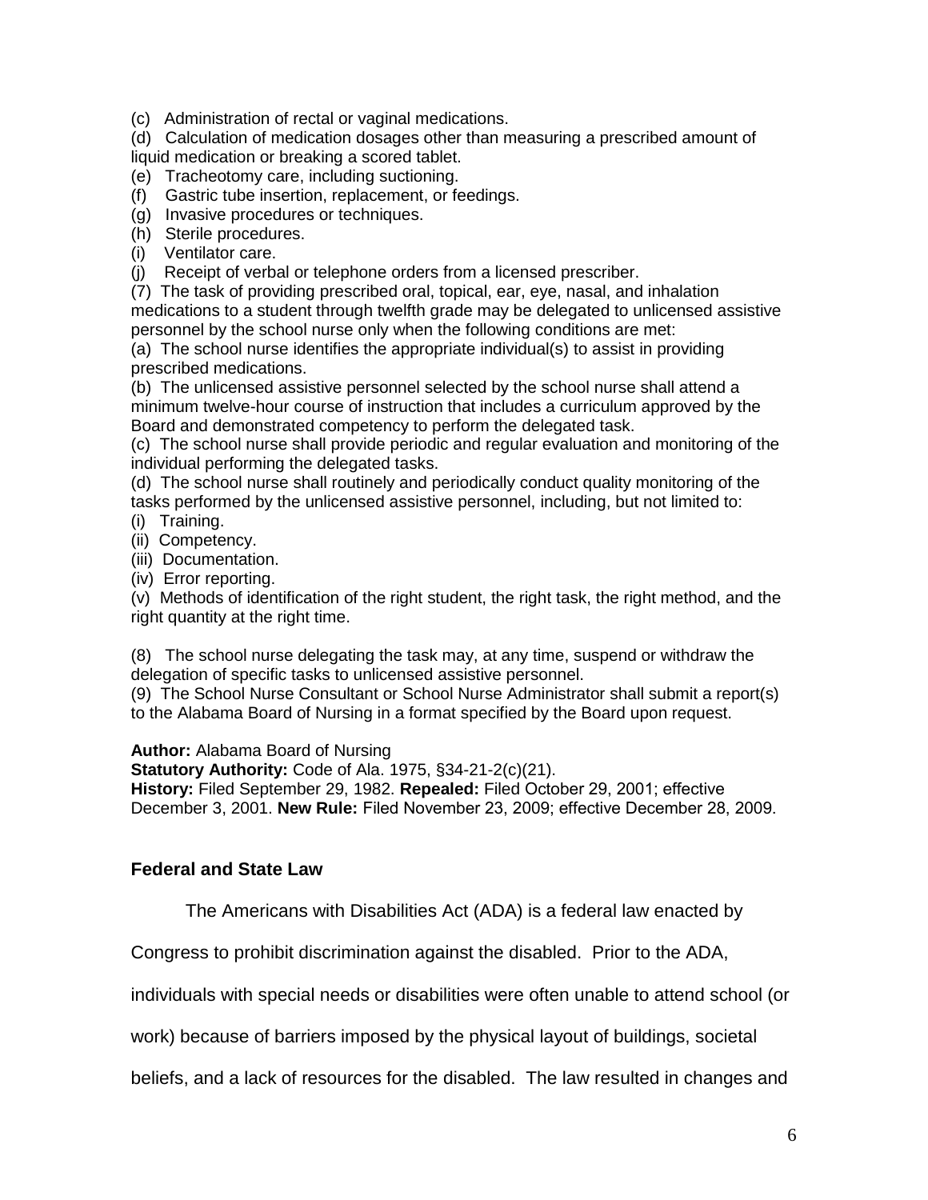(c) Administration of rectal or vaginal medications.
(d) Calculation of medication dosages other than measuring a prescribed amount of liquid medication or breaking a scored tablet.
(e) Tracheotomy care, including suctioning.
(f) Gastric tube insertion, replacement, or feedings.
(g) Invasive procedures or techniques.
(h) Sterile procedures.
(i) Ventilator care.
(j) Receipt of verbal or telephone orders from a licensed prescriber.

(7) The task of providing prescribed oral, topical, ear, eye, nasal, and inhalation medications to a student through twelfth grade may be delegated to unlicensed assistive personnel by the school nurse only when the following conditions are met:
(a) The school nurse identifies the appropriate individual(s) to assist in providing prescribed medications.
(b) The unlicensed assistive personnel selected by the school nurse shall attend a minimum twelve-hour course of instruction that includes a curriculum approved by the Board and demonstrated competency to perform the delegated task.
(c) The school nurse shall provide periodic and regular evaluation and monitoring of the individual performing the delegated tasks.
(d) The school nurse shall routinely and periodically conduct quality monitoring of the tasks performed by the unlicensed assistive personnel, including, but not limited to:
(i) Training.
(ii) Competency.
(iii) Documentation.
(iv) Error reporting.
(v) Methods of identification of the right student, the right task, the right method, and the right quantity at the right time.

(8) The school nurse delegating the task may, at any time, suspend or withdraw the delegation of specific tasks to unlicensed assistive personnel.
(9) The School Nurse Consultant or School Nurse Administrator shall submit a report(s) to the Alabama Board of Nursing in a format specified by the Board upon request.

**Author:** Alabama Board of Nursing
**Statutory Authority:** Code of Ala. 1975, §34-21-2(c)(21).
**History:** Filed September 29, 1982. **Repealed:** Filed October 29, 2001; effective December 3, 2001. **New Rule:** Filed November 23, 2009; effective December 28, 2009.

## Federal and State Law

The Americans with Disabilities Act (ADA) is a federal law enacted by Congress to prohibit discrimination against the disabled. Prior to the ADA, individuals with special needs or disabilities were often unable to attend school (or work) because of barriers imposed by the physical layout of buildings, societal beliefs, and a lack of resources for the disabled. The law resulted in changes and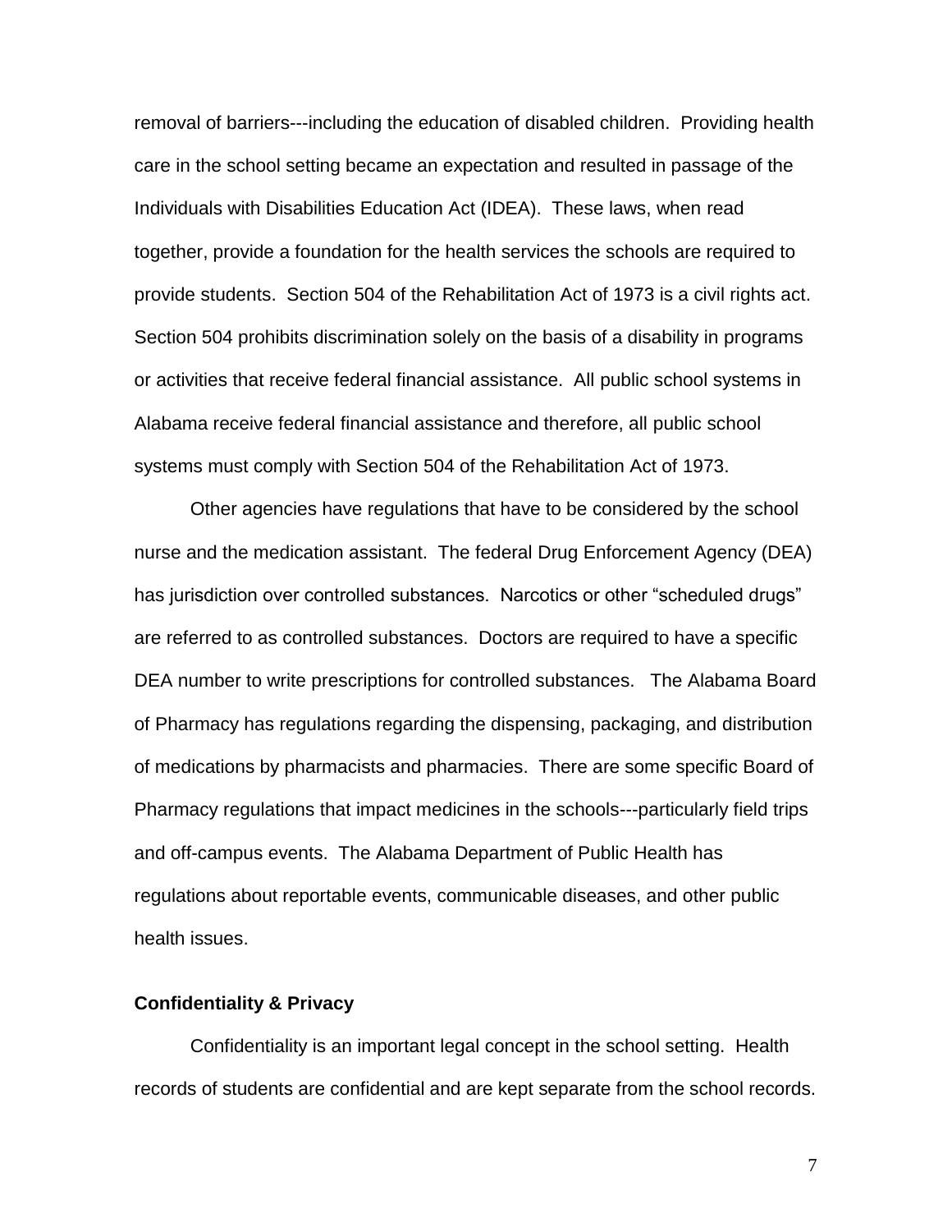removal of barriers---including the education of disabled children. Providing health care in the school setting became an expectation and resulted in passage of the Individuals with Disabilities Education Act (IDEA). These laws, when read together, provide a foundation for the health services the schools are required to provide students. Section 504 of the Rehabilitation Act of 1973 is a civil rights act. Section 504 prohibits discrimination solely on the basis of a disability in programs or activities that receive federal financial assistance. All public school systems in Alabama receive federal financial assistance and therefore, all public school systems must comply with Section 504 of the Rehabilitation Act of 1973.

Other agencies have regulations that have to be considered by the school nurse and the medication assistant. The federal Drug Enforcement Agency (DEA) has jurisdiction over controlled substances. Narcotics or other "scheduled drugs" are referred to as controlled substances. Doctors are required to have a specific DEA number to write prescriptions for controlled substances. The Alabama Board of Pharmacy has regulations regarding the dispensing, packaging, and distribution of medications by pharmacists and pharmacies. There are some specific Board of Pharmacy regulations that impact medicines in the schools---particularly field trips and off-campus events. The Alabama Department of Public Health has regulations about reportable events, communicable diseases, and other public health issues.

**Confidentiality & Privacy**

Confidentiality is an important legal concept in the school setting. Health records of students are confidential and are kept separate from the school records.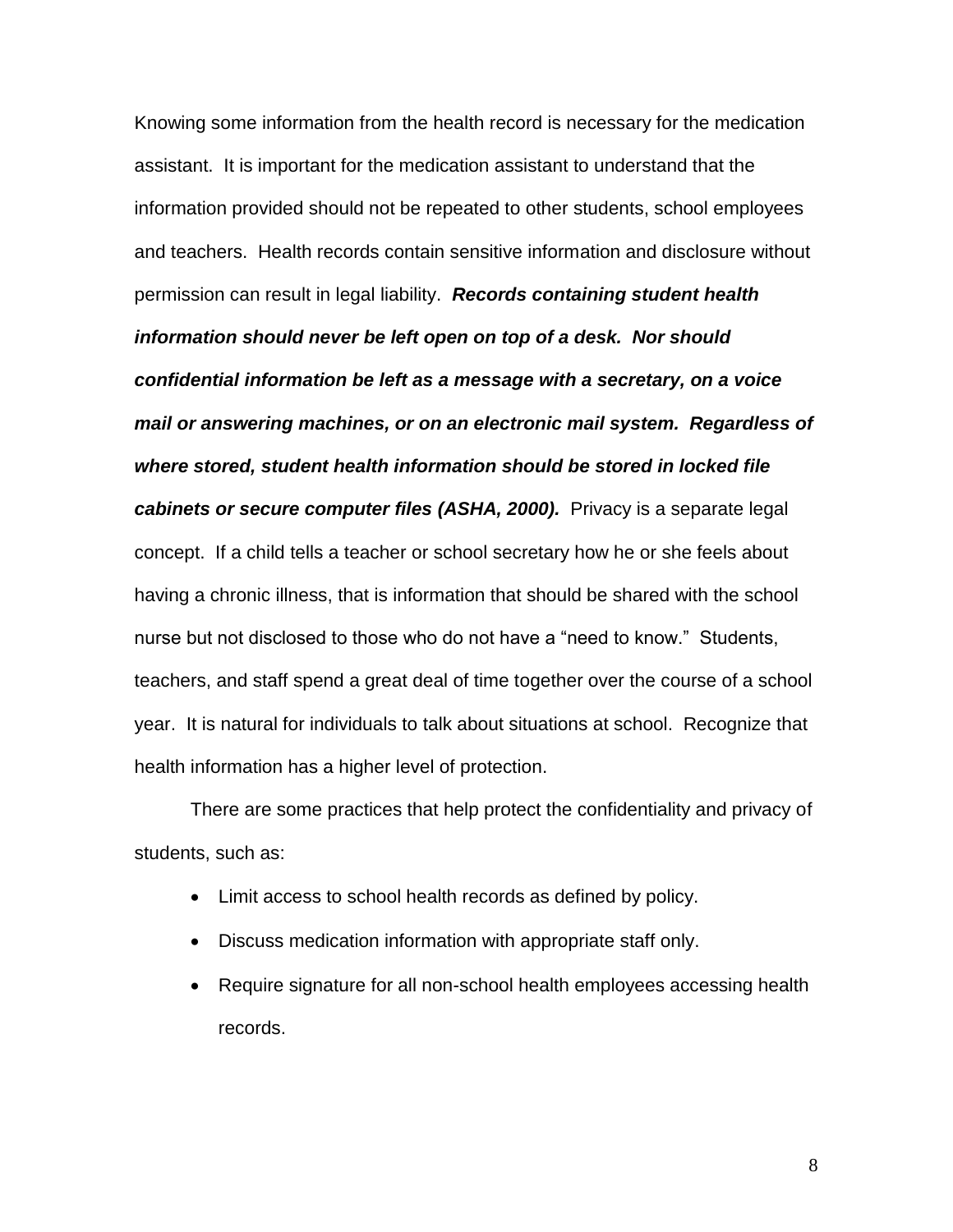Knowing some information from the health record is necessary for the medication assistant. It is important for the medication assistant to understand that the information provided should not be repeated to other students, school employees and teachers. Health records contain sensitive information and disclosure without permission can result in legal liability. ***Records containing student health information should never be left open on top of a desk. Nor should confidential information be left as a message with a secretary, on a voice mail or answering machines, or on an electronic mail system. Regardless of where stored, student health information should be stored in locked file cabinets or secure computer files (ASHA, 2000).*** Privacy is a separate legal concept. If a child tells a teacher or school secretary how he or she feels about having a chronic illness, that is information that should be shared with the school nurse but not disclosed to those who do not have a "need to know." Students, teachers, and staff spend a great deal of time together over the course of a school year. It is natural for individuals to talk about situations at school. Recognize that health information has a higher level of protection.

There are some practices that help protect the confidentiality and privacy of students, such as:

- Limit access to school health records as defined by policy.
- Discuss medication information with appropriate staff only.
- Require signature for all non-school health employees accessing health records.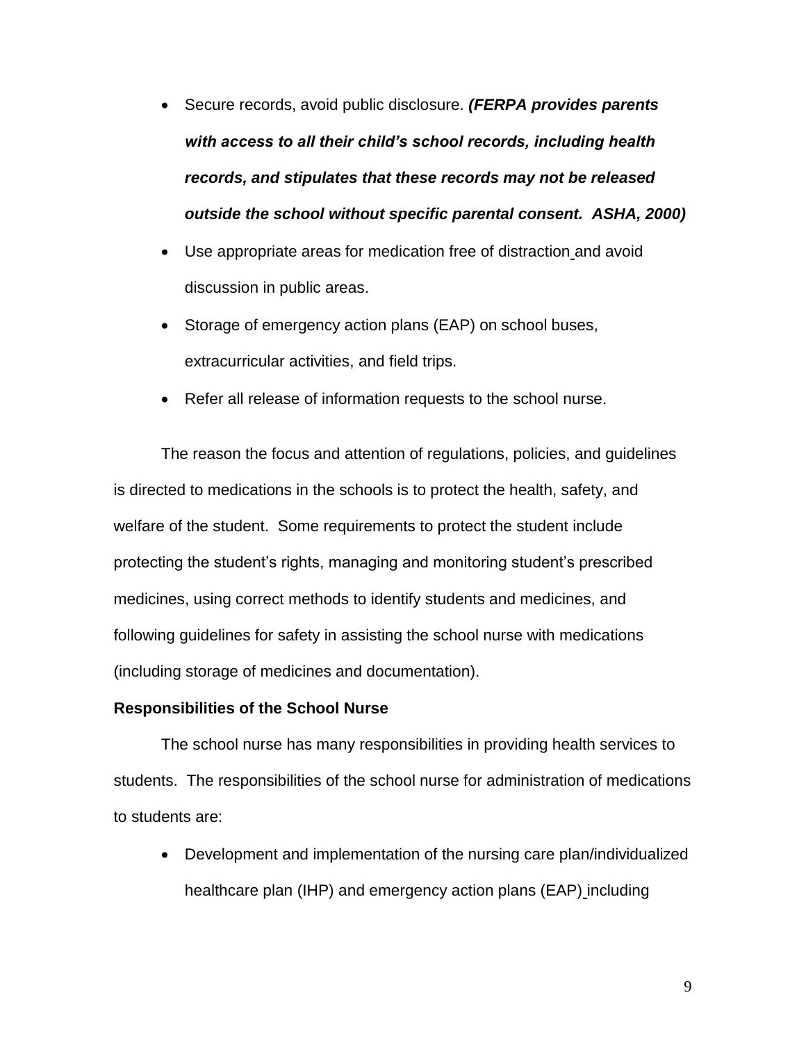- Secure records, avoid public disclosure. ***(FERPA provides parents with access to all their child's school records, including health records, and stipulates that these records may not be released outside the school without specific parental consent. ASHA, 2000)***
- Use appropriate areas for medication free of distraction and avoid discussion in public areas.
- Storage of emergency action plans (EAP) on school buses, extracurricular activities, and field trips.
- Refer all release of information requests to the school nurse.

The reason the focus and attention of regulations, policies, and guidelines is directed to medications in the schools is to protect the health, safety, and welfare of the student. Some requirements to protect the student include protecting the student's rights, managing and monitoring student's prescribed medicines, using correct methods to identify students and medicines, and following guidelines for safety in assisting the school nurse with medications (including storage of medicines and documentation).

**Responsibilities of the School Nurse**

The school nurse has many responsibilities in providing health services to students. The responsibilities of the school nurse for administration of medications to students are:

- Development and implementation of the nursing care plan/individualized healthcare plan (IHP) and emergency action plans (EAP) including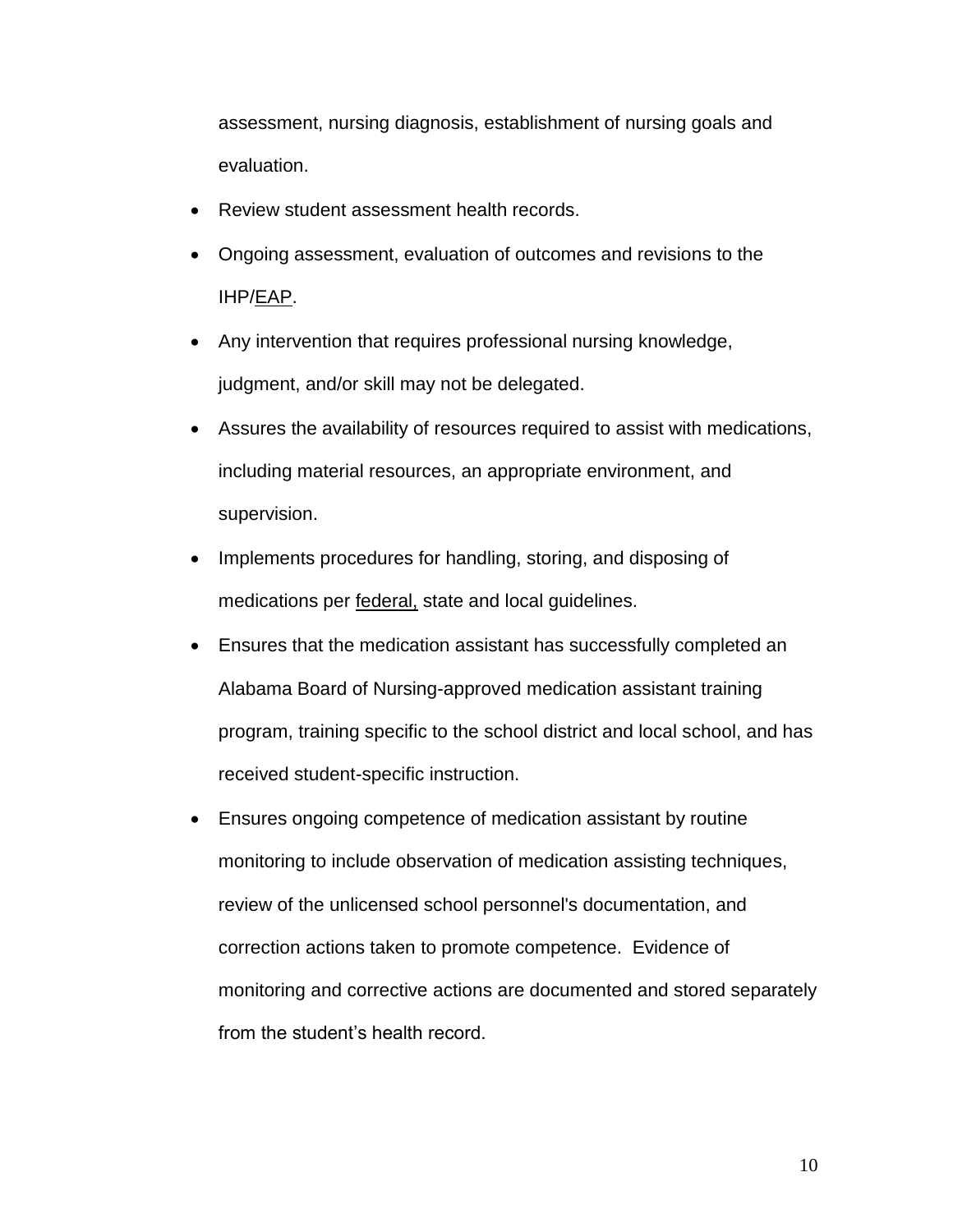assessment, nursing diagnosis, establishment of nursing goals and evaluation.

- Review student assessment health records.
- Ongoing assessment, evaluation of outcomes and revisions to the IHP/EAP.
- Any intervention that requires professional nursing knowledge, judgment, and/or skill may not be delegated.
- Assures the availability of resources required to assist with medications, including material resources, an appropriate environment, and supervision.
- Implements procedures for handling, storing, and disposing of medications per federal, state and local guidelines.
- Ensures that the medication assistant has successfully completed an Alabama Board of Nursing-approved medication assistant training program, training specific to the school district and local school, and has received student-specific instruction.
- Ensures ongoing competence of medication assistant by routine monitoring to include observation of medication assisting techniques, review of the unlicensed school personnel's documentation, and correction actions taken to promote competence. Evidence of monitoring and corrective actions are documented and stored separately from the student's health record.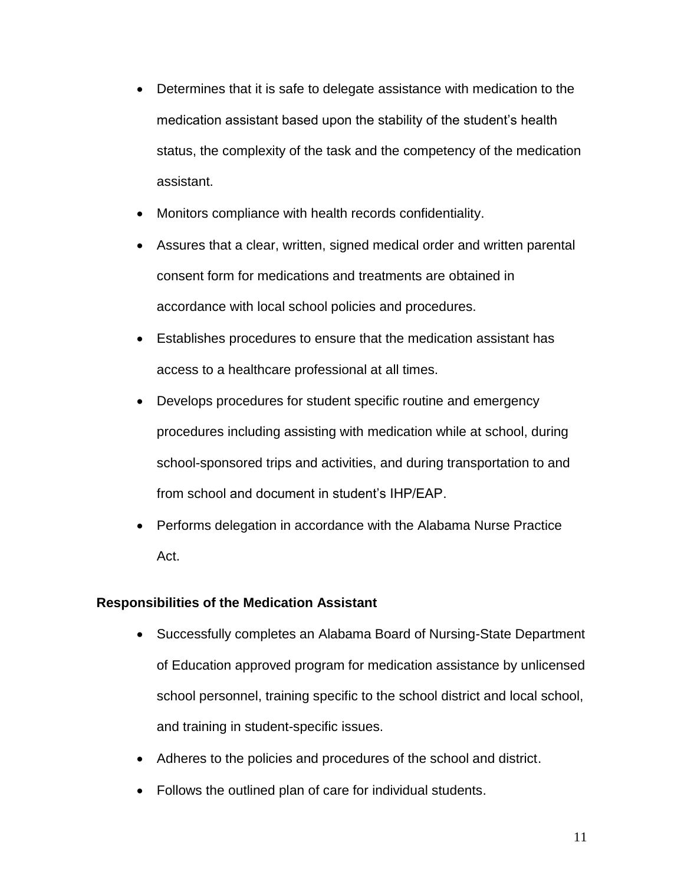- Determines that it is safe to delegate assistance with medication to the medication assistant based upon the stability of the student's health status, the complexity of the task and the competency of the medication assistant.
- Monitors compliance with health records confidentiality.
- Assures that a clear, written, signed medical order and written parental consent form for medications and treatments are obtained in accordance with local school policies and procedures.
- Establishes procedures to ensure that the medication assistant has access to a healthcare professional at all times.
- Develops procedures for student specific routine and emergency procedures including assisting with medication while at school, during school-sponsored trips and activities, and during transportation to and from school and document in student's IHP/EAP.
- Performs delegation in accordance with the Alabama Nurse Practice Act.

**Responsibilities of the Medication Assistant**

- Successfully completes an Alabama Board of Nursing-State Department of Education approved program for medication assistance by unlicensed school personnel, training specific to the school district and local school, and training in student-specific issues.
- Adheres to the policies and procedures of the school and district.
- Follows the outlined plan of care for individual students.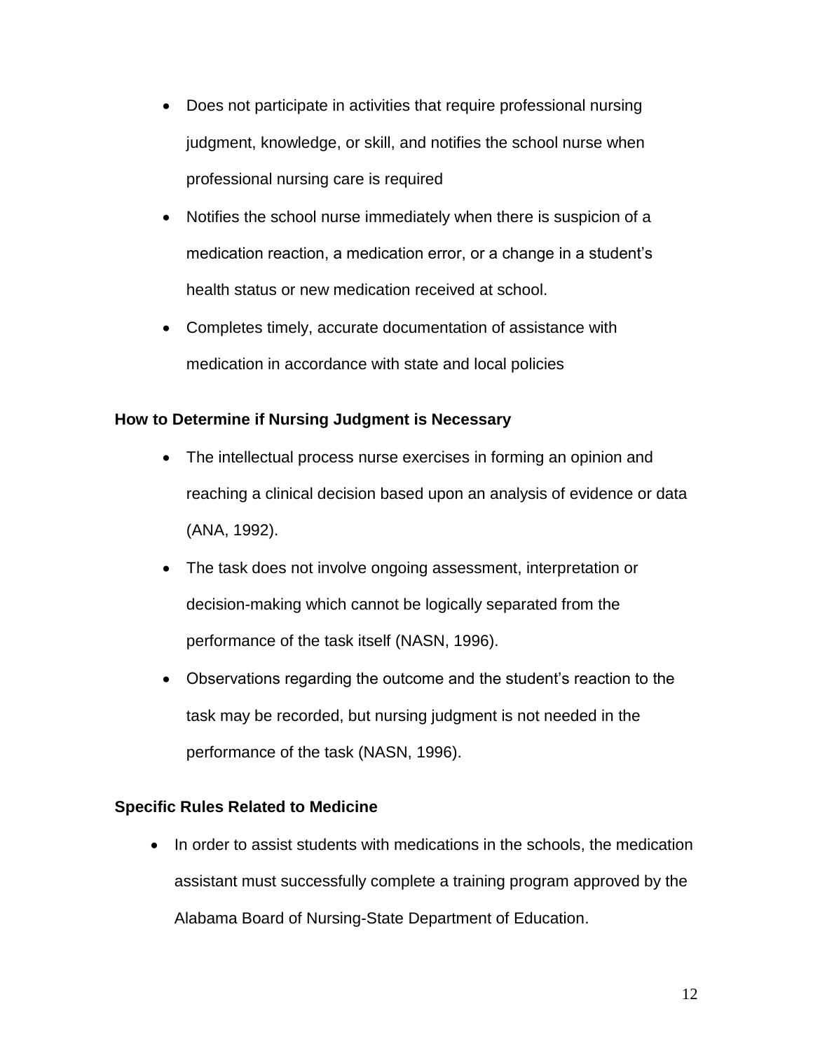- Does not participate in activities that require professional nursing judgment, knowledge, or skill, and notifies the school nurse when professional nursing care is required
- Notifies the school nurse immediately when there is suspicion of a medication reaction, a medication error, or a change in a student's health status or new medication received at school.
- Completes timely, accurate documentation of assistance with medication in accordance with state and local policies

**How to Determine if Nursing Judgment is Necessary**

- The intellectual process nurse exercises in forming an opinion and reaching a clinical decision based upon an analysis of evidence or data (ANA, 1992).
- The task does not involve ongoing assessment, interpretation or decision-making which cannot be logically separated from the performance of the task itself (NASN, 1996).
- Observations regarding the outcome and the student's reaction to the task may be recorded, but nursing judgment is not needed in the performance of the task (NASN, 1996).

**Specific Rules Related to Medicine**

- In order to assist students with medications in the schools, the medication assistant must successfully complete a training program approved by the Alabama Board of Nursing-State Department of Education.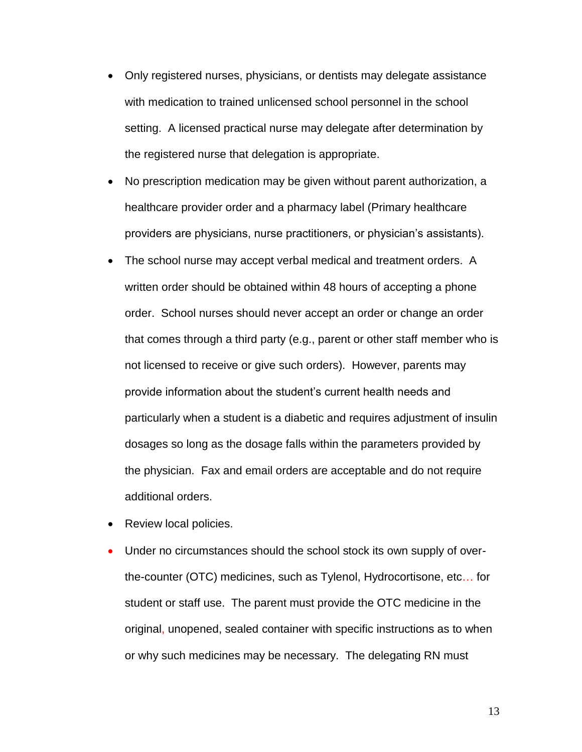- Only registered nurses, physicians, or dentists may delegate assistance with medication to trained unlicensed school personnel in the school setting. A licensed practical nurse may delegate after determination by the registered nurse that delegation is appropriate.
- No prescription medication may be given without parent authorization, a healthcare provider order and a pharmacy label (Primary healthcare providers are physicians, nurse practitioners, or physician's assistants).
- The school nurse may accept verbal medical and treatment orders. A written order should be obtained within 48 hours of accepting a phone order. School nurses should never accept an order or change an order that comes through a third party (e.g., parent or other staff member who is not licensed to receive or give such orders). However, parents may provide information about the student's current health needs and particularly when a student is a diabetic and requires adjustment of insulin dosages so long as the dosage falls within the parameters provided by the physician. Fax and email orders are acceptable and do not require additional orders.
- Review local policies.
- Under no circumstances should the school stock its own supply of over-the-counter (OTC) medicines, such as Tylenol, Hydrocortisone, etc… for student or staff use. The parent must provide the OTC medicine in the original, unopened, sealed container with specific instructions as to when or why such medicines may be necessary. The delegating RN must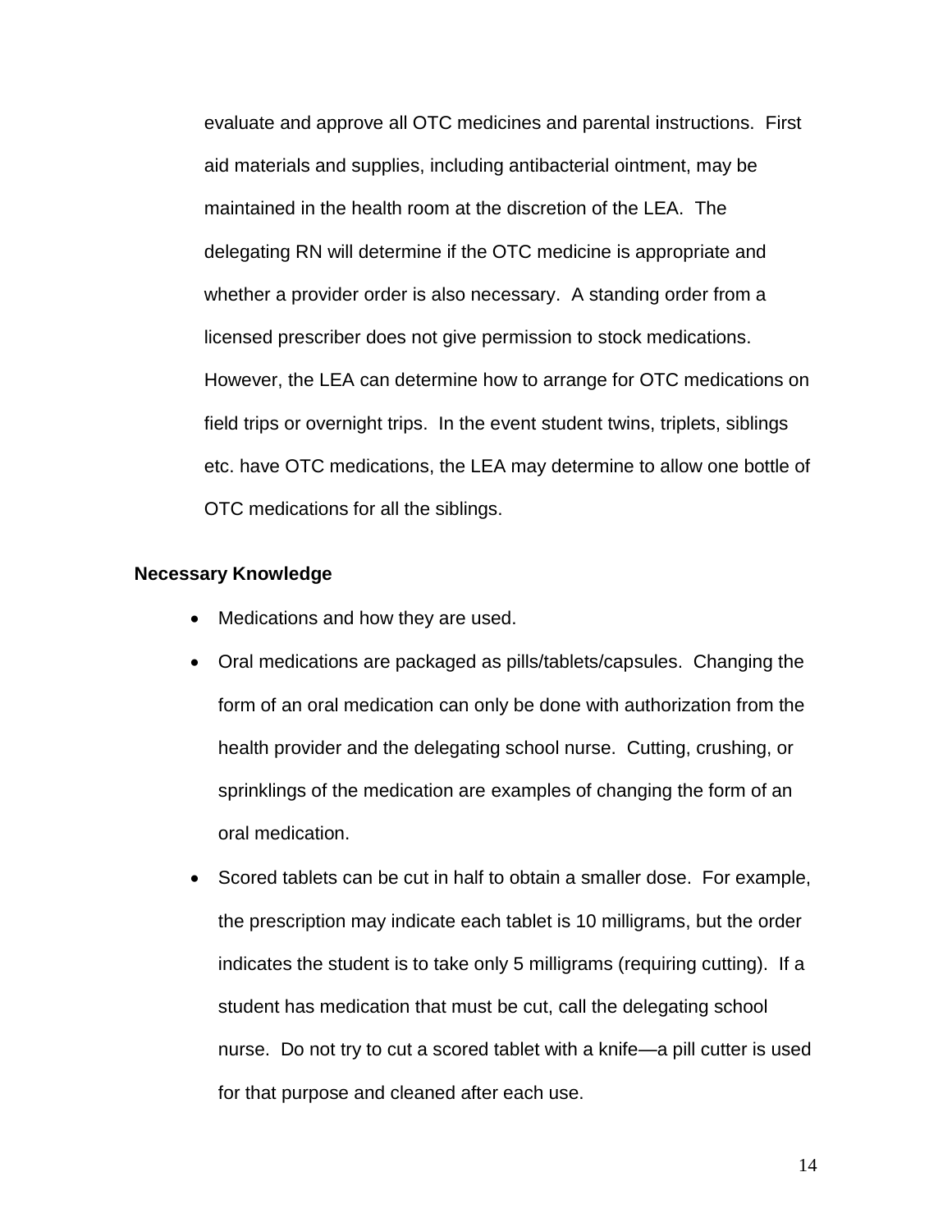evaluate and approve all OTC medicines and parental instructions. First aid materials and supplies, including antibacterial ointment, may be maintained in the health room at the discretion of the LEA. The delegating RN will determine if the OTC medicine is appropriate and whether a provider order is also necessary. A standing order from a licensed prescriber does not give permission to stock medications. However, the LEA can determine how to arrange for OTC medications on field trips or overnight trips. In the event student twins, triplets, siblings etc. have OTC medications, the LEA may determine to allow one bottle of OTC medications for all the siblings.

**Necessary Knowledge**

- Medications and how they are used.
- Oral medications are packaged as pills/tablets/capsules. Changing the form of an oral medication can only be done with authorization from the health provider and the delegating school nurse. Cutting, crushing, or sprinklings of the medication are examples of changing the form of an oral medication.
- Scored tablets can be cut in half to obtain a smaller dose. For example, the prescription may indicate each tablet is 10 milligrams, but the order indicates the student is to take only 5 milligrams (requiring cutting). If a student has medication that must be cut, call the delegating school nurse. Do not try to cut a scored tablet with a knife—a pill cutter is used for that purpose and cleaned after each use.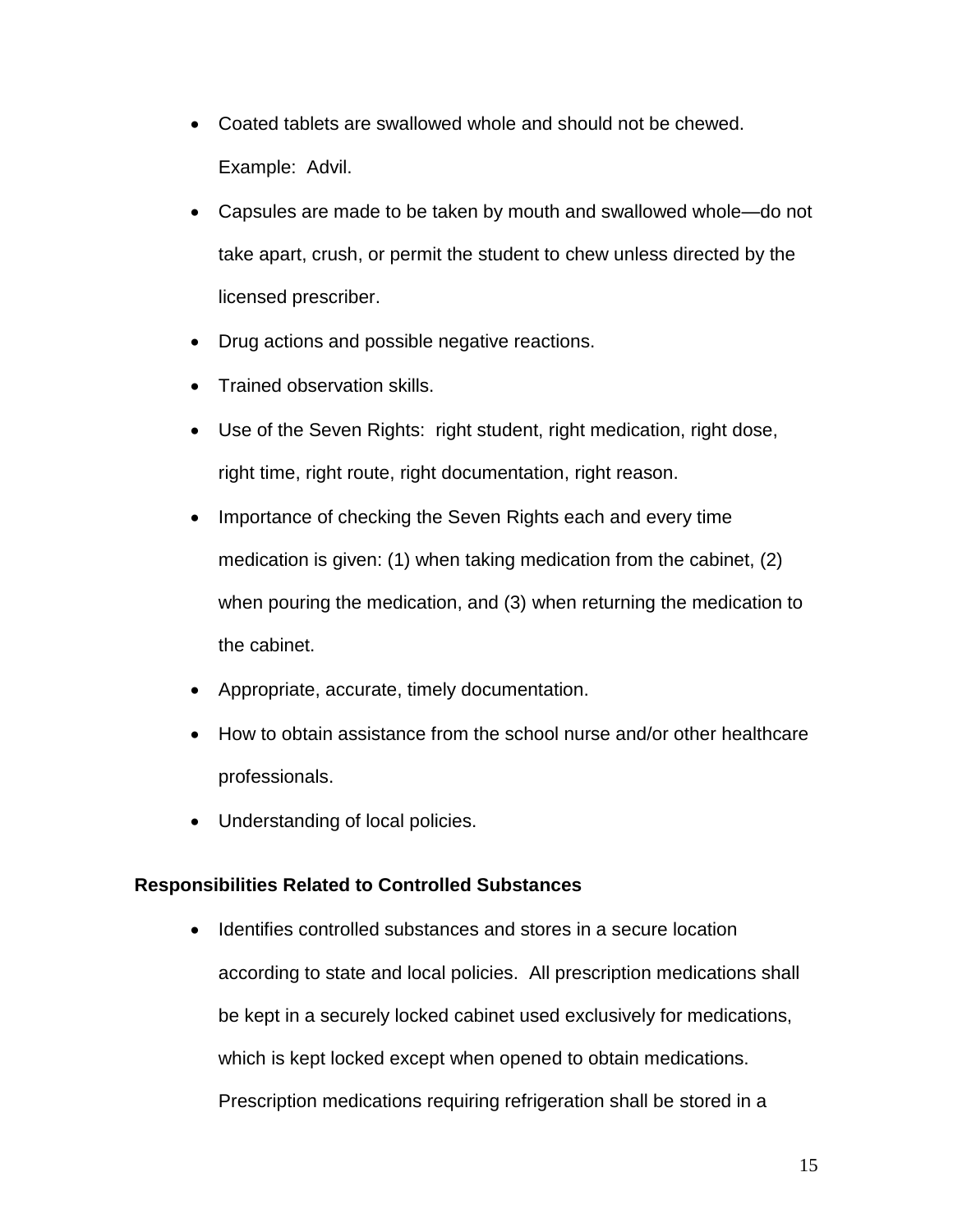- Coated tablets are swallowed whole and should not be chewed. Example: Advil.
- Capsules are made to be taken by mouth and swallowed whole—do not take apart, crush, or permit the student to chew unless directed by the licensed prescriber.
- Drug actions and possible negative reactions.
- Trained observation skills.
- Use of the Seven Rights: right student, right medication, right dose, right time, right route, right documentation, right reason.
- Importance of checking the Seven Rights each and every time medication is given: (1) when taking medication from the cabinet, (2) when pouring the medication, and (3) when returning the medication to the cabinet.
- Appropriate, accurate, timely documentation.
- How to obtain assistance from the school nurse and/or other healthcare professionals.
- Understanding of local policies.

**Responsibilities Related to Controlled Substances**

- Identifies controlled substances and stores in a secure location according to state and local policies. All prescription medications shall be kept in a securely locked cabinet used exclusively for medications, which is kept locked except when opened to obtain medications. Prescription medications requiring refrigeration shall be stored in a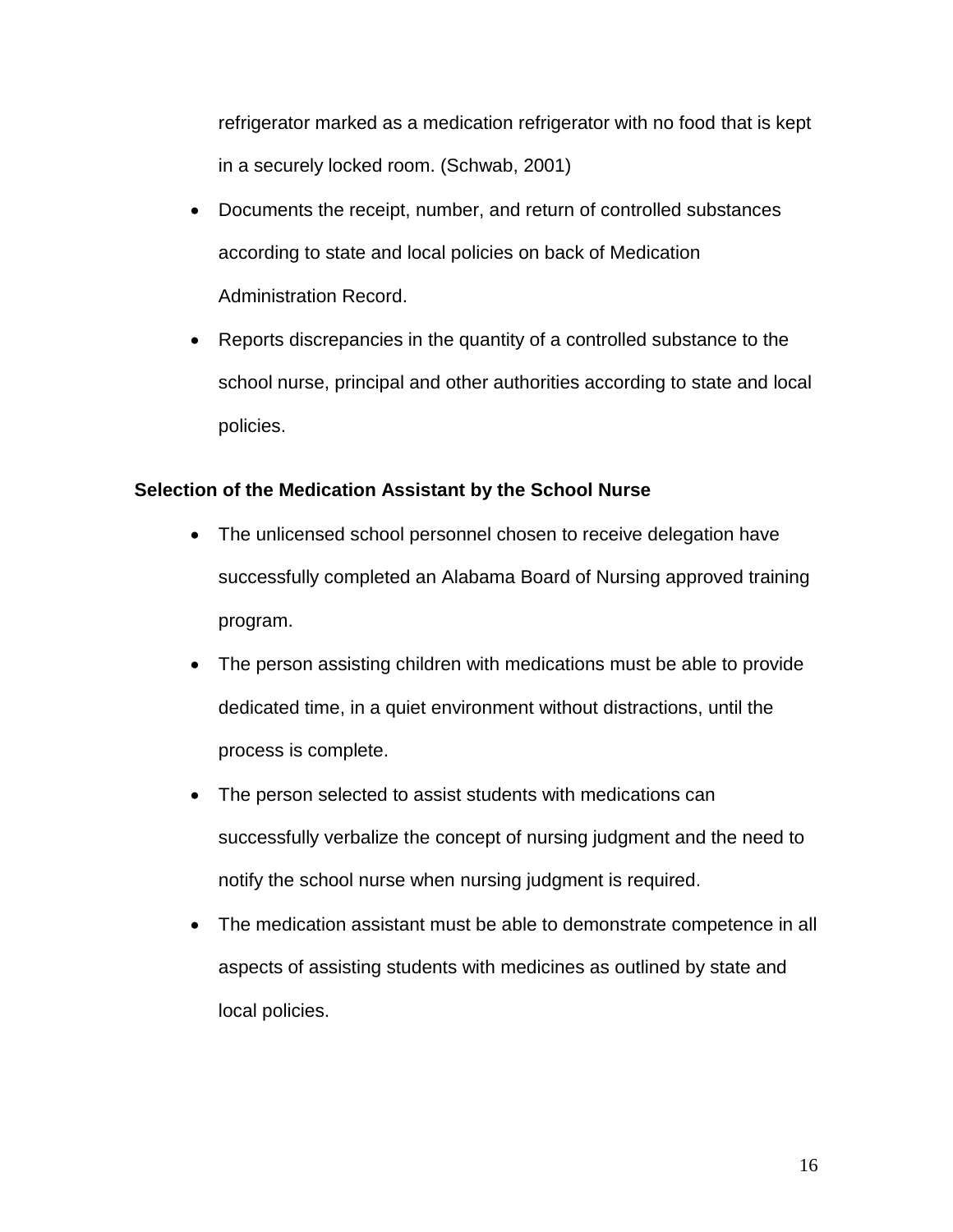refrigerator marked as a medication refrigerator with no food that is kept in a securely locked room. (Schwab, 2001)

- Documents the receipt, number, and return of controlled substances according to state and local policies on back of Medication Administration Record.
- Reports discrepancies in the quantity of a controlled substance to the school nurse, principal and other authorities according to state and local policies.

**Selection of the Medication Assistant by the School Nurse**

- The unlicensed school personnel chosen to receive delegation have successfully completed an Alabama Board of Nursing approved training program.
- The person assisting children with medications must be able to provide dedicated time, in a quiet environment without distractions, until the process is complete.
- The person selected to assist students with medications can successfully verbalize the concept of nursing judgment and the need to notify the school nurse when nursing judgment is required.
- The medication assistant must be able to demonstrate competence in all aspects of assisting students with medicines as outlined by state and local policies.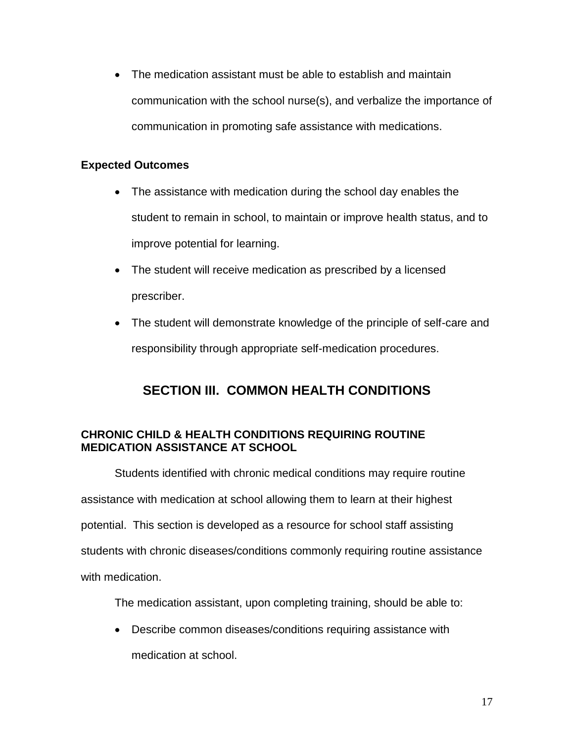- The medication assistant must be able to establish and maintain communication with the school nurse(s), and verbalize the importance of communication in promoting safe assistance with medications.

**Expected Outcomes**

- The assistance with medication during the school day enables the student to remain in school, to maintain or improve health status, and to improve potential for learning.
- The student will receive medication as prescribed by a licensed prescriber.
- The student will demonstrate knowledge of the principle of self-care and responsibility through appropriate self-medication procedures.

## SECTION III. COMMON HEALTH CONDITIONS

### CHRONIC CHILD & HEALTH CONDITIONS REQUIRING ROUTINE MEDICATION ASSISTANCE AT SCHOOL

Students identified with chronic medical conditions may require routine assistance with medication at school allowing them to learn at their highest potential. This section is developed as a resource for school staff assisting students with chronic diseases/conditions commonly requiring routine assistance with medication.

The medication assistant, upon completing training, should be able to:

- Describe common diseases/conditions requiring assistance with medication at school.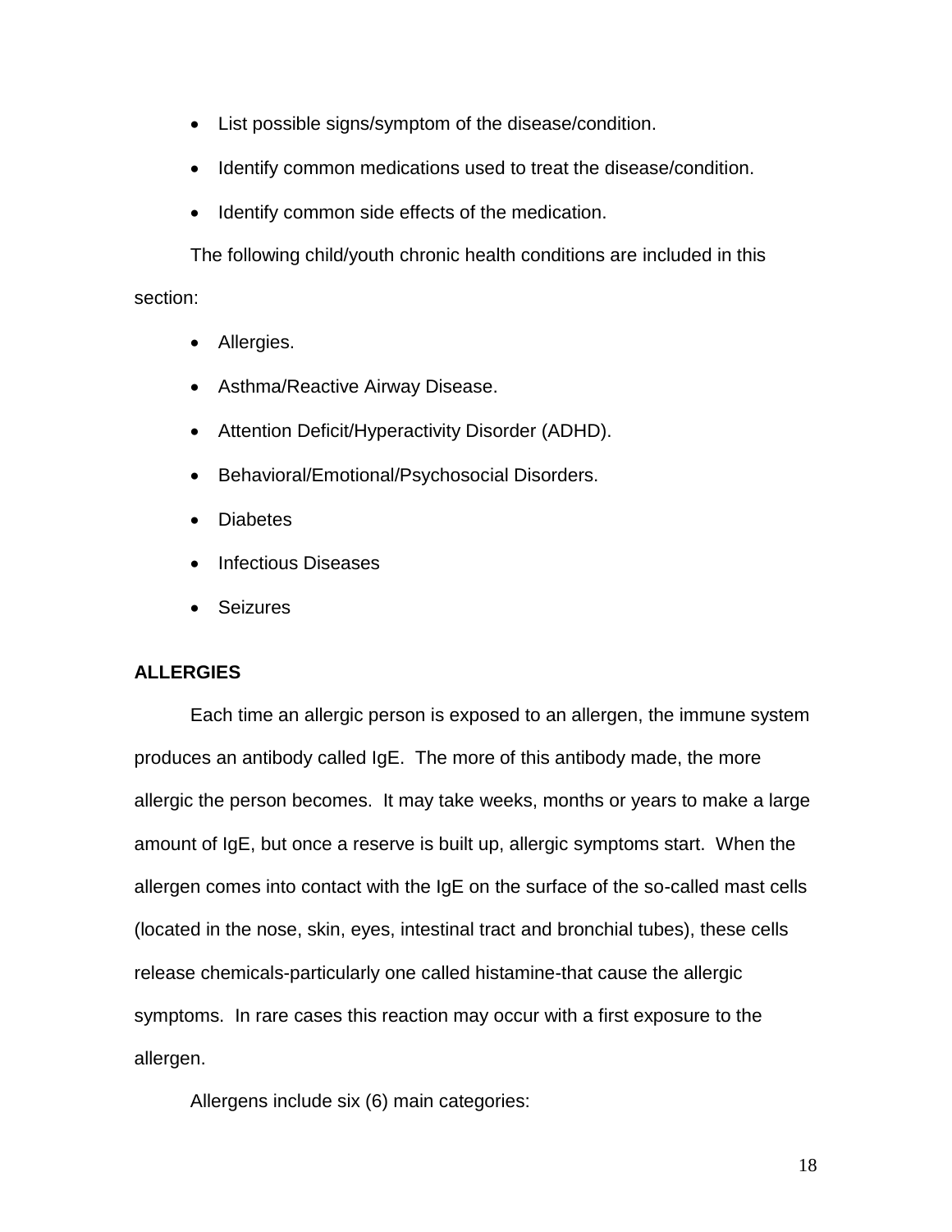- List possible signs/symptom of the disease/condition.
- Identify common medications used to treat the disease/condition.
- Identify common side effects of the medication.

The following child/youth chronic health conditions are included in this section:

- Allergies.
- Asthma/Reactive Airway Disease.
- Attention Deficit/Hyperactivity Disorder (ADHD).
- Behavioral/Emotional/Psychosocial Disorders.
- Diabetes
- Infectious Diseases
- Seizures

**ALLERGIES**

Each time an allergic person is exposed to an allergen, the immune system produces an antibody called IgE. The more of this antibody made, the more allergic the person becomes. It may take weeks, months or years to make a large amount of IgE, but once a reserve is built up, allergic symptoms start. When the allergen comes into contact with the IgE on the surface of the so-called mast cells (located in the nose, skin, eyes, intestinal tract and bronchial tubes), these cells release chemicals-particularly one called histamine-that cause the allergic symptoms. In rare cases this reaction may occur with a first exposure to the allergen.

Allergens include six (6) main categories: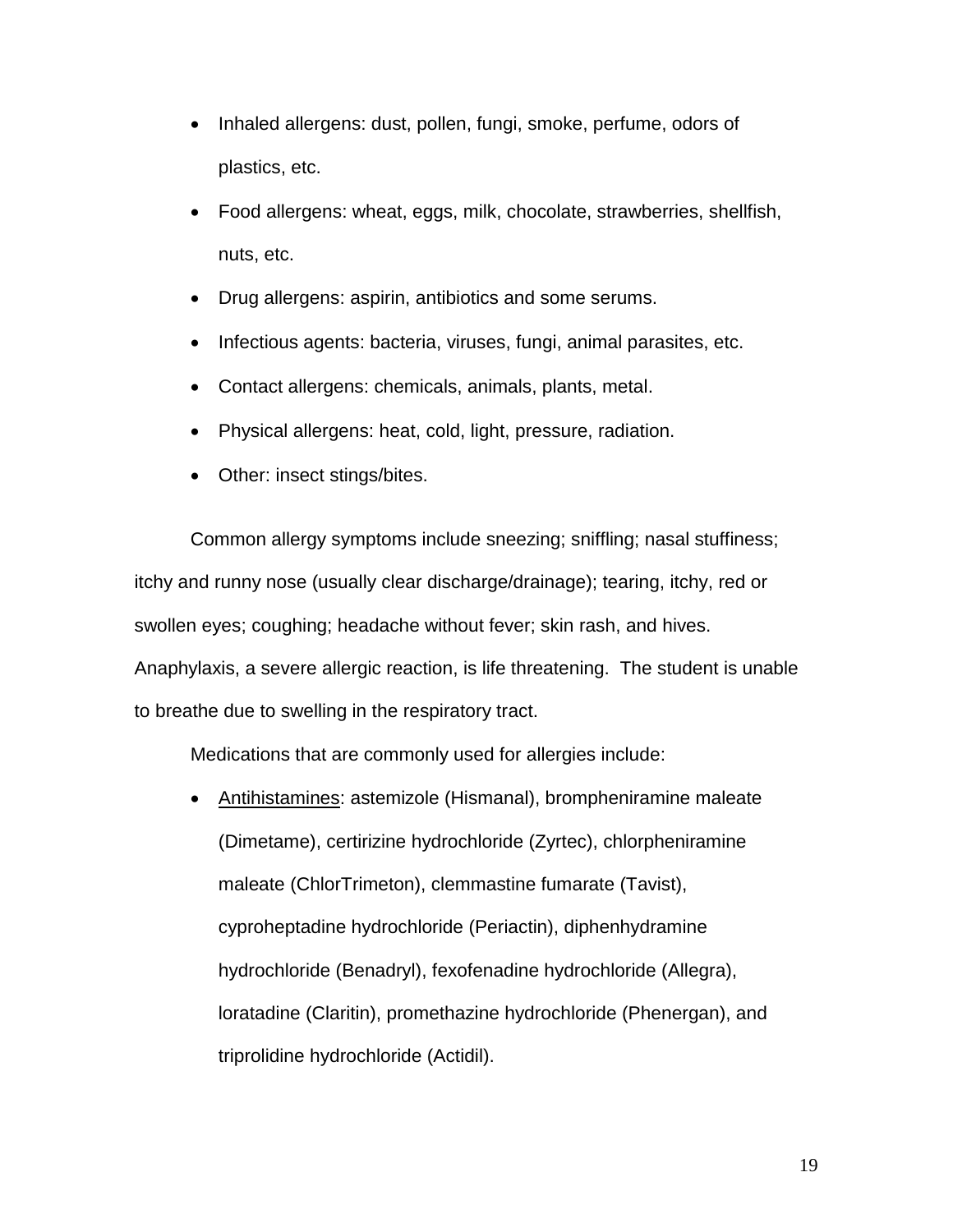- Inhaled allergens: dust, pollen, fungi, smoke, perfume, odors of plastics, etc.
- Food allergens: wheat, eggs, milk, chocolate, strawberries, shellfish, nuts, etc.
- Drug allergens: aspirin, antibiotics and some serums.
- Infectious agents: bacteria, viruses, fungi, animal parasites, etc.
- Contact allergens: chemicals, animals, plants, metal.
- Physical allergens: heat, cold, light, pressure, radiation.
- Other: insect stings/bites.

Common allergy symptoms include sneezing; sniffling; nasal stuffiness; itchy and runny nose (usually clear discharge/drainage); tearing, itchy, red or swollen eyes; coughing; headache without fever; skin rash, and hives. Anaphylaxis, a severe allergic reaction, is life threatening. The student is unable to breathe due to swelling in the respiratory tract.

Medications that are commonly used for allergies include:

- <u>Antihistamines</u>: astemizole (Hismanal), brompheniramine maleate (Dimetame), certirizine hydrochloride (Zyrtec), chlorpheniramine maleate (ChlorTrimeton), clemmastine fumarate (Tavist), cyproheptadine hydrochloride (Periactin), diphenhydramine hydrochloride (Benadryl), fexofenadine hydrochloride (Allegra), loratadine (Claritin), promethazine hydrochloride (Phenergan), and triprolidine hydrochloride (Actidil).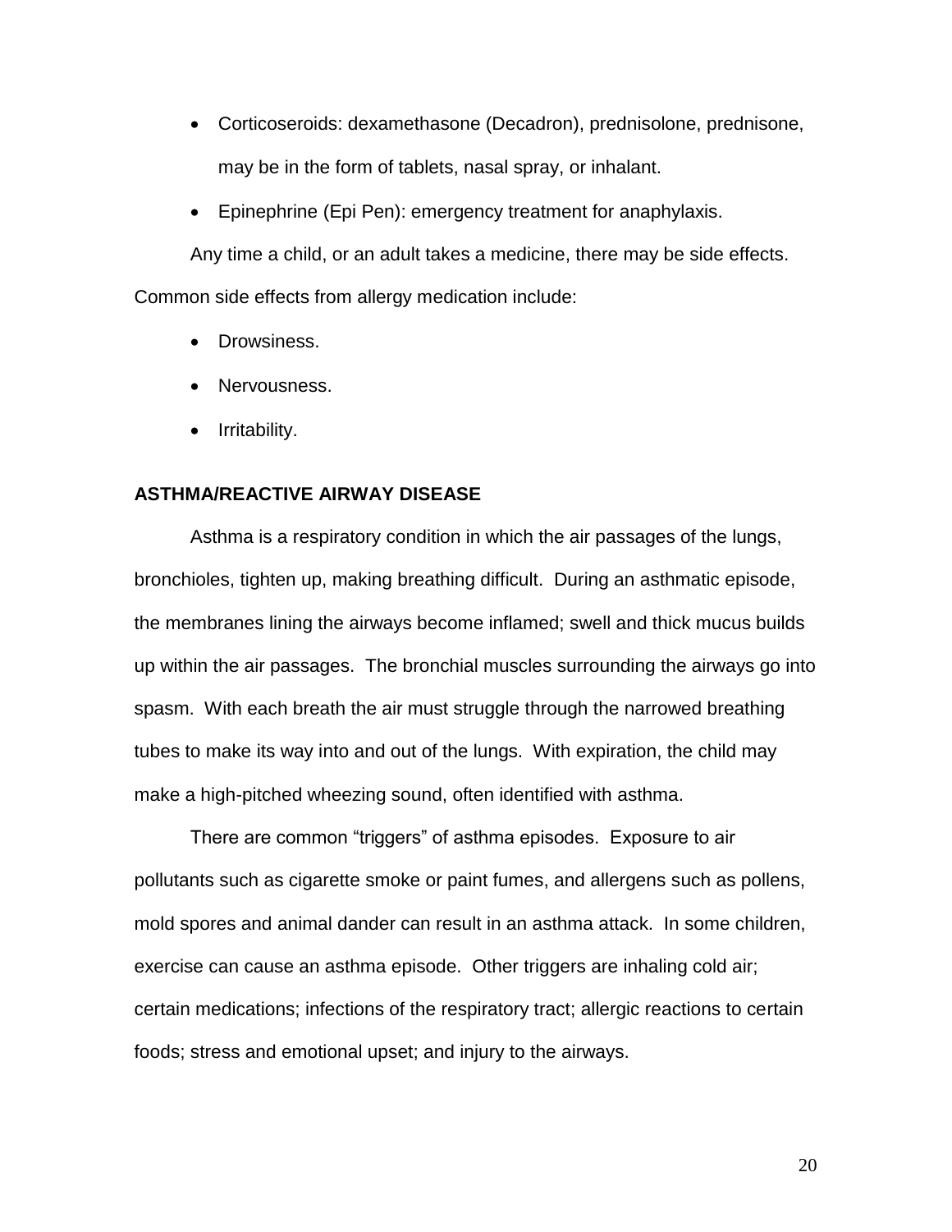- Corticoseroids: dexamethasone (Decadron), prednisolone, prednisone, may be in the form of tablets, nasal spray, or inhalant.
- Epinephrine (Epi Pen): emergency treatment for anaphylaxis.

Any time a child, or an adult takes a medicine, there may be side effects. Common side effects from allergy medication include:

- Drowsiness.
- Nervousness.
- Irritability.

**ASTHMA/REACTIVE AIRWAY DISEASE**

Asthma is a respiratory condition in which the air passages of the lungs, bronchioles, tighten up, making breathing difficult. During an asthmatic episode, the membranes lining the airways become inflamed; swell and thick mucus builds up within the air passages. The bronchial muscles surrounding the airways go into spasm. With each breath the air must struggle through the narrowed breathing tubes to make its way into and out of the lungs. With expiration, the child may make a high-pitched wheezing sound, often identified with asthma.

There are common "triggers" of asthma episodes. Exposure to air pollutants such as cigarette smoke or paint fumes, and allergens such as pollens, mold spores and animal dander can result in an asthma attack. In some children, exercise can cause an asthma episode. Other triggers are inhaling cold air; certain medications; infections of the respiratory tract; allergic reactions to certain foods; stress and emotional upset; and injury to the airways.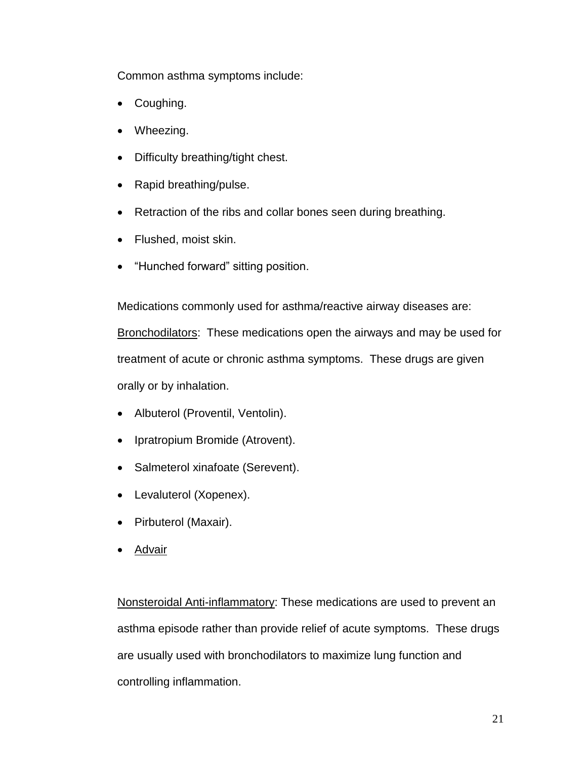Common asthma symptoms include:

- Coughing.
- Wheezing.
- Difficulty breathing/tight chest.
- Rapid breathing/pulse.
- Retraction of the ribs and collar bones seen during breathing.
- Flushed, moist skin.
- "Hunched forward" sitting position.

Medications commonly used for asthma/reactive airway diseases are:

<u>Bronchodilators</u>: These medications open the airways and may be used for treatment of acute or chronic asthma symptoms. These drugs are given orally or by inhalation.

- Albuterol (Proventil, Ventolin).
- Ipratropium Bromide (Atrovent).
- Salmeterol xinafoate (Serevent).
- Levaluterol (Xopenex).
- Pirbuterol (Maxair).
- <u>Advair</u>

<u>Nonsteroidal Anti-inflammatory</u>: These medications are used to prevent an asthma episode rather than provide relief of acute symptoms. These drugs are usually used with bronchodilators to maximize lung function and controlling inflammation.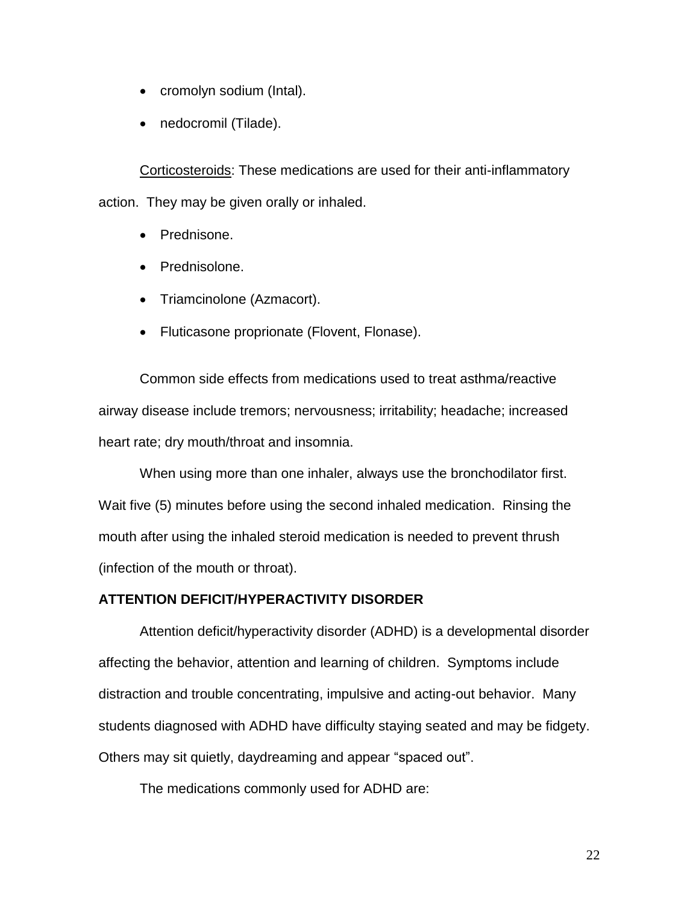- cromolyn sodium (Intal).
- nedocromil (Tilade).

Corticosteroids: These medications are used for their anti-inflammatory action. They may be given orally or inhaled.

- Prednisone.
- Prednisolone.
- Triamcinolone (Azmacort).
- Fluticasone proprionate (Flovent, Flonase).

Common side effects from medications used to treat asthma/reactive airway disease include tremors; nervousness; irritability; headache; increased heart rate; dry mouth/throat and insomnia.

When using more than one inhaler, always use the bronchodilator first. Wait five (5) minutes before using the second inhaled medication. Rinsing the mouth after using the inhaled steroid medication is needed to prevent thrush (infection of the mouth or throat).

**ATTENTION DEFICIT/HYPERACTIVITY DISORDER**

Attention deficit/hyperactivity disorder (ADHD) is a developmental disorder affecting the behavior, attention and learning of children. Symptoms include distraction and trouble concentrating, impulsive and acting-out behavior. Many students diagnosed with ADHD have difficulty staying seated and may be fidgety. Others may sit quietly, daydreaming and appear "spaced out".

The medications commonly used for ADHD are: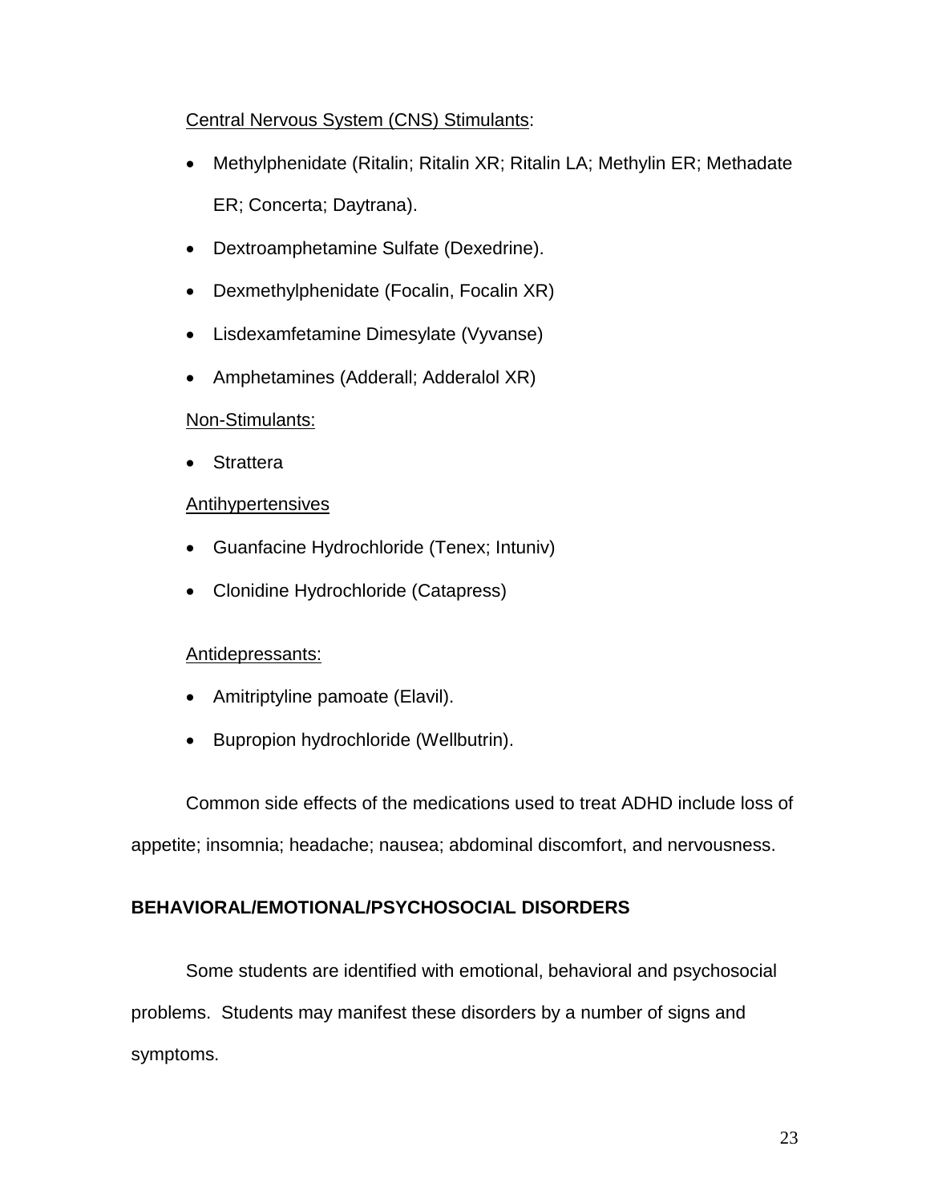Central Nervous System (CNS) Stimulants:

- Methylphenidate (Ritalin; Ritalin XR; Ritalin LA; Methylin ER; Methadate ER; Concerta; Daytrana).
- Dextroamphetamine Sulfate (Dexedrine).
- Dexmethylphenidate (Focalin, Focalin XR)
- Lisdexamfetamine Dimesylate (Vyvanse)
- Amphetamines (Adderall; Adderalol XR)

Non-Stimulants:

- Strattera

Antihypertensives

- Guanfacine Hydrochloride (Tenex; Intuniv)
- Clonidine Hydrochloride (Catapress)

Antidepressants:

- Amitriptyline pamoate (Elavil).
- Bupropion hydrochloride (Wellbutrin).

Common side effects of the medications used to treat ADHD include loss of appetite; insomnia; headache; nausea; abdominal discomfort, and nervousness.

**BEHAVIORAL/EMOTIONAL/PSYCHOSOCIAL DISORDERS**

Some students are identified with emotional, behavioral and psychosocial problems. Students may manifest these disorders by a number of signs and symptoms.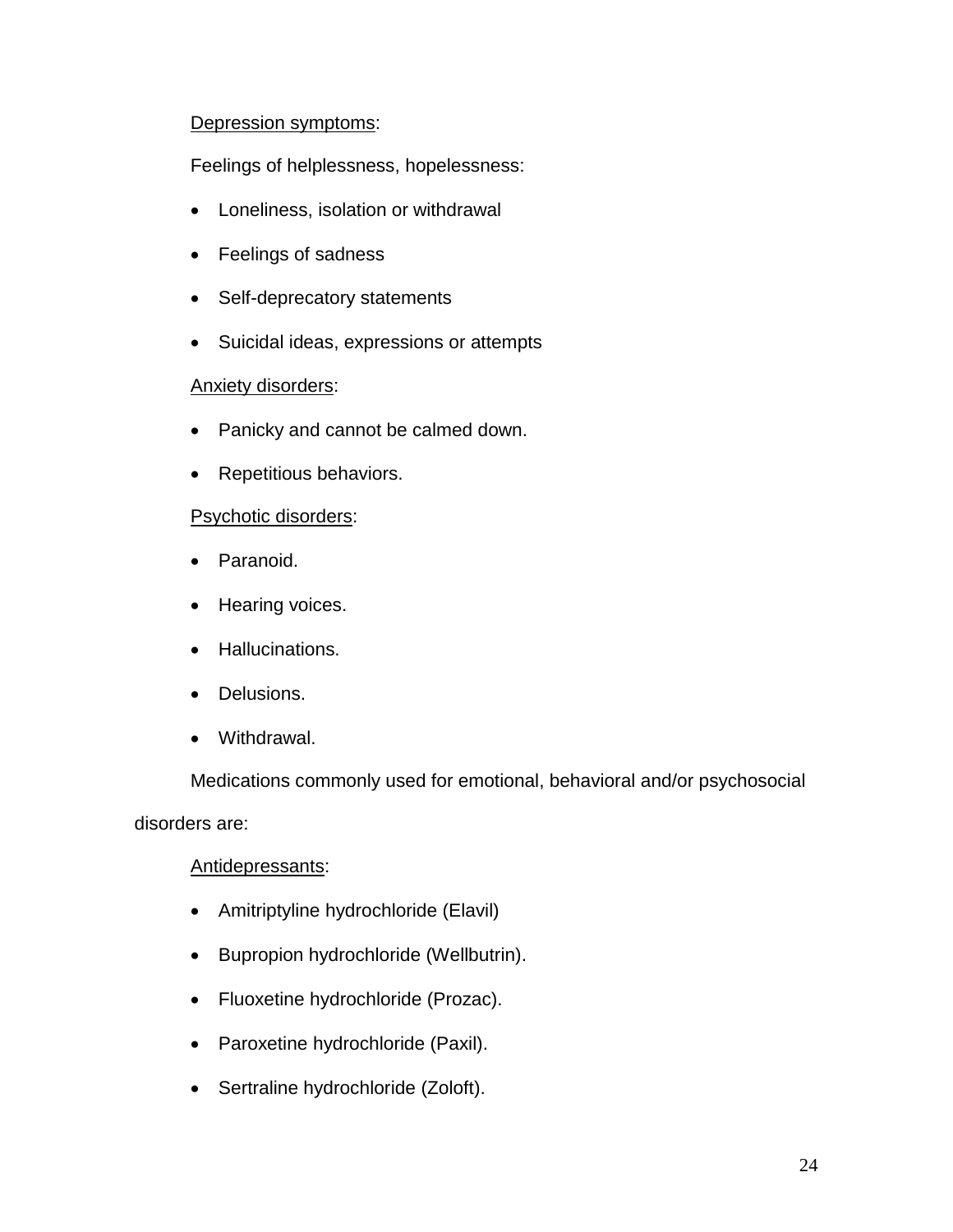Depression symptoms:

Feelings of helplessness, hopelessness:

- Loneliness, isolation or withdrawal
- Feelings of sadness
- Self-deprecatory statements
- Suicidal ideas, expressions or attempts

Anxiety disorders:

- Panicky and cannot be calmed down.
- Repetitious behaviors.

Psychotic disorders:

- Paranoid.
- Hearing voices.
- Hallucinations.
- Delusions.
- Withdrawal.

Medications commonly used for emotional, behavioral and/or psychosocial disorders are:

Antidepressants:

- Amitriptyline hydrochloride (Elavil)
- Bupropion hydrochloride (Wellbutrin).
- Fluoxetine hydrochloride (Prozac).
- Paroxetine hydrochloride (Paxil).
- Sertraline hydrochloride (Zoloft).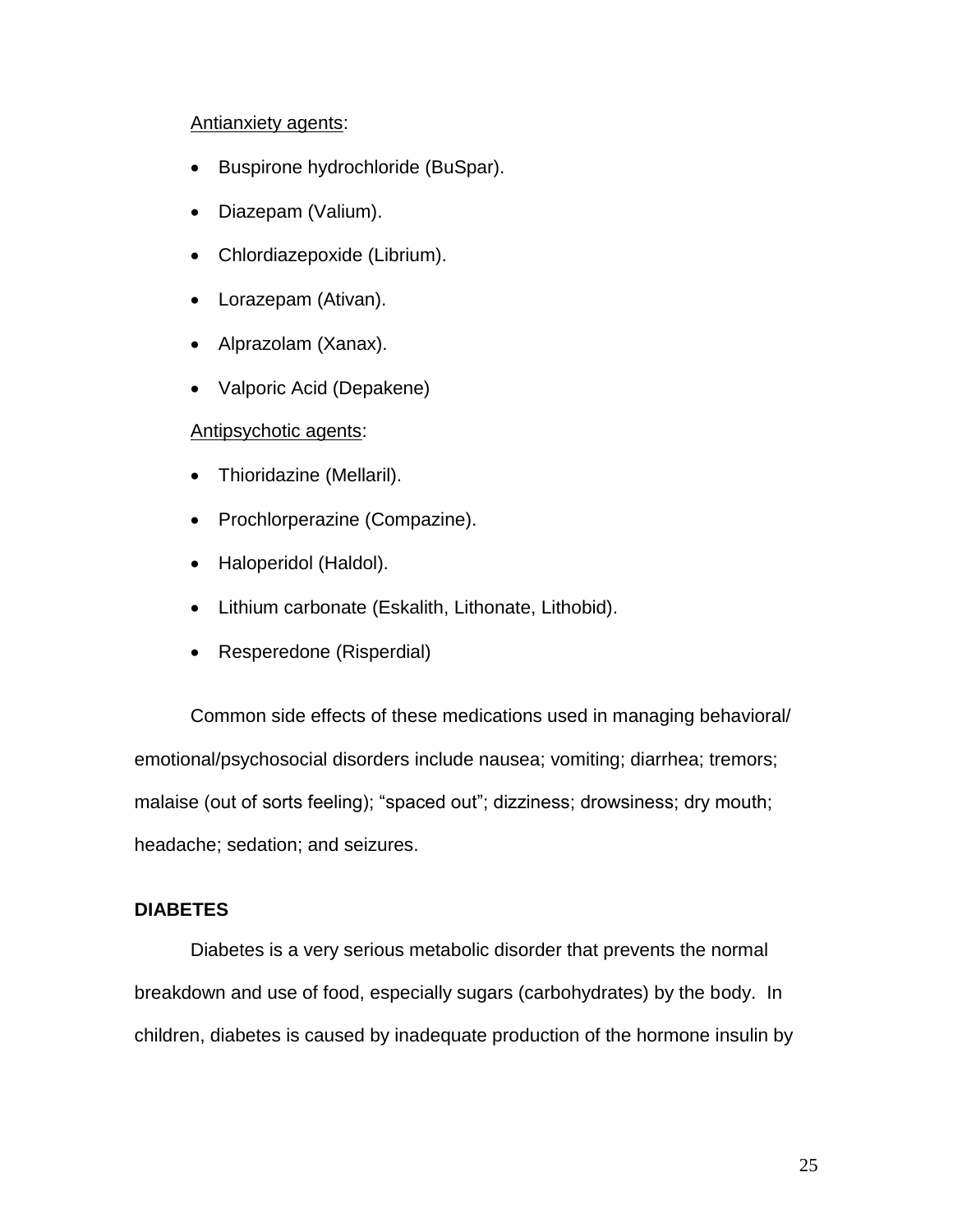Antianxiety agents:

- Buspirone hydrochloride (BuSpar).
- Diazepam (Valium).
- Chlordiazepoxide (Librium).
- Lorazepam (Ativan).
- Alprazolam (Xanax).
- Valporic Acid (Depakene)

Antipsychotic agents:

- Thioridazine (Mellaril).
- Prochlorperazine (Compazine).
- Haloperidol (Haldol).
- Lithium carbonate (Eskalith, Lithonate, Lithobid).
- Resperedone (Risperdial)

Common side effects of these medications used in managing behavioral/ emotional/psychosocial disorders include nausea; vomiting; diarrhea; tremors; malaise (out of sorts feeling); "spaced out"; dizziness; drowsiness; dry mouth; headache; sedation; and seizures.

**DIABETES**

Diabetes is a very serious metabolic disorder that prevents the normal breakdown and use of food, especially sugars (carbohydrates) by the body. In children, diabetes is caused by inadequate production of the hormone insulin by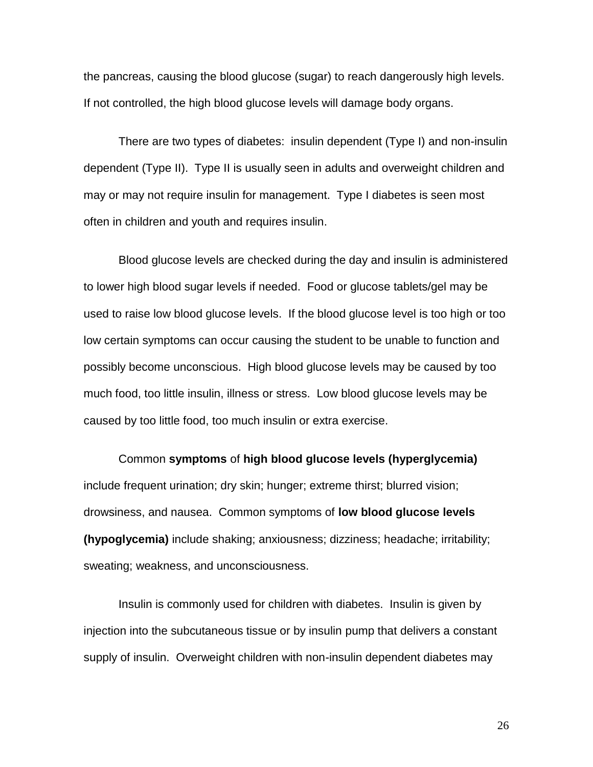the pancreas, causing the blood glucose (sugar) to reach dangerously high levels. If not controlled, the high blood glucose levels will damage body organs.

There are two types of diabetes: insulin dependent (Type I) and non-insulin dependent (Type II). Type II is usually seen in adults and overweight children and may or may not require insulin for management. Type I diabetes is seen most often in children and youth and requires insulin.

Blood glucose levels are checked during the day and insulin is administered to lower high blood sugar levels if needed. Food or glucose tablets/gel may be used to raise low blood glucose levels. If the blood glucose level is too high or too low certain symptoms can occur causing the student to be unable to function and possibly become unconscious. High blood glucose levels may be caused by too much food, too little insulin, illness or stress. Low blood glucose levels may be caused by too little food, too much insulin or extra exercise.

Common **symptoms** of **high blood glucose levels (hyperglycemia)** include frequent urination; dry skin; hunger; extreme thirst; blurred vision; drowsiness, and nausea. Common symptoms of **low blood glucose levels (hypoglycemia)** include shaking; anxiousness; dizziness; headache; irritability; sweating; weakness, and unconsciousness.

Insulin is commonly used for children with diabetes. Insulin is given by injection into the subcutaneous tissue or by insulin pump that delivers a constant supply of insulin. Overweight children with non-insulin dependent diabetes may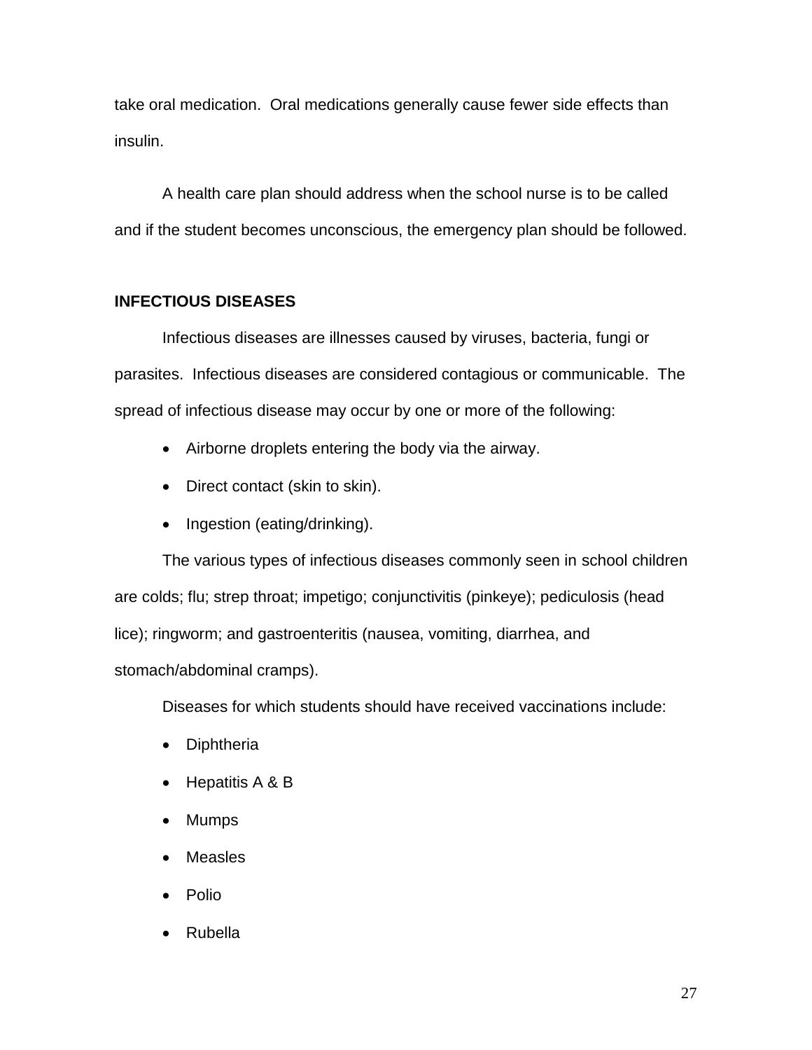take oral medication. Oral medications generally cause fewer side effects than insulin.

A health care plan should address when the school nurse is to be called and if the student becomes unconscious, the emergency plan should be followed.

**INFECTIOUS DISEASES**

Infectious diseases are illnesses caused by viruses, bacteria, fungi or parasites. Infectious diseases are considered contagious or communicable. The spread of infectious disease may occur by one or more of the following:

- Airborne droplets entering the body via the airway.
- Direct contact (skin to skin).
- Ingestion (eating/drinking).

The various types of infectious diseases commonly seen in school children are colds; flu; strep throat; impetigo; conjunctivitis (pinkeye); pediculosis (head lice); ringworm; and gastroenteritis (nausea, vomiting, diarrhea, and stomach/abdominal cramps).

Diseases for which students should have received vaccinations include:

- Diphtheria
- Hepatitis A & B
- Mumps
- Measles
- Polio
- Rubella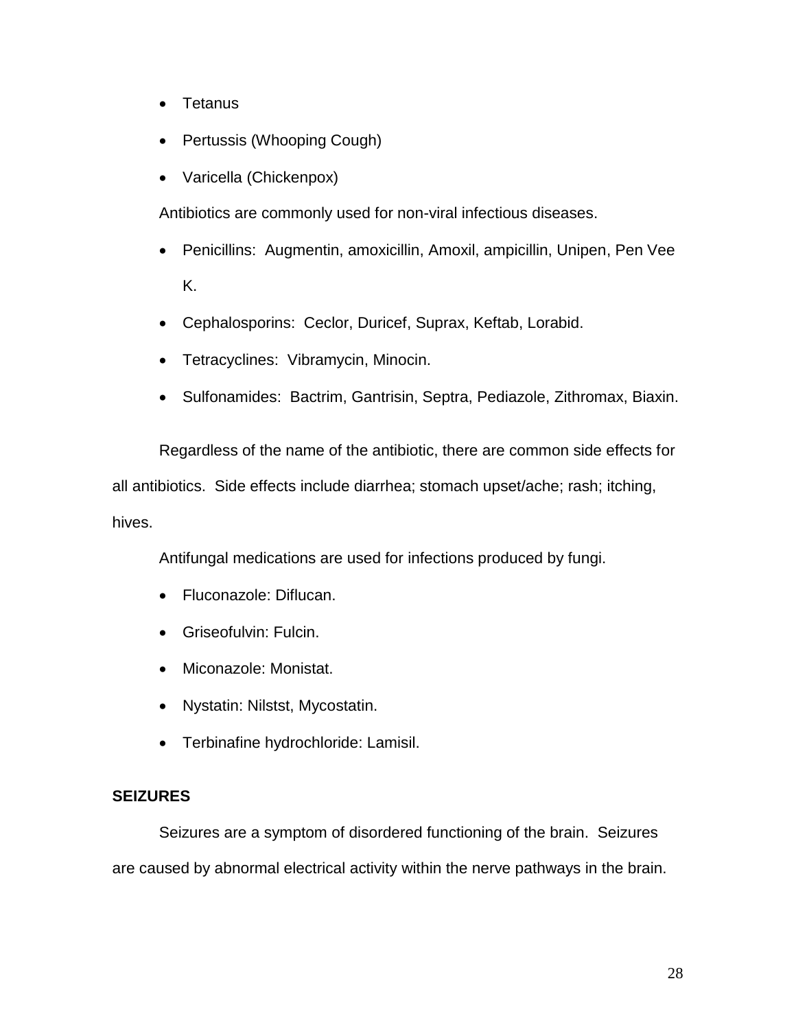- Tetanus
- Pertussis (Whooping Cough)
- Varicella (Chickenpox)

Antibiotics are commonly used for non-viral infectious diseases.

- Penicillins: Augmentin, amoxicillin, Amoxil, ampicillin, Unipen, Pen Vee K.
- Cephalosporins: Ceclor, Duricef, Suprax, Keftab, Lorabid.
- Tetracyclines: Vibramycin, Minocin.
- Sulfonamides: Bactrim, Gantrisin, Septra, Pediazole, Zithromax, Biaxin.

Regardless of the name of the antibiotic, there are common side effects for all antibiotics. Side effects include diarrhea; stomach upset/ache; rash; itching, hives.

Antifungal medications are used for infections produced by fungi.

- Fluconazole: Diflucan.
- Griseofulvin: Fulcin.
- Miconazole: Monistat.
- Nystatin: Nilstst, Mycostatin.
- Terbinafine hydrochloride: Lamisil.

**SEIZURES**

Seizures are a symptom of disordered functioning of the brain. Seizures are caused by abnormal electrical activity within the nerve pathways in the brain.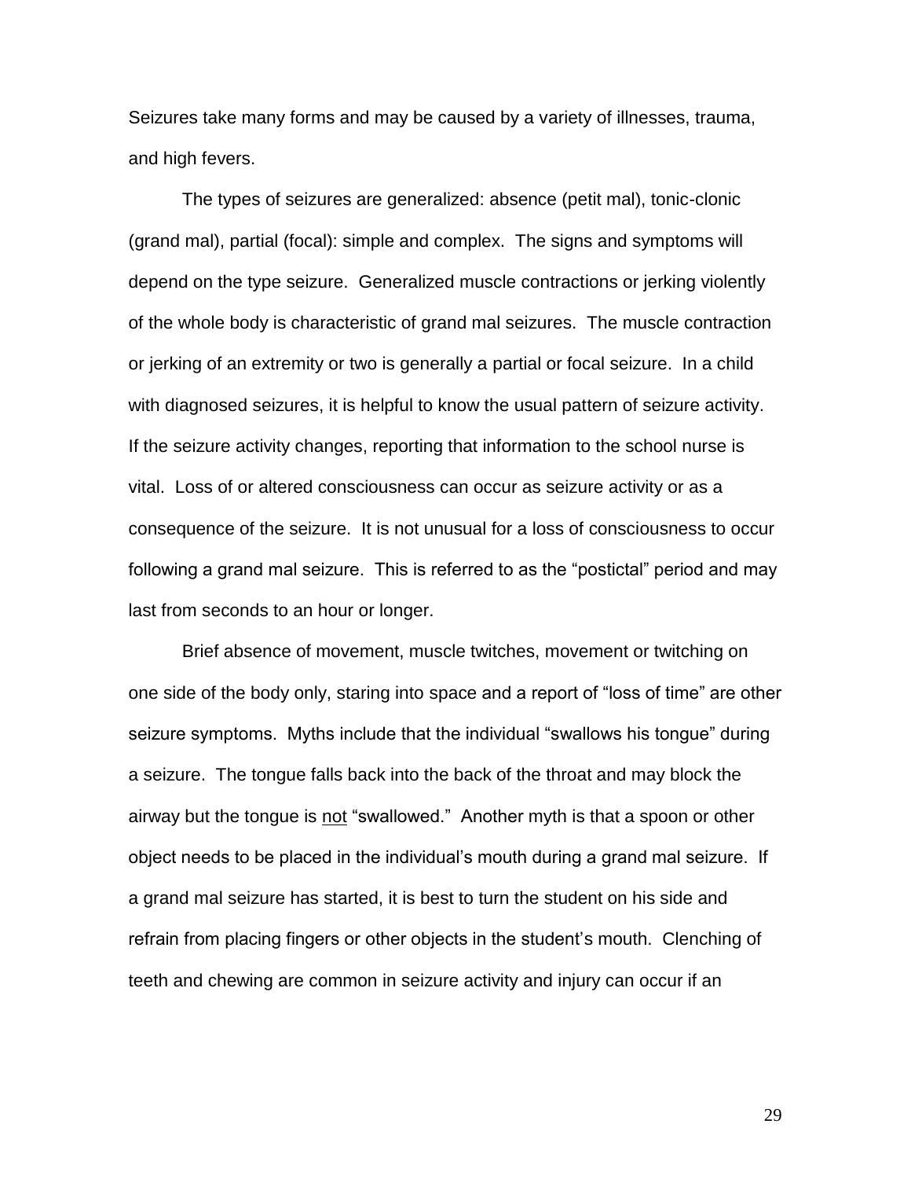Seizures take many forms and may be caused by a variety of illnesses, trauma, and high fevers.

The types of seizures are generalized: absence (petit mal), tonic-clonic (grand mal), partial (focal): simple and complex. The signs and symptoms will depend on the type seizure. Generalized muscle contractions or jerking violently of the whole body is characteristic of grand mal seizures. The muscle contraction or jerking of an extremity or two is generally a partial or focal seizure. In a child with diagnosed seizures, it is helpful to know the usual pattern of seizure activity. If the seizure activity changes, reporting that information to the school nurse is vital. Loss of or altered consciousness can occur as seizure activity or as a consequence of the seizure. It is not unusual for a loss of consciousness to occur following a grand mal seizure. This is referred to as the "postictal" period and may last from seconds to an hour or longer.

Brief absence of movement, muscle twitches, movement or twitching on one side of the body only, staring into space and a report of "loss of time" are other seizure symptoms. Myths include that the individual "swallows his tongue" during a seizure. The tongue falls back into the back of the throat and may block the airway but the tongue is <u>not</u> "swallowed." Another myth is that a spoon or other object needs to be placed in the individual's mouth during a grand mal seizure. If a grand mal seizure has started, it is best to turn the student on his side and refrain from placing fingers or other objects in the student's mouth. Clenching of teeth and chewing are common in seizure activity and injury can occur if an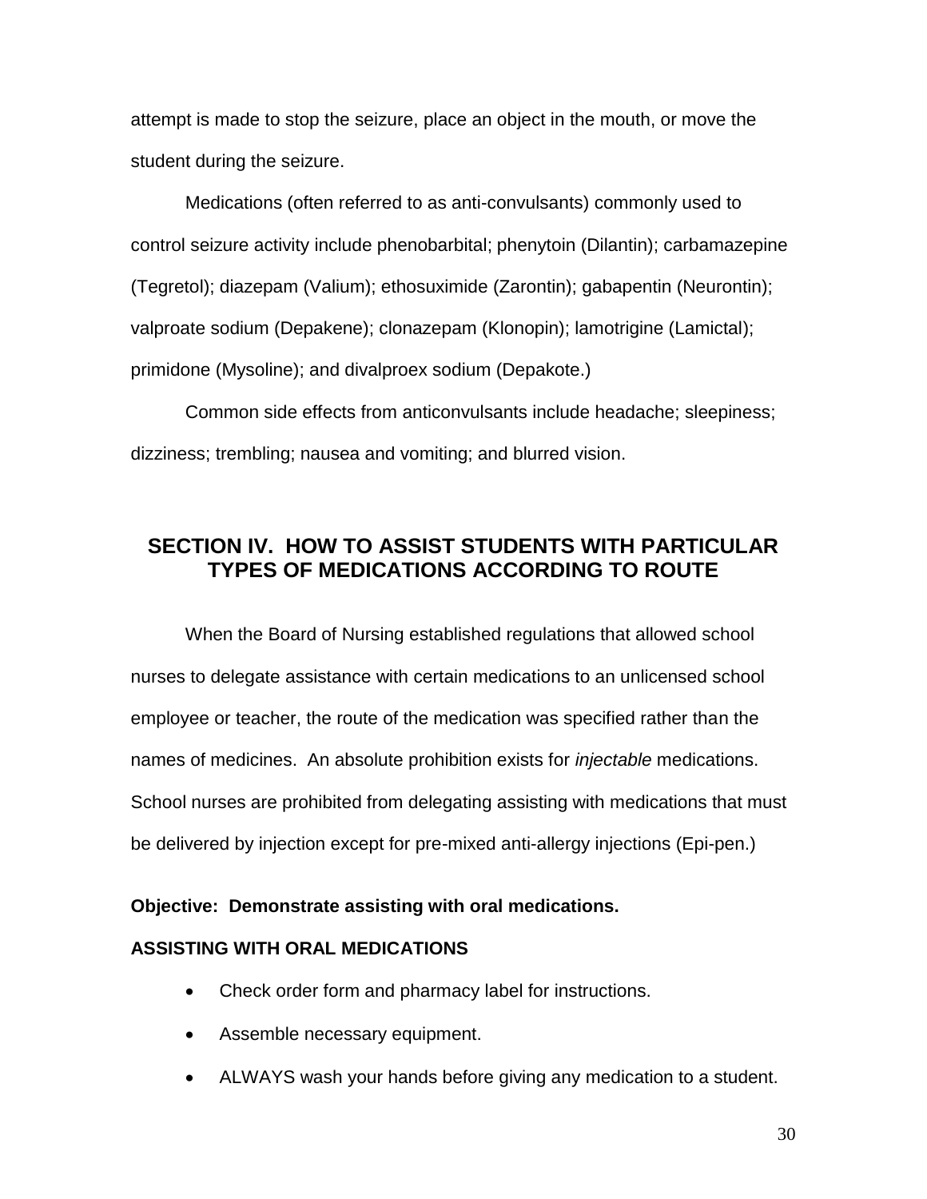attempt is made to stop the seizure, place an object in the mouth, or move the student during the seizure.

Medications (often referred to as anti-convulsants) commonly used to control seizure activity include phenobarbital; phenytoin (Dilantin); carbamazepine (Tegretol); diazepam (Valium); ethosuximide (Zarontin); gabapentin (Neurontin); valproate sodium (Depakene); clonazepam (Klonopin); lamotrigine (Lamictal); primidone (Mysoline); and divalproex sodium (Depakote.)

Common side effects from anticonvulsants include headache; sleepiness; dizziness; trembling; nausea and vomiting; and blurred vision.

## SECTION IV. HOW TO ASSIST STUDENTS WITH PARTICULAR TYPES OF MEDICATIONS ACCORDING TO ROUTE

When the Board of Nursing established regulations that allowed school nurses to delegate assistance with certain medications to an unlicensed school employee or teacher, the route of the medication was specified rather than the names of medicines. An absolute prohibition exists for *injectable* medications. School nurses are prohibited from delegating assisting with medications that must be delivered by injection except for pre-mixed anti-allergy injections (Epi-pen.)

**Objective: Demonstrate assisting with oral medications.**

### ASSISTING WITH ORAL MEDICATIONS

- Check order form and pharmacy label for instructions.
- Assemble necessary equipment.
- ALWAYS wash your hands before giving any medication to a student.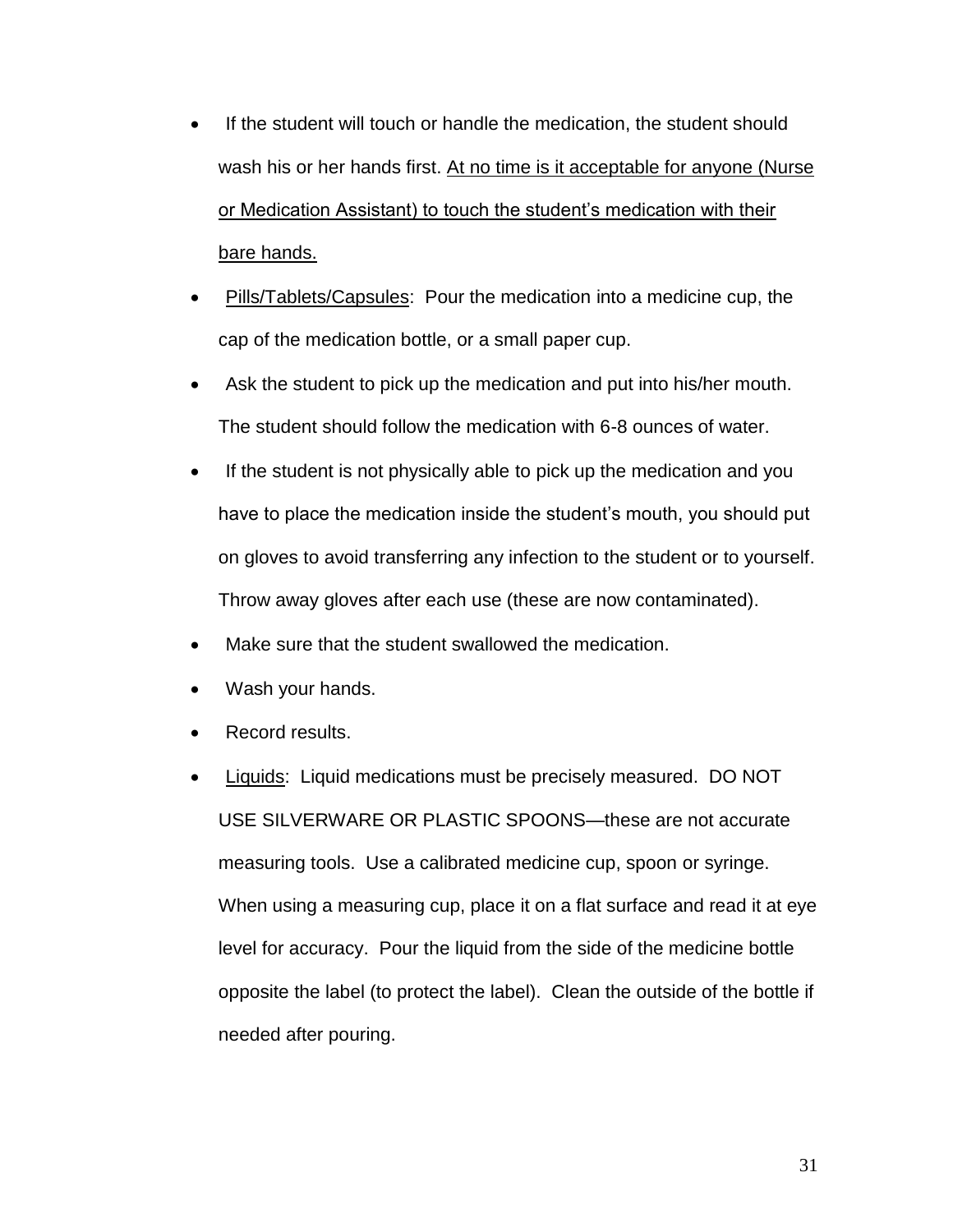- If the student will touch or handle the medication, the student should wash his or her hands first. <u>At no time is it acceptable for anyone (Nurse or Medication Assistant) to touch the student's medication with their bare hands.</u>
- <u>Pills/Tablets/Capsules</u>: Pour the medication into a medicine cup, the cap of the medication bottle, or a small paper cup.
- Ask the student to pick up the medication and put into his/her mouth. The student should follow the medication with 6-8 ounces of water.
- If the student is not physically able to pick up the medication and you have to place the medication inside the student's mouth, you should put on gloves to avoid transferring any infection to the student or to yourself. Throw away gloves after each use (these are now contaminated).
- Make sure that the student swallowed the medication.
- Wash your hands.
- Record results.
- <u>Liquids</u>: Liquid medications must be precisely measured. DO NOT USE SILVERWARE OR PLASTIC SPOONS—these are not accurate measuring tools. Use a calibrated medicine cup, spoon or syringe. When using a measuring cup, place it on a flat surface and read it at eye level for accuracy. Pour the liquid from the side of the medicine bottle opposite the label (to protect the label). Clean the outside of the bottle if needed after pouring.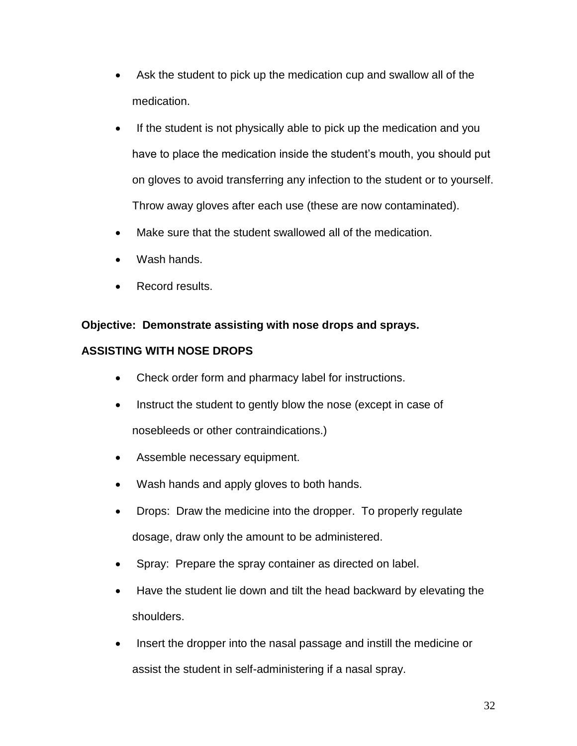- Ask the student to pick up the medication cup and swallow all of the medication.
- If the student is not physically able to pick up the medication and you have to place the medication inside the student's mouth, you should put on gloves to avoid transferring any infection to the student or to yourself. Throw away gloves after each use (these are now contaminated).
- Make sure that the student swallowed all of the medication.
- Wash hands.
- Record results.

**Objective: Demonstrate assisting with nose drops and sprays.**

**ASSISTING WITH NOSE DROPS**

- Check order form and pharmacy label for instructions.
- Instruct the student to gently blow the nose (except in case of nosebleeds or other contraindications.)
- Assemble necessary equipment.
- Wash hands and apply gloves to both hands.
- Drops: Draw the medicine into the dropper. To properly regulate dosage, draw only the amount to be administered.
- Spray: Prepare the spray container as directed on label.
- Have the student lie down and tilt the head backward by elevating the shoulders.
- Insert the dropper into the nasal passage and instill the medicine or assist the student in self-administering if a nasal spray.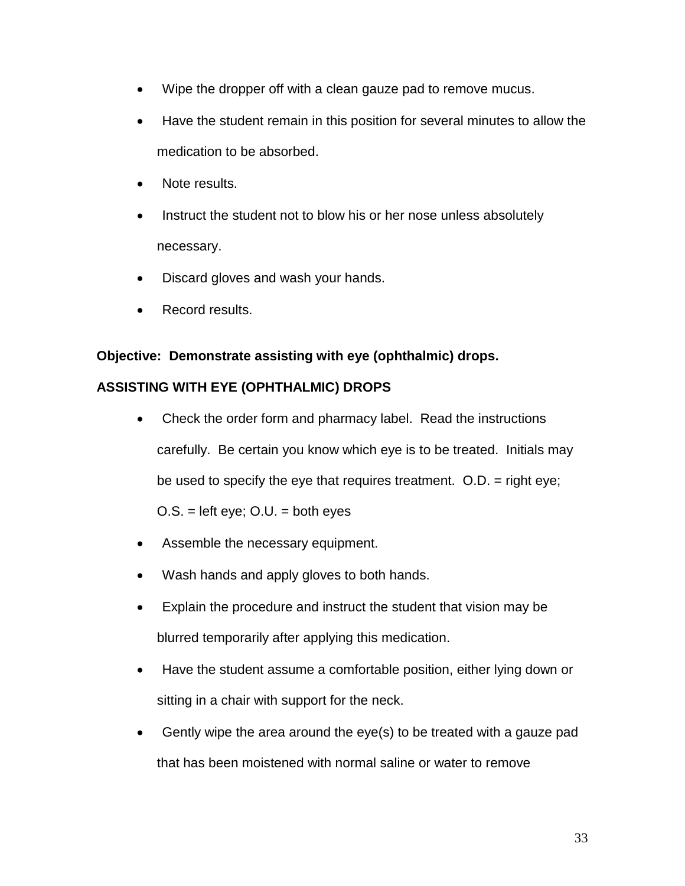- Wipe the dropper off with a clean gauze pad to remove mucus.
- Have the student remain in this position for several minutes to allow the medication to be absorbed.
- Note results.
- Instruct the student not to blow his or her nose unless absolutely necessary.
- Discard gloves and wash your hands.
- Record results.

**Objective: Demonstrate assisting with eye (ophthalmic) drops.**

**ASSISTING WITH EYE (OPHTHALMIC) DROPS**

- Check the order form and pharmacy label. Read the instructions carefully. Be certain you know which eye is to be treated. Initials may be used to specify the eye that requires treatment. O.D. = right eye; O.S. = left eye; O.U. = both eyes
- Assemble the necessary equipment.
- Wash hands and apply gloves to both hands.
- Explain the procedure and instruct the student that vision may be blurred temporarily after applying this medication.
- Have the student assume a comfortable position, either lying down or sitting in a chair with support for the neck.
- Gently wipe the area around the eye(s) to be treated with a gauze pad that has been moistened with normal saline or water to remove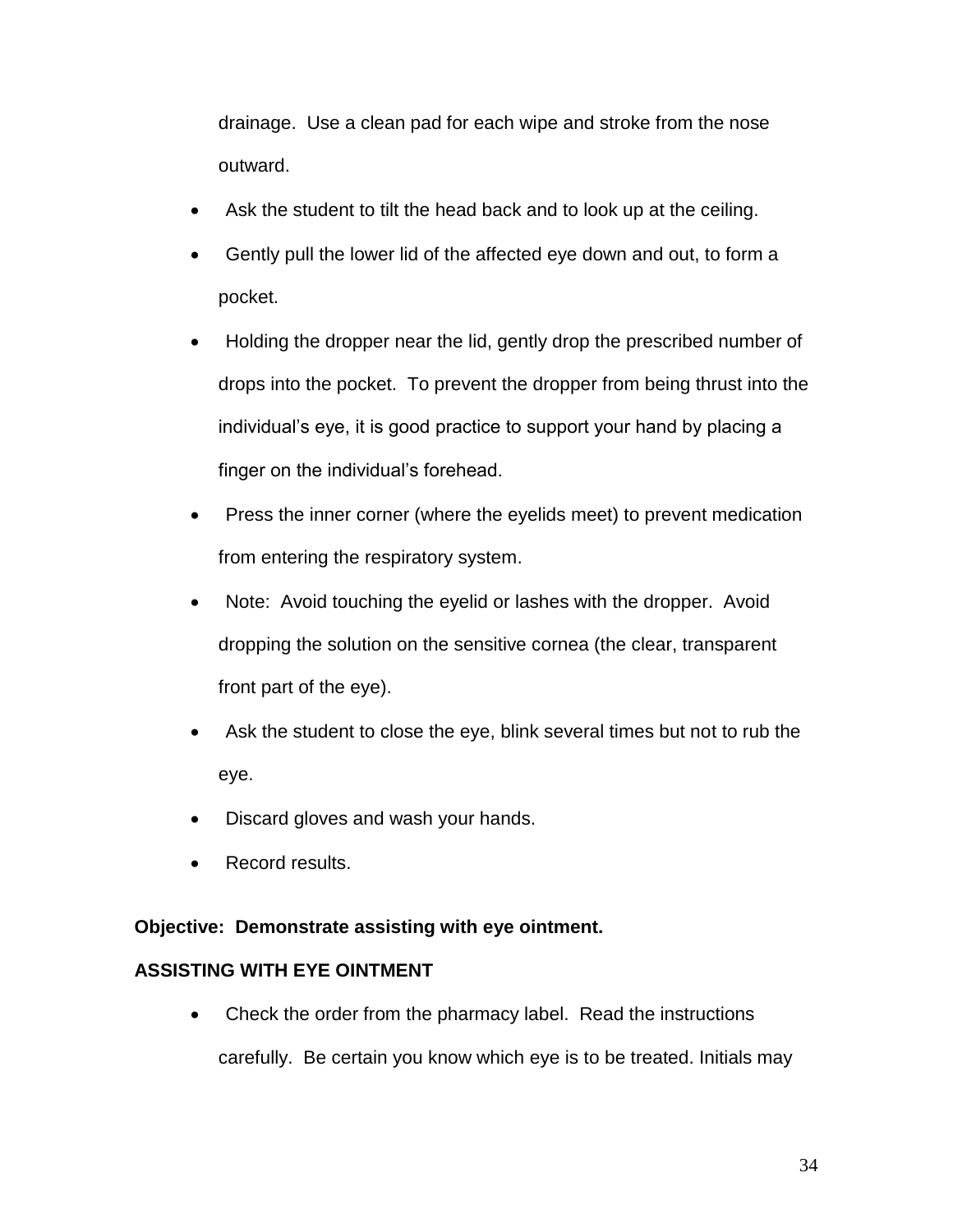drainage. Use a clean pad for each wipe and stroke from the nose outward.

- Ask the student to tilt the head back and to look up at the ceiling.
- Gently pull the lower lid of the affected eye down and out, to form a pocket.
- Holding the dropper near the lid, gently drop the prescribed number of drops into the pocket. To prevent the dropper from being thrust into the individual's eye, it is good practice to support your hand by placing a finger on the individual's forehead.
- Press the inner corner (where the eyelids meet) to prevent medication from entering the respiratory system.
- Note: Avoid touching the eyelid or lashes with the dropper. Avoid dropping the solution on the sensitive cornea (the clear, transparent front part of the eye).
- Ask the student to close the eye, blink several times but not to rub the eye.
- Discard gloves and wash your hands.
- Record results.

**Objective: Demonstrate assisting with eye ointment.**

**ASSISTING WITH EYE OINTMENT**

- Check the order from the pharmacy label. Read the instructions carefully. Be certain you know which eye is to be treated. Initials may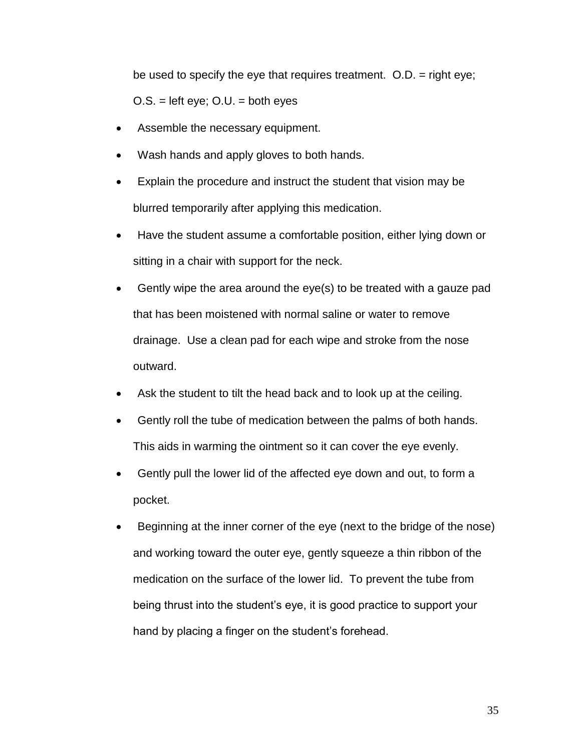be used to specify the eye that requires treatment.  O.D. = right eye; O.S. = left eye; O.U. = both eyes

- Assemble the necessary equipment.
- Wash hands and apply gloves to both hands.
- Explain the procedure and instruct the student that vision may be blurred temporarily after applying this medication.
- Have the student assume a comfortable position, either lying down or sitting in a chair with support for the neck.
- Gently wipe the area around the eye(s) to be treated with a gauze pad that has been moistened with normal saline or water to remove drainage.  Use a clean pad for each wipe and stroke from the nose outward.
- Ask the student to tilt the head back and to look up at the ceiling.
- Gently roll the tube of medication between the palms of both hands. This aids in warming the ointment so it can cover the eye evenly.
- Gently pull the lower lid of the affected eye down and out, to form a pocket.
- Beginning at the inner corner of the eye (next to the bridge of the nose) and working toward the outer eye, gently squeeze a thin ribbon of the medication on the surface of the lower lid.  To prevent the tube from being thrust into the student's eye, it is good practice to support your hand by placing a finger on the student's forehead.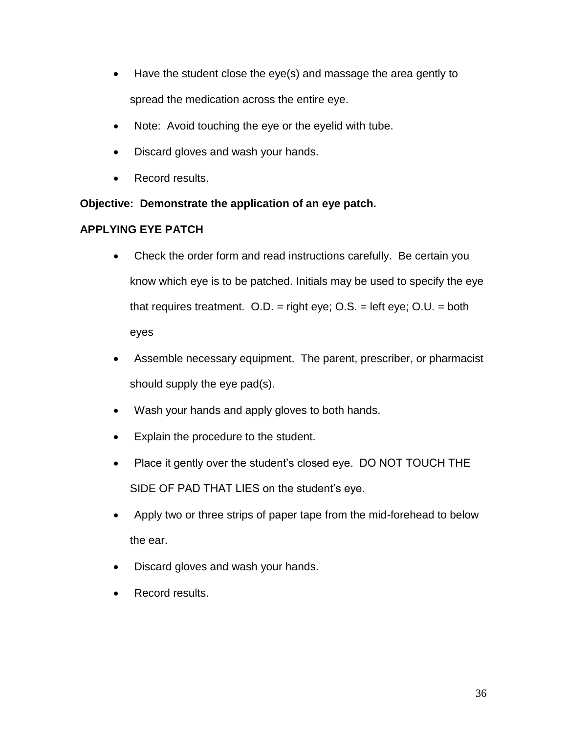- Have the student close the eye(s) and massage the area gently to spread the medication across the entire eye.
- Note: Avoid touching the eye or the eyelid with tube.
- Discard gloves and wash your hands.
- Record results.

**Objective: Demonstrate the application of an eye patch.**

**APPLYING EYE PATCH**

- Check the order form and read instructions carefully. Be certain you know which eye is to be patched. Initials may be used to specify the eye that requires treatment. O.D. = right eye; O.S. = left eye; O.U. = both eyes
- Assemble necessary equipment. The parent, prescriber, or pharmacist should supply the eye pad(s).
- Wash your hands and apply gloves to both hands.
- Explain the procedure to the student.
- Place it gently over the student's closed eye. DO NOT TOUCH THE SIDE OF PAD THAT LIES on the student's eye.
- Apply two or three strips of paper tape from the mid-forehead to below the ear.
- Discard gloves and wash your hands.
- Record results.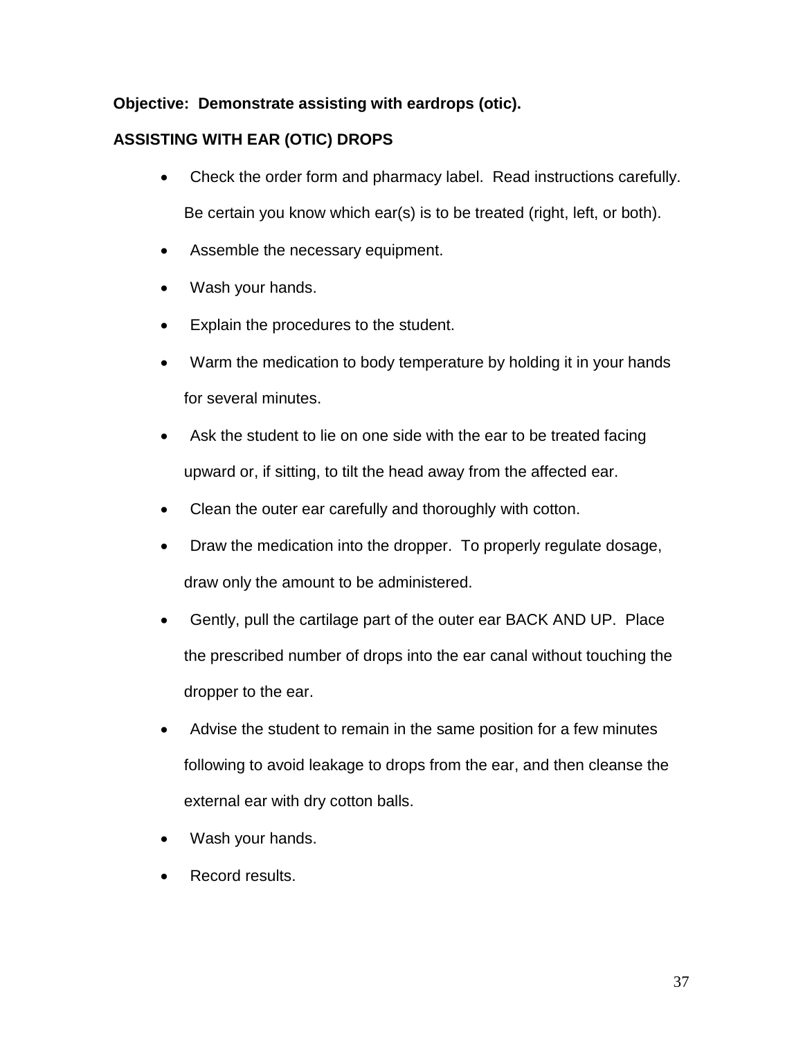**Objective: Demonstrate assisting with eardrops (otic).**

**ASSISTING WITH EAR (OTIC) DROPS**

- Check the order form and pharmacy label. Read instructions carefully. Be certain you know which ear(s) is to be treated (right, left, or both).
- Assemble the necessary equipment.
- Wash your hands.
- Explain the procedures to the student.
- Warm the medication to body temperature by holding it in your hands for several minutes.
- Ask the student to lie on one side with the ear to be treated facing upward or, if sitting, to tilt the head away from the affected ear.
- Clean the outer ear carefully and thoroughly with cotton.
- Draw the medication into the dropper. To properly regulate dosage, draw only the amount to be administered.
- Gently, pull the cartilage part of the outer ear BACK AND UP. Place the prescribed number of drops into the ear canal without touching the dropper to the ear.
- Advise the student to remain in the same position for a few minutes following to avoid leakage to drops from the ear, and then cleanse the external ear with dry cotton balls.
- Wash your hands.
- Record results.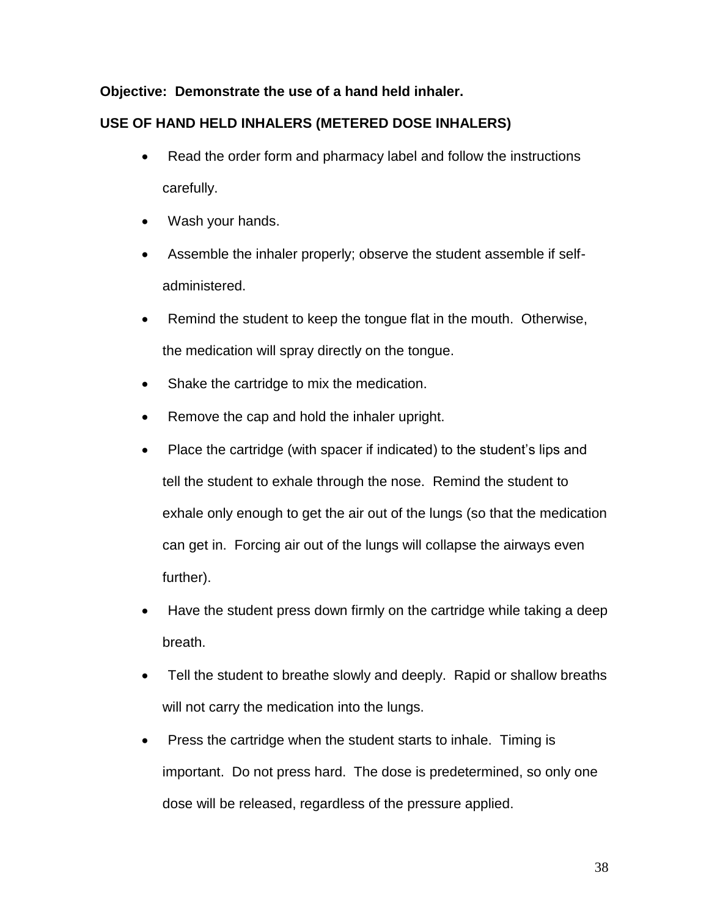**Objective: Demonstrate the use of a hand held inhaler.**

**USE OF HAND HELD INHALERS (METERED DOSE INHALERS)**

- Read the order form and pharmacy label and follow the instructions carefully.
- Wash your hands.
- Assemble the inhaler properly; observe the student assemble if self-administered.
- Remind the student to keep the tongue flat in the mouth. Otherwise, the medication will spray directly on the tongue.
- Shake the cartridge to mix the medication.
- Remove the cap and hold the inhaler upright.
- Place the cartridge (with spacer if indicated) to the student's lips and tell the student to exhale through the nose. Remind the student to exhale only enough to get the air out of the lungs (so that the medication can get in. Forcing air out of the lungs will collapse the airways even further).
- Have the student press down firmly on the cartridge while taking a deep breath.
- Tell the student to breathe slowly and deeply. Rapid or shallow breaths will not carry the medication into the lungs.
- Press the cartridge when the student starts to inhale. Timing is important. Do not press hard. The dose is predetermined, so only one dose will be released, regardless of the pressure applied.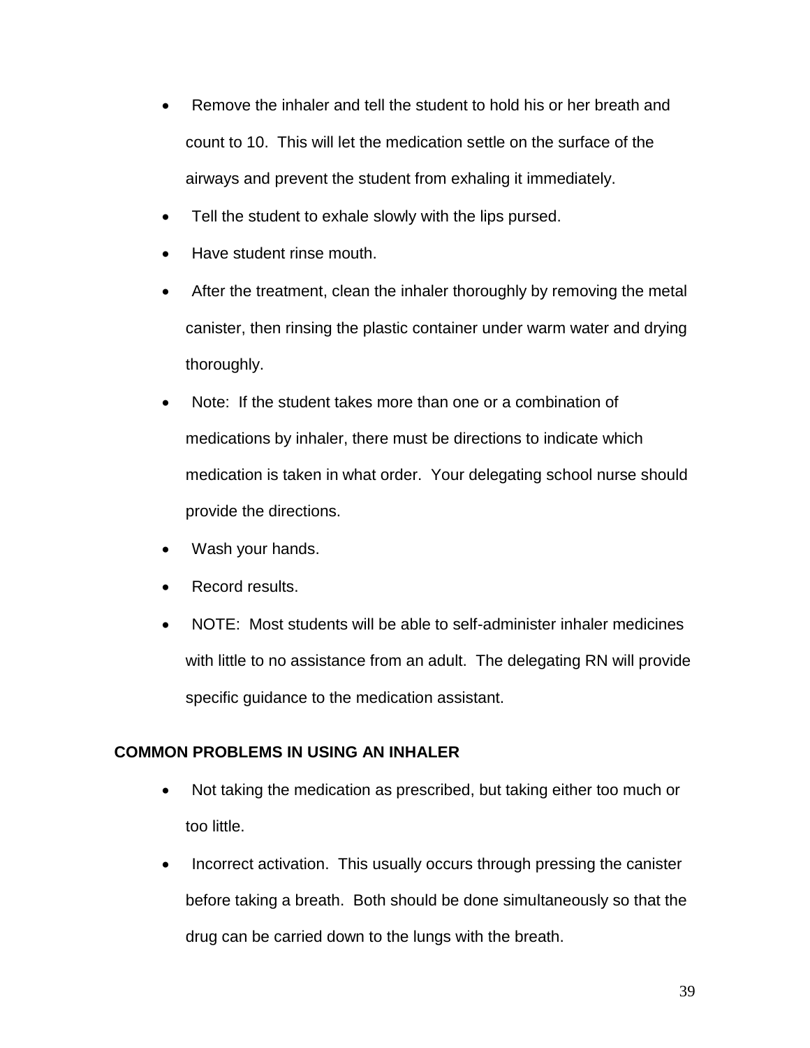- Remove the inhaler and tell the student to hold his or her breath and count to 10. This will let the medication settle on the surface of the airways and prevent the student from exhaling it immediately.
- Tell the student to exhale slowly with the lips pursed.
- Have student rinse mouth.
- After the treatment, clean the inhaler thoroughly by removing the metal canister, then rinsing the plastic container under warm water and drying thoroughly.
- Note: If the student takes more than one or a combination of medications by inhaler, there must be directions to indicate which medication is taken in what order. Your delegating school nurse should provide the directions.
- Wash your hands.
- Record results.
- NOTE: Most students will be able to self-administer inhaler medicines with little to no assistance from an adult. The delegating RN will provide specific guidance to the medication assistant.

## COMMON PROBLEMS IN USING AN INHALER

- Not taking the medication as prescribed, but taking either too much or too little.
- Incorrect activation. This usually occurs through pressing the canister before taking a breath. Both should be done simultaneously so that the drug can be carried down to the lungs with the breath.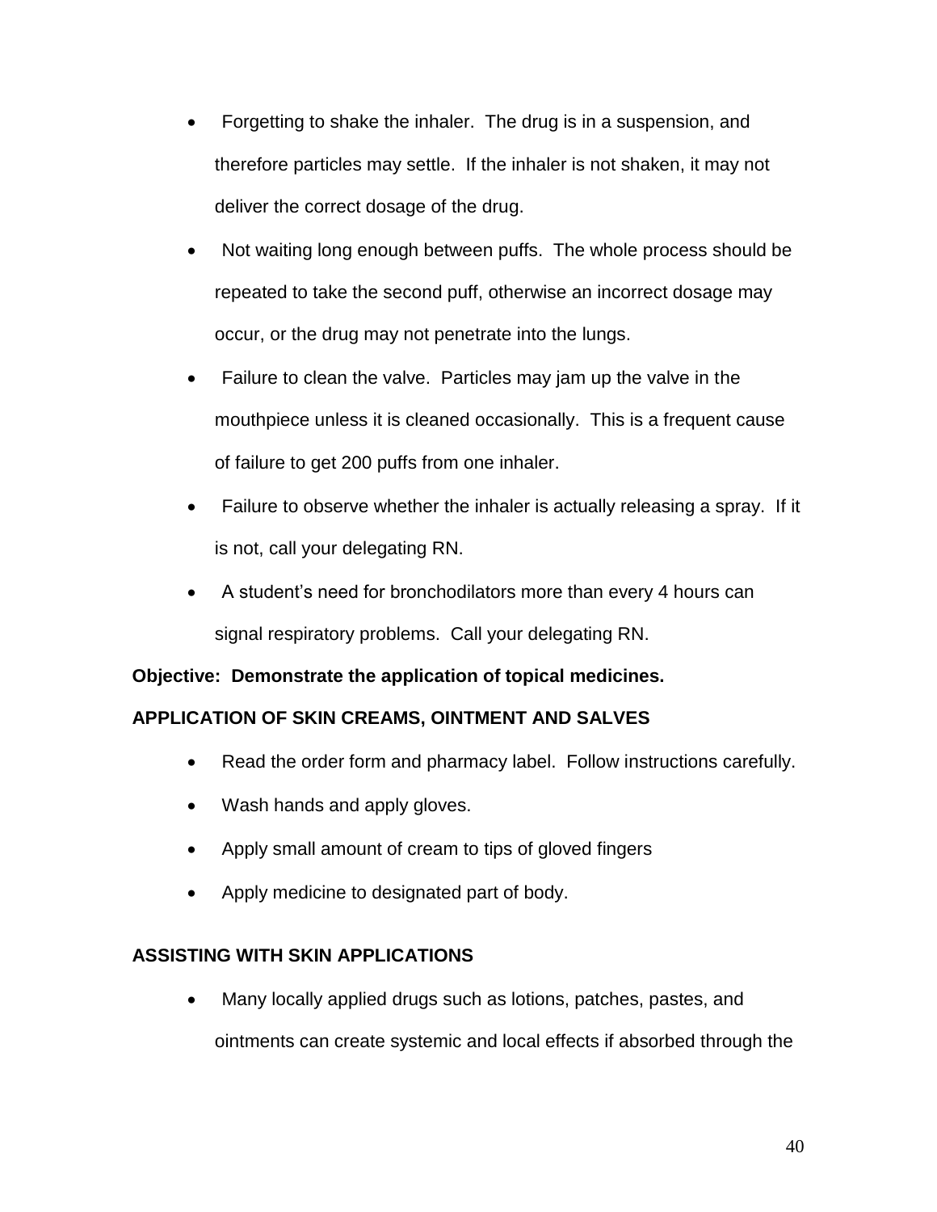- Forgetting to shake the inhaler. The drug is in a suspension, and therefore particles may settle. If the inhaler is not shaken, it may not deliver the correct dosage of the drug.
- Not waiting long enough between puffs. The whole process should be repeated to take the second puff, otherwise an incorrect dosage may occur, or the drug may not penetrate into the lungs.
- Failure to clean the valve. Particles may jam up the valve in the mouthpiece unless it is cleaned occasionally. This is a frequent cause of failure to get 200 puffs from one inhaler.
- Failure to observe whether the inhaler is actually releasing a spray. If it is not, call your delegating RN.
- A student's need for bronchodilators more than every 4 hours can signal respiratory problems. Call your delegating RN.

**Objective: Demonstrate the application of topical medicines.**

**APPLICATION OF SKIN CREAMS, OINTMENT AND SALVES**

- Read the order form and pharmacy label. Follow instructions carefully.
- Wash hands and apply gloves.
- Apply small amount of cream to tips of gloved fingers
- Apply medicine to designated part of body.

**ASSISTING WITH SKIN APPLICATIONS**

- Many locally applied drugs such as lotions, patches, pastes, and ointments can create systemic and local effects if absorbed through the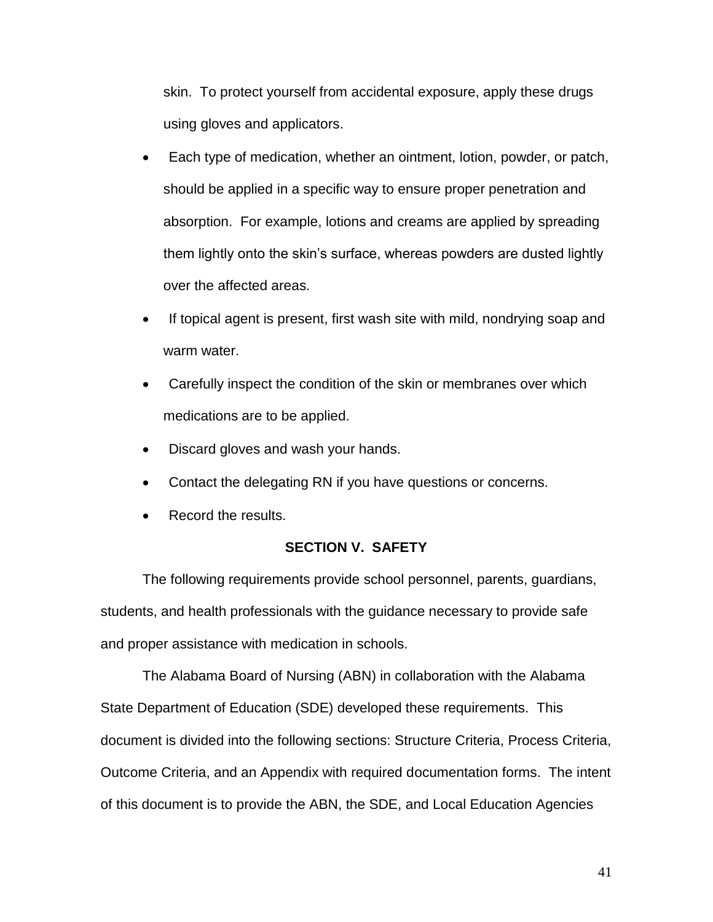skin. To protect yourself from accidental exposure, apply these drugs using gloves and applicators.

- Each type of medication, whether an ointment, lotion, powder, or patch, should be applied in a specific way to ensure proper penetration and absorption. For example, lotions and creams are applied by spreading them lightly onto the skin's surface, whereas powders are dusted lightly over the affected areas.
- If topical agent is present, first wash site with mild, nondrying soap and warm water.
- Carefully inspect the condition of the skin or membranes over which medications are to be applied.
- Discard gloves and wash your hands.
- Contact the delegating RN if you have questions or concerns.
- Record the results.

## SECTION V. SAFETY

The following requirements provide school personnel, parents, guardians, students, and health professionals with the guidance necessary to provide safe and proper assistance with medication in schools.

The Alabama Board of Nursing (ABN) in collaboration with the Alabama State Department of Education (SDE) developed these requirements. This document is divided into the following sections: Structure Criteria, Process Criteria, Outcome Criteria, and an Appendix with required documentation forms. The intent of this document is to provide the ABN, the SDE, and Local Education Agencies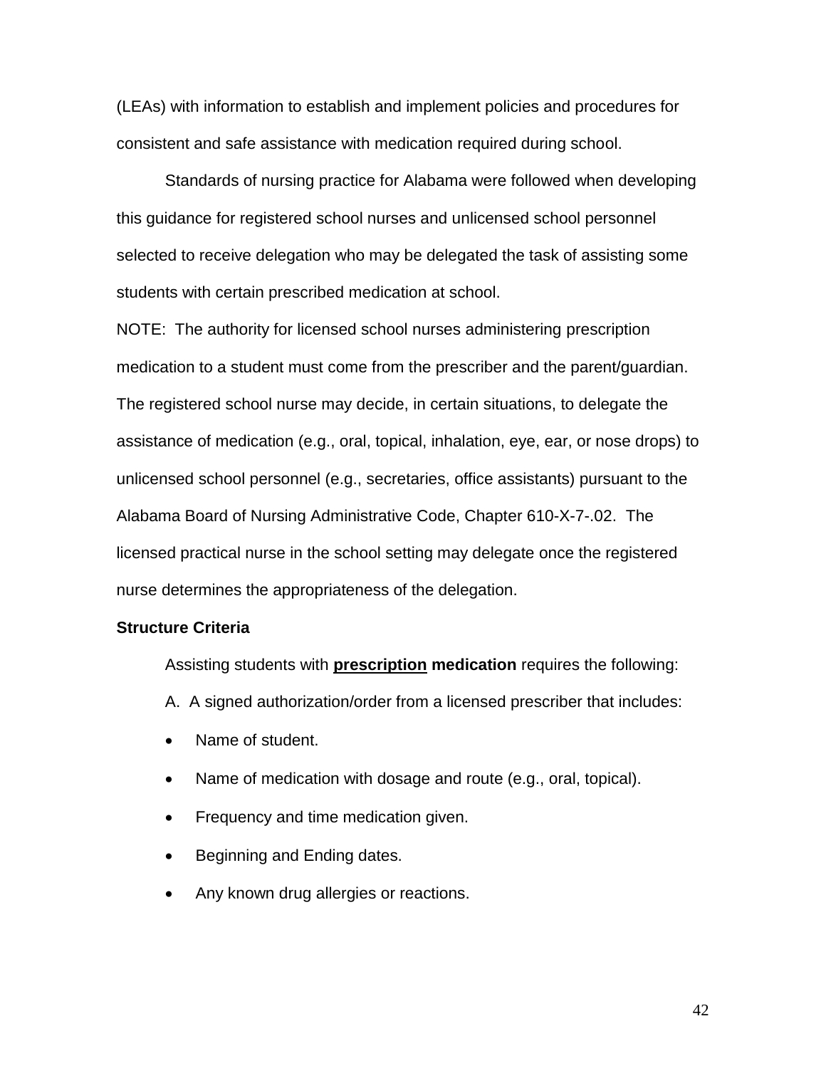(LEAs) with information to establish and implement policies and procedures for consistent and safe assistance with medication required during school.

Standards of nursing practice for Alabama were followed when developing this guidance for registered school nurses and unlicensed school personnel selected to receive delegation who may be delegated the task of assisting some students with certain prescribed medication at school.

NOTE: The authority for licensed school nurses administering prescription medication to a student must come from the prescriber and the parent/guardian. The registered school nurse may decide, in certain situations, to delegate the assistance of medication (e.g., oral, topical, inhalation, eye, ear, or nose drops) to unlicensed school personnel (e.g., secretaries, office assistants) pursuant to the Alabama Board of Nursing Administrative Code, Chapter 610-X-7-.02. The licensed practical nurse in the school setting may delegate once the registered nurse determines the appropriateness of the delegation.

**Structure Criteria**

Assisting students with **<u>prescription</u> medication** requires the following:

A. A signed authorization/order from a licensed prescriber that includes:

- Name of student.
- Name of medication with dosage and route (e.g., oral, topical).
- Frequency and time medication given.
- Beginning and Ending dates.
- Any known drug allergies or reactions.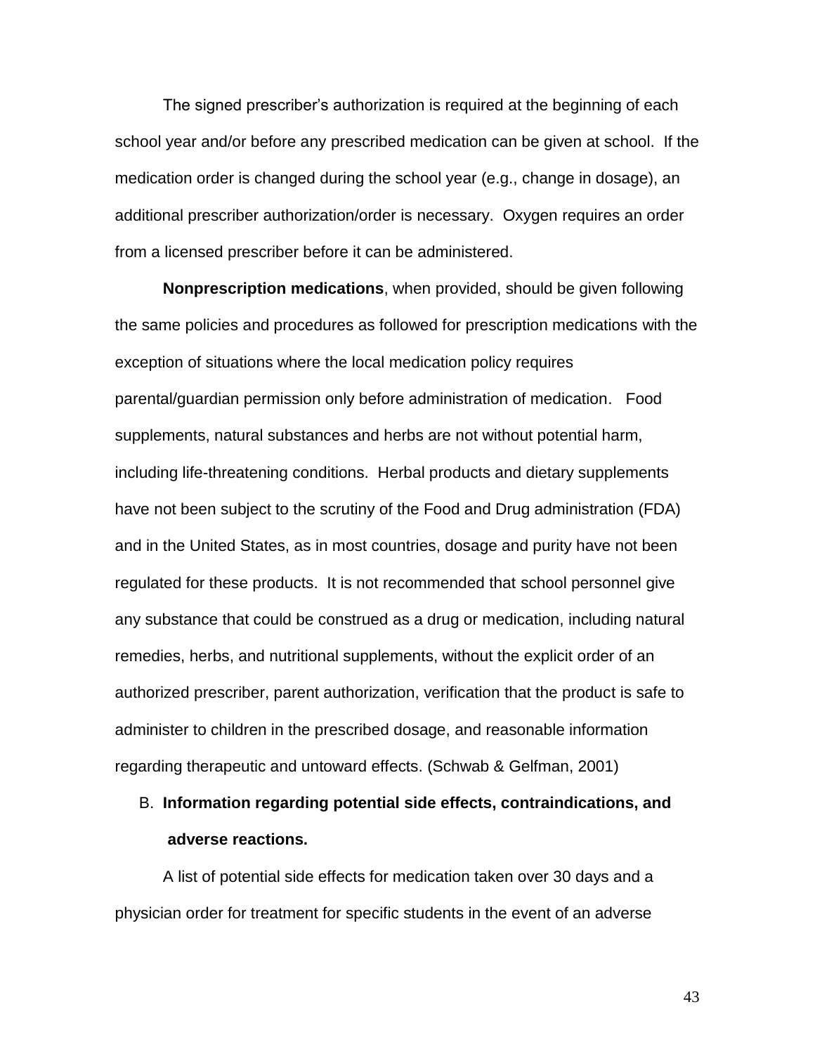The signed prescriber's authorization is required at the beginning of each school year and/or before any prescribed medication can be given at school. If the medication order is changed during the school year (e.g., change in dosage), an additional prescriber authorization/order is necessary. Oxygen requires an order from a licensed prescriber before it can be administered.

**Nonprescription medications**, when provided, should be given following the same policies and procedures as followed for prescription medications with the exception of situations where the local medication policy requires parental/guardian permission only before administration of medication. Food supplements, natural substances and herbs are not without potential harm, including life-threatening conditions. Herbal products and dietary supplements have not been subject to the scrutiny of the Food and Drug administration (FDA) and in the United States, as in most countries, dosage and purity have not been regulated for these products. It is not recommended that school personnel give any substance that could be construed as a drug or medication, including natural remedies, herbs, and nutritional supplements, without the explicit order of an authorized prescriber, parent authorization, verification that the product is safe to administer to children in the prescribed dosage, and reasonable information regarding therapeutic and untoward effects. (Schwab & Gelfman, 2001)

B. **Information regarding potential side effects, contraindications, and adverse reactions.**

A list of potential side effects for medication taken over 30 days and a physician order for treatment for specific students in the event of an adverse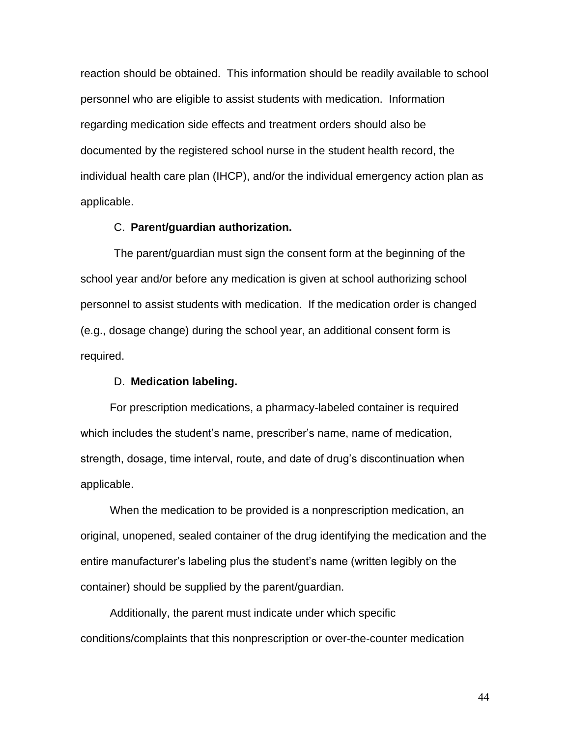reaction should be obtained. This information should be readily available to school personnel who are eligible to assist students with medication. Information regarding medication side effects and treatment orders should also be documented by the registered school nurse in the student health record, the individual health care plan (IHCP), and/or the individual emergency action plan as applicable.

C. **Parent/guardian authorization.**

The parent/guardian must sign the consent form at the beginning of the school year and/or before any medication is given at school authorizing school personnel to assist students with medication. If the medication order is changed (e.g., dosage change) during the school year, an additional consent form is required.

D. **Medication labeling.**

For prescription medications, a pharmacy-labeled container is required which includes the student's name, prescriber's name, name of medication, strength, dosage, time interval, route, and date of drug's discontinuation when applicable.

When the medication to be provided is a nonprescription medication, an original, unopened, sealed container of the drug identifying the medication and the entire manufacturer's labeling plus the student's name (written legibly on the container) should be supplied by the parent/guardian.

Additionally, the parent must indicate under which specific conditions/complaints that this nonprescription or over-the-counter medication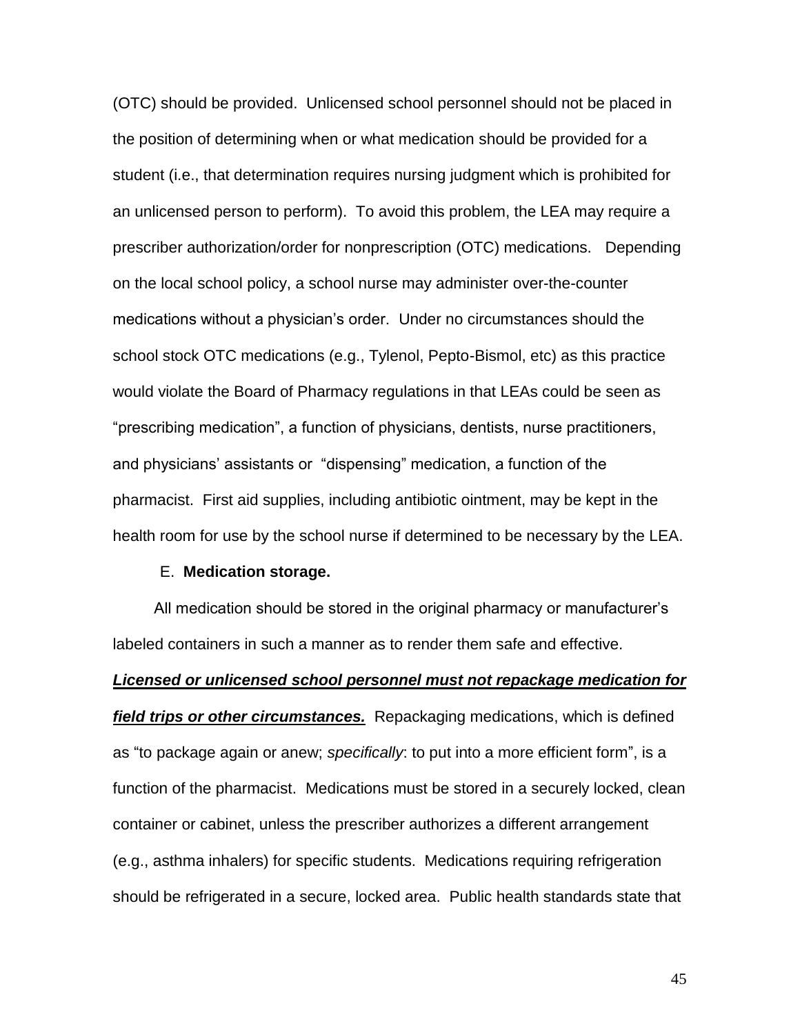(OTC) should be provided. Unlicensed school personnel should not be placed in the position of determining when or what medication should be provided for a student (i.e., that determination requires nursing judgment which is prohibited for an unlicensed person to perform). To avoid this problem, the LEA may require a prescriber authorization/order for nonprescription (OTC) medications. Depending on the local school policy, a school nurse may administer over-the-counter medications without a physician's order. Under no circumstances should the school stock OTC medications (e.g., Tylenol, Pepto-Bismol, etc) as this practice would violate the Board of Pharmacy regulations in that LEAs could be seen as "prescribing medication", a function of physicians, dentists, nurse practitioners, and physicians' assistants or "dispensing" medication, a function of the pharmacist. First aid supplies, including antibiotic ointment, may be kept in the health room for use by the school nurse if determined to be necessary by the LEA.

E. **Medication storage.**

All medication should be stored in the original pharmacy or manufacturer's labeled containers in such a manner as to render them safe and effective. ***<u>Licensed or unlicensed school personnel must not repackage medication for field trips or other circumstances.</u>*** Repackaging medications, which is defined as "to package again or anew; *specifically*: to put into a more efficient form", is a function of the pharmacist. Medications must be stored in a securely locked, clean container or cabinet, unless the prescriber authorizes a different arrangement (e.g., asthma inhalers) for specific students. Medications requiring refrigeration should be refrigerated in a secure, locked area. Public health standards state that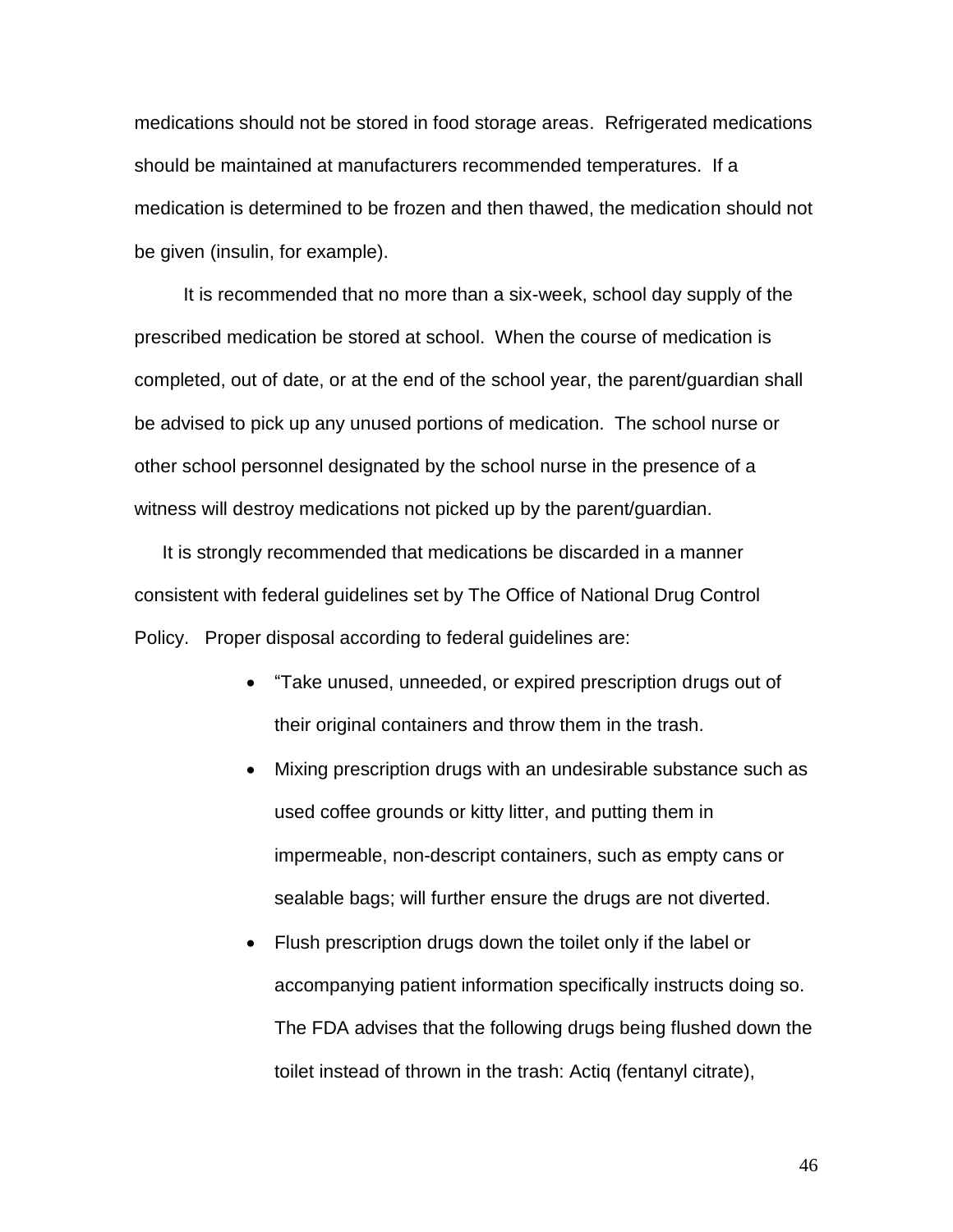medications should not be stored in food storage areas. Refrigerated medications should be maintained at manufacturers recommended temperatures. If a medication is determined to be frozen and then thawed, the medication should not be given (insulin, for example).

It is recommended that no more than a six-week, school day supply of the prescribed medication be stored at school. When the course of medication is completed, out of date, or at the end of the school year, the parent/guardian shall be advised to pick up any unused portions of medication. The school nurse or other school personnel designated by the school nurse in the presence of a witness will destroy medications not picked up by the parent/guardian.

It is strongly recommended that medications be discarded in a manner consistent with federal guidelines set by The Office of National Drug Control Policy. Proper disposal according to federal guidelines are:

- "Take unused, unneeded, or expired prescription drugs out of their original containers and throw them in the trash.
- Mixing prescription drugs with an undesirable substance such as used coffee grounds or kitty litter, and putting them in impermeable, non-descript containers, such as empty cans or sealable bags; will further ensure the drugs are not diverted.
- Flush prescription drugs down the toilet only if the label or accompanying patient information specifically instructs doing so. The FDA advises that the following drugs being flushed down the toilet instead of thrown in the trash: Actiq (fentanyl citrate),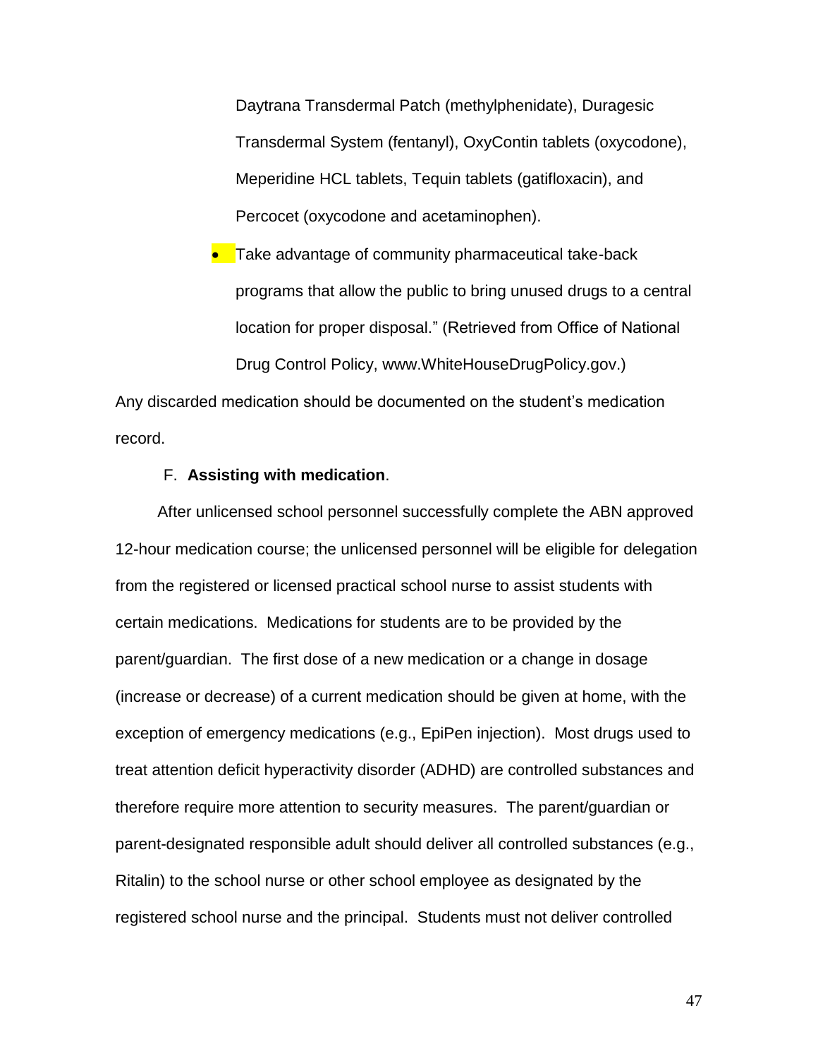Daytrana Transdermal Patch (methylphenidate), Duragesic Transdermal System (fentanyl), OxyContin tablets (oxycodone), Meperidine HCL tablets, Tequin tablets (gatifloxacin), and Percocet (oxycodone and acetaminophen).

- Take advantage of community pharmaceutical take-back programs that allow the public to bring unused drugs to a central location for proper disposal." (Retrieved from Office of National Drug Control Policy, www.WhiteHouseDrugPolicy.gov.)

Any discarded medication should be documented on the student's medication record.

F. **Assisting with medication**.

After unlicensed school personnel successfully complete the ABN approved 12-hour medication course; the unlicensed personnel will be eligible for delegation from the registered or licensed practical school nurse to assist students with certain medications. Medications for students are to be provided by the parent/guardian. The first dose of a new medication or a change in dosage (increase or decrease) of a current medication should be given at home, with the exception of emergency medications (e.g., EpiPen injection). Most drugs used to treat attention deficit hyperactivity disorder (ADHD) are controlled substances and therefore require more attention to security measures. The parent/guardian or parent-designated responsible adult should deliver all controlled substances (e.g., Ritalin) to the school nurse or other school employee as designated by the registered school nurse and the principal. Students must not deliver controlled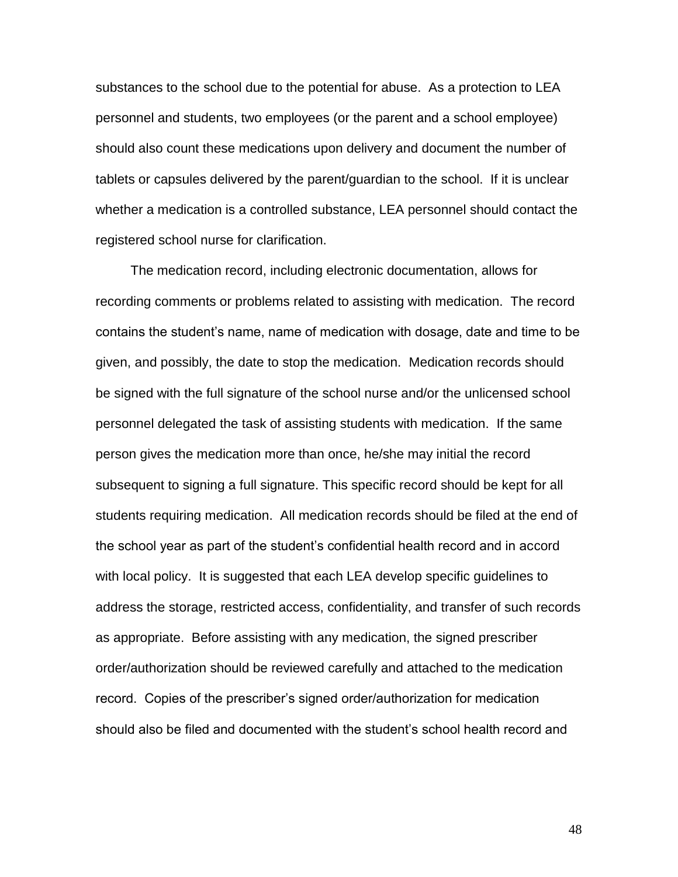substances to the school due to the potential for abuse. As a protection to LEA personnel and students, two employees (or the parent and a school employee) should also count these medications upon delivery and document the number of tablets or capsules delivered by the parent/guardian to the school. If it is unclear whether a medication is a controlled substance, LEA personnel should contact the registered school nurse for clarification.

The medication record, including electronic documentation, allows for recording comments or problems related to assisting with medication. The record contains the student's name, name of medication with dosage, date and time to be given, and possibly, the date to stop the medication. Medication records should be signed with the full signature of the school nurse and/or the unlicensed school personnel delegated the task of assisting students with medication. If the same person gives the medication more than once, he/she may initial the record subsequent to signing a full signature. This specific record should be kept for all students requiring medication. All medication records should be filed at the end of the school year as part of the student's confidential health record and in accord with local policy. It is suggested that each LEA develop specific guidelines to address the storage, restricted access, confidentiality, and transfer of such records as appropriate. Before assisting with any medication, the signed prescriber order/authorization should be reviewed carefully and attached to the medication record. Copies of the prescriber's signed order/authorization for medication should also be filed and documented with the student's school health record and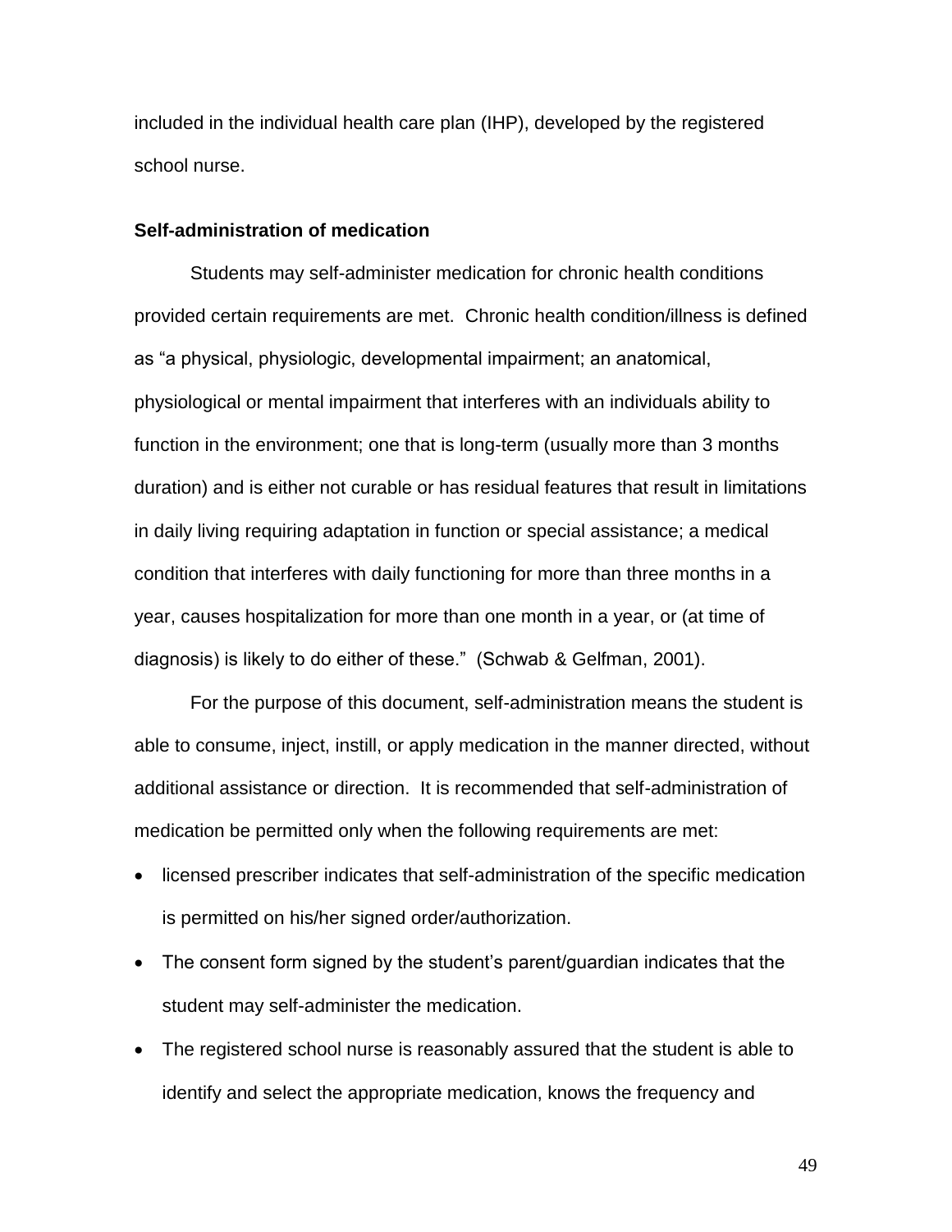included in the individual health care plan (IHP), developed by the registered school nurse.

**Self-administration of medication**

Students may self-administer medication for chronic health conditions provided certain requirements are met. Chronic health condition/illness is defined as "a physical, physiologic, developmental impairment; an anatomical, physiological or mental impairment that interferes with an individuals ability to function in the environment; one that is long-term (usually more than 3 months duration) and is either not curable or has residual features that result in limitations in daily living requiring adaptation in function or special assistance; a medical condition that interferes with daily functioning for more than three months in a year, causes hospitalization for more than one month in a year, or (at time of diagnosis) is likely to do either of these." (Schwab & Gelfman, 2001).

For the purpose of this document, self-administration means the student is able to consume, inject, instill, or apply medication in the manner directed, without additional assistance or direction. It is recommended that self-administration of medication be permitted only when the following requirements are met:

- licensed prescriber indicates that self-administration of the specific medication is permitted on his/her signed order/authorization.
- The consent form signed by the student's parent/guardian indicates that the student may self-administer the medication.
- The registered school nurse is reasonably assured that the student is able to identify and select the appropriate medication, knows the frequency and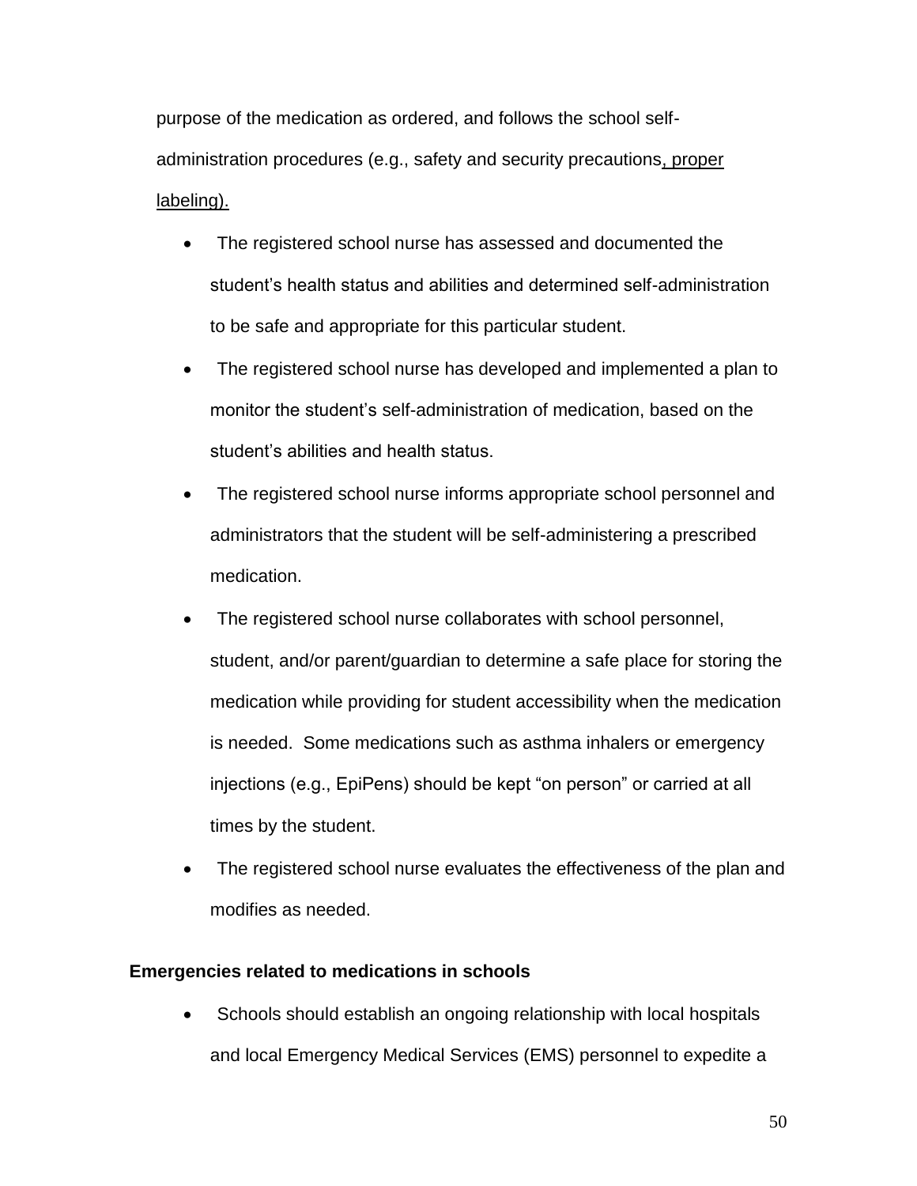purpose of the medication as ordered, and follows the school self-administration procedures (e.g., safety and security precautions, proper labeling).

- The registered school nurse has assessed and documented the student's health status and abilities and determined self-administration to be safe and appropriate for this particular student.
- The registered school nurse has developed and implemented a plan to monitor the student's self-administration of medication, based on the student's abilities and health status.
- The registered school nurse informs appropriate school personnel and administrators that the student will be self-administering a prescribed medication.
- The registered school nurse collaborates with school personnel, student, and/or parent/guardian to determine a safe place for storing the medication while providing for student accessibility when the medication is needed. Some medications such as asthma inhalers or emergency injections (e.g., EpiPens) should be kept "on person" or carried at all times by the student.
- The registered school nurse evaluates the effectiveness of the plan and modifies as needed.

**Emergencies related to medications in schools**

- Schools should establish an ongoing relationship with local hospitals and local Emergency Medical Services (EMS) personnel to expedite a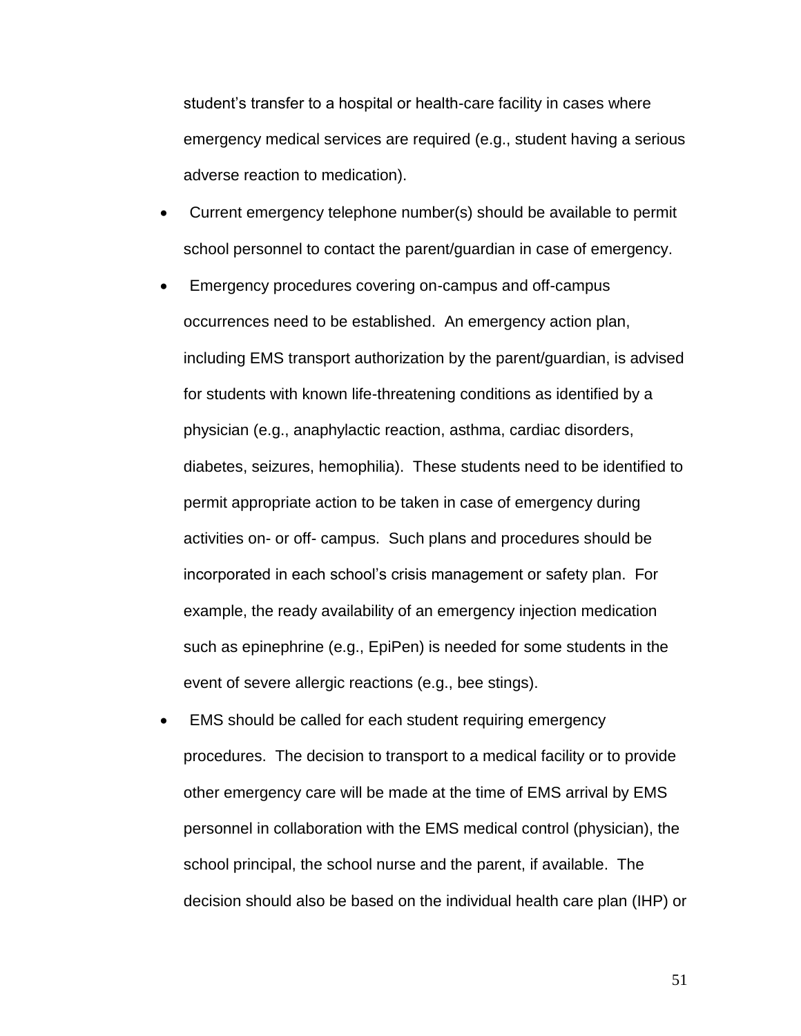student's transfer to a hospital or health-care facility in cases where emergency medical services are required (e.g., student having a serious adverse reaction to medication).

- Current emergency telephone number(s) should be available to permit school personnel to contact the parent/guardian in case of emergency.
- Emergency procedures covering on-campus and off-campus occurrences need to be established. An emergency action plan, including EMS transport authorization by the parent/guardian, is advised for students with known life-threatening conditions as identified by a physician (e.g., anaphylactic reaction, asthma, cardiac disorders, diabetes, seizures, hemophilia). These students need to be identified to permit appropriate action to be taken in case of emergency during activities on- or off- campus. Such plans and procedures should be incorporated in each school's crisis management or safety plan. For example, the ready availability of an emergency injection medication such as epinephrine (e.g., EpiPen) is needed for some students in the event of severe allergic reactions (e.g., bee stings).
- EMS should be called for each student requiring emergency procedures. The decision to transport to a medical facility or to provide other emergency care will be made at the time of EMS arrival by EMS personnel in collaboration with the EMS medical control (physician), the school principal, the school nurse and the parent, if available. The decision should also be based on the individual health care plan (IHP) or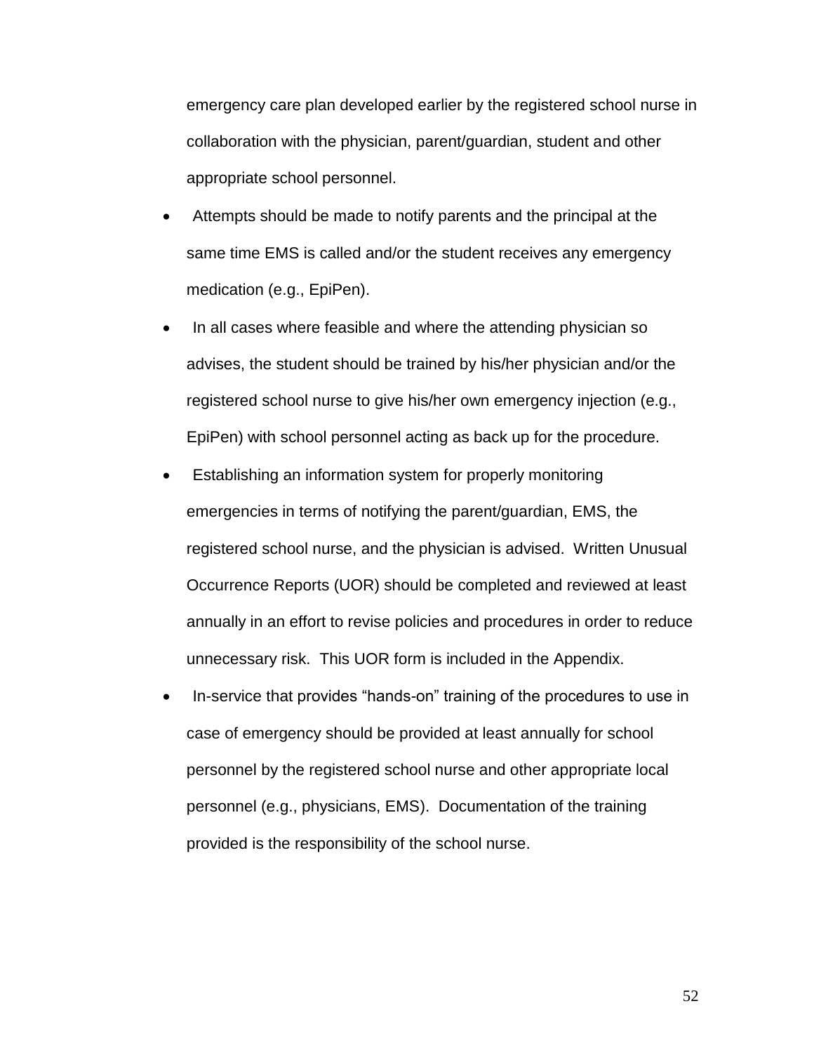emergency care plan developed earlier by the registered school nurse in collaboration with the physician, parent/guardian, student and other appropriate school personnel.

- Attempts should be made to notify parents and the principal at the same time EMS is called and/or the student receives any emergency medication (e.g., EpiPen).
- In all cases where feasible and where the attending physician so advises, the student should be trained by his/her physician and/or the registered school nurse to give his/her own emergency injection (e.g., EpiPen) with school personnel acting as back up for the procedure.
- Establishing an information system for properly monitoring emergencies in terms of notifying the parent/guardian, EMS, the registered school nurse, and the physician is advised. Written Unusual Occurrence Reports (UOR) should be completed and reviewed at least annually in an effort to revise policies and procedures in order to reduce unnecessary risk. This UOR form is included in the Appendix.
- In-service that provides "hands-on" training of the procedures to use in case of emergency should be provided at least annually for school personnel by the registered school nurse and other appropriate local personnel (e.g., physicians, EMS). Documentation of the training provided is the responsibility of the school nurse.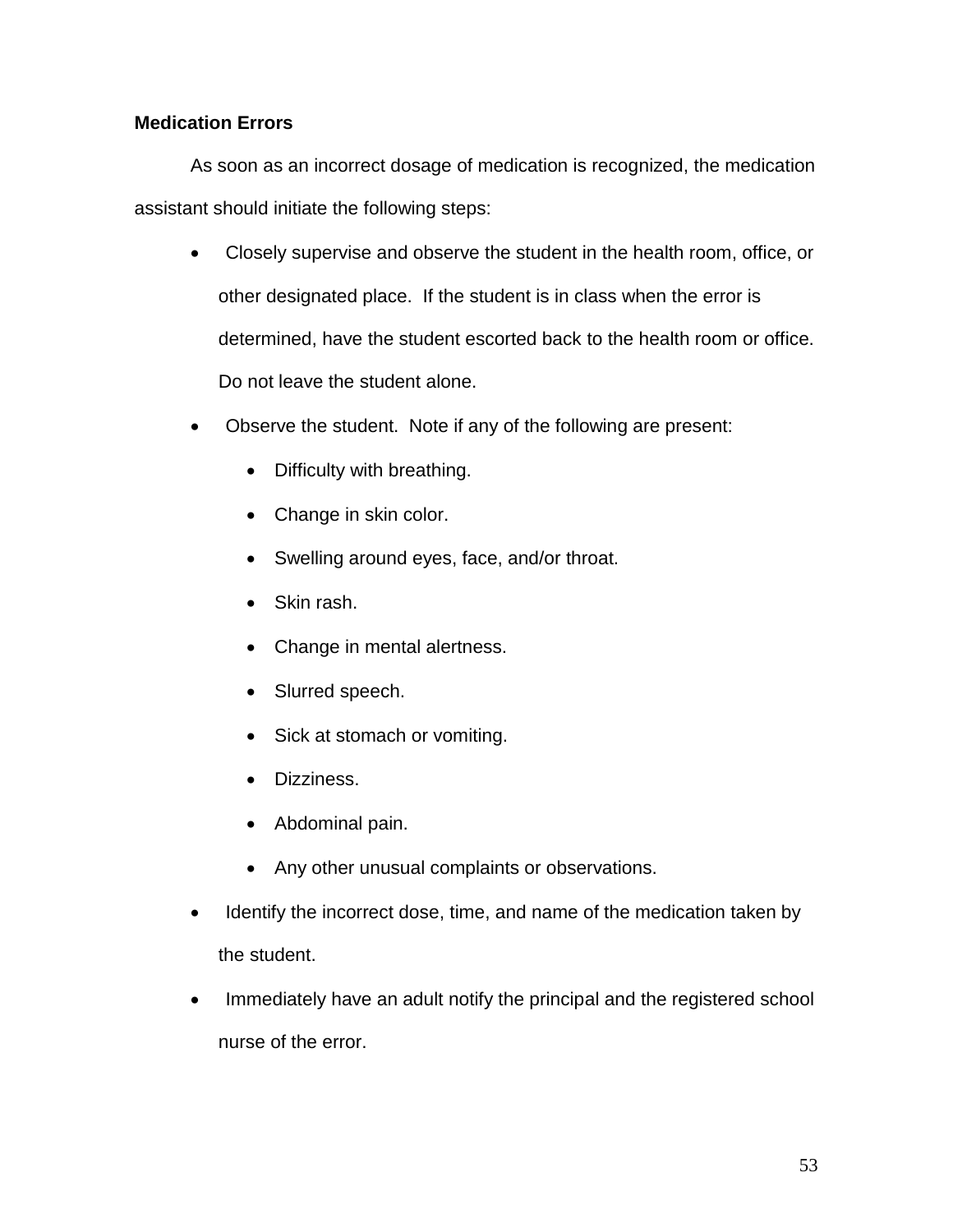**Medication Errors**

As soon as an incorrect dosage of medication is recognized, the medication assistant should initiate the following steps:

- Closely supervise and observe the student in the health room, office, or other designated place. If the student is in class when the error is determined, have the student escorted back to the health room or office. Do not leave the student alone.
- Observe the student. Note if any of the following are present:
  - Difficulty with breathing.
  - Change in skin color.
  - Swelling around eyes, face, and/or throat.
  - Skin rash.
  - Change in mental alertness.
  - Slurred speech.
  - Sick at stomach or vomiting.
  - Dizziness.
  - Abdominal pain.
  - Any other unusual complaints or observations.
- Identify the incorrect dose, time, and name of the medication taken by the student.
- Immediately have an adult notify the principal and the registered school nurse of the error.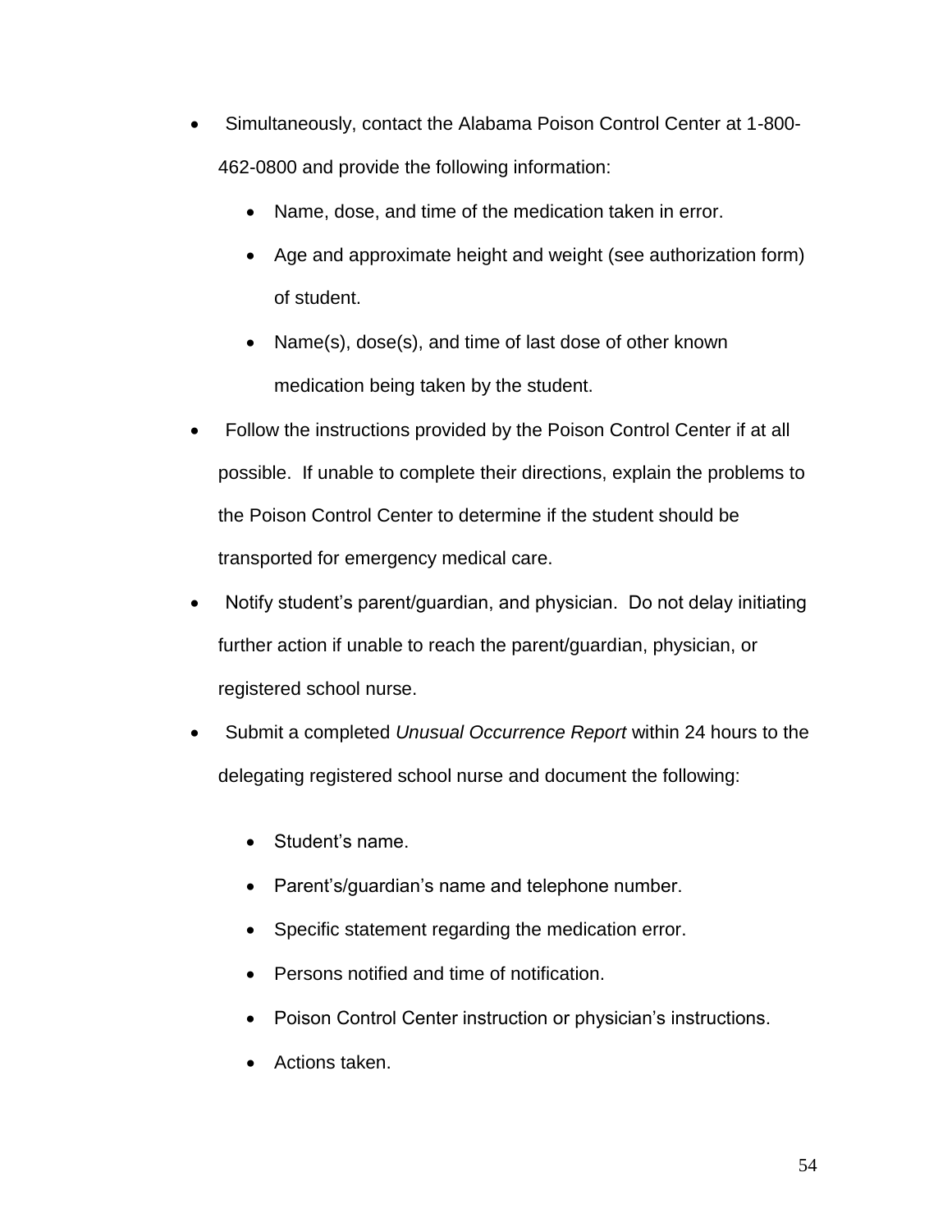- Simultaneously, contact the Alabama Poison Control Center at 1-800-462-0800 and provide the following information:
  - Name, dose, and time of the medication taken in error.
  - Age and approximate height and weight (see authorization form) of student.
  - Name(s), dose(s), and time of last dose of other known medication being taken by the student.
- Follow the instructions provided by the Poison Control Center if at all possible. If unable to complete their directions, explain the problems to the Poison Control Center to determine if the student should be transported for emergency medical care.
- Notify student's parent/guardian, and physician. Do not delay initiating further action if unable to reach the parent/guardian, physician, or registered school nurse.
- Submit a completed *Unusual Occurrence Report* within 24 hours to the delegating registered school nurse and document the following:
  - Student's name.
  - Parent's/guardian's name and telephone number.
  - Specific statement regarding the medication error.
  - Persons notified and time of notification.
  - Poison Control Center instruction or physician's instructions.
  - Actions taken.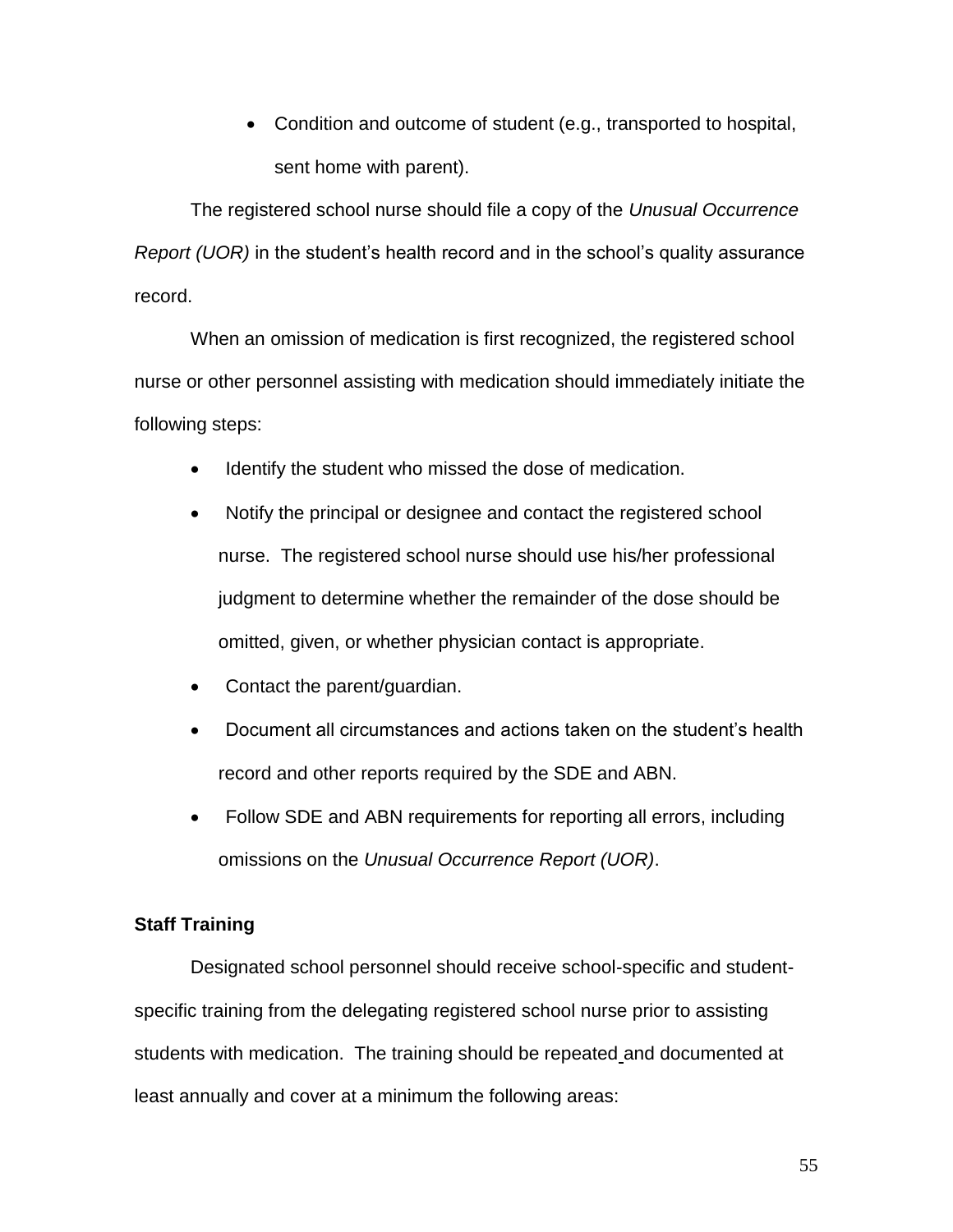- Condition and outcome of student (e.g., transported to hospital, sent home with parent).

The registered school nurse should file a copy of the *Unusual Occurrence Report (UOR)* in the student's health record and in the school's quality assurance record.

When an omission of medication is first recognized, the registered school nurse or other personnel assisting with medication should immediately initiate the following steps:

- Identify the student who missed the dose of medication.
- Notify the principal or designee and contact the registered school nurse. The registered school nurse should use his/her professional judgment to determine whether the remainder of the dose should be omitted, given, or whether physician contact is appropriate.
- Contact the parent/guardian.
- Document all circumstances and actions taken on the student's health record and other reports required by the SDE and ABN.
- Follow SDE and ABN requirements for reporting all errors, including omissions on the *Unusual Occurrence Report (UOR)*.

**Staff Training**

Designated school personnel should receive school-specific and student-specific training from the delegating registered school nurse prior to assisting students with medication. The training should be repeated and documented at least annually and cover at a minimum the following areas: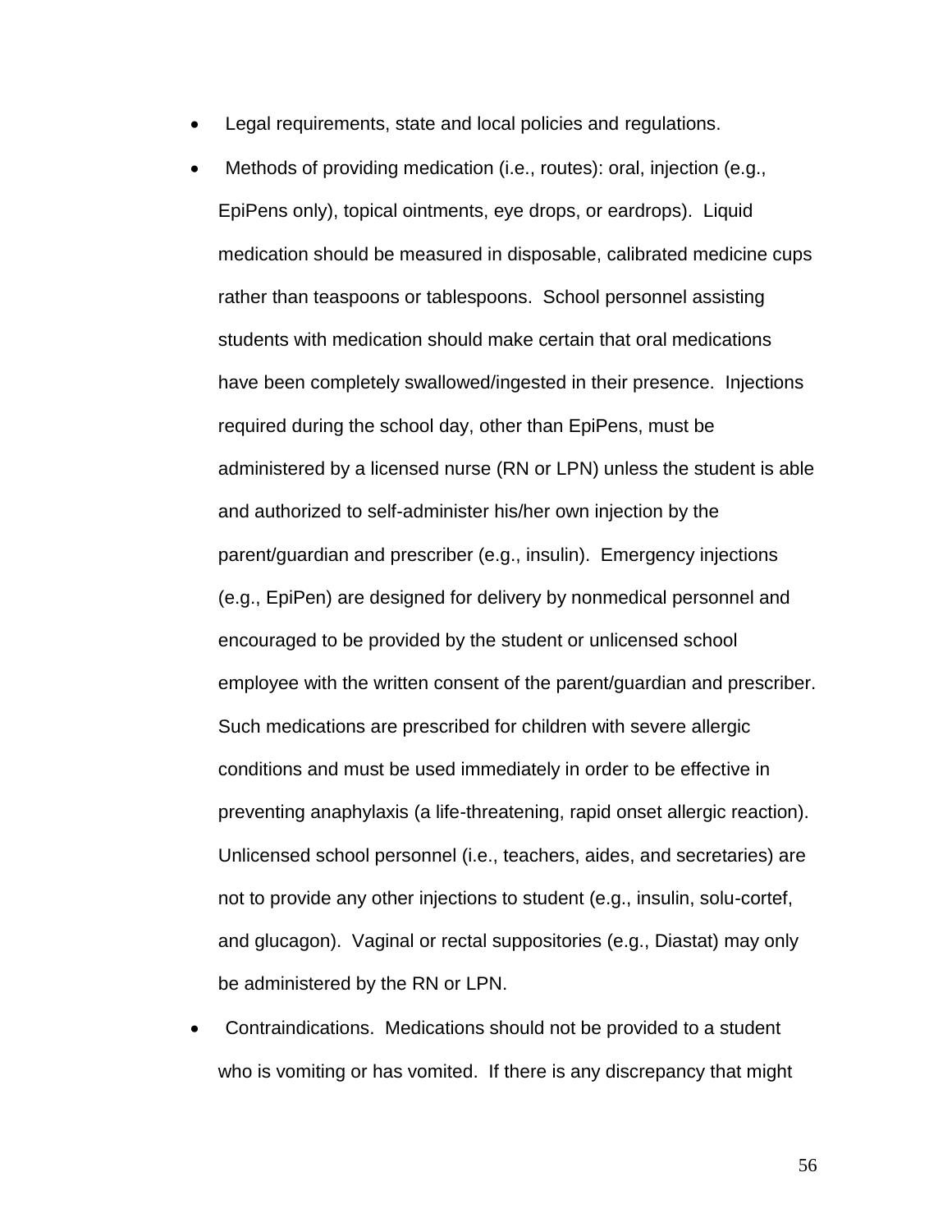- Legal requirements, state and local policies and regulations.
- Methods of providing medication (i.e., routes): oral, injection (e.g., EpiPens only), topical ointments, eye drops, or eardrops). Liquid medication should be measured in disposable, calibrated medicine cups rather than teaspoons or tablespoons. School personnel assisting students with medication should make certain that oral medications have been completely swallowed/ingested in their presence. Injections required during the school day, other than EpiPens, must be administered by a licensed nurse (RN or LPN) unless the student is able and authorized to self-administer his/her own injection by the parent/guardian and prescriber (e.g., insulin). Emergency injections (e.g., EpiPen) are designed for delivery by nonmedical personnel and encouraged to be provided by the student or unlicensed school employee with the written consent of the parent/guardian and prescriber. Such medications are prescribed for children with severe allergic conditions and must be used immediately in order to be effective in preventing anaphylaxis (a life-threatening, rapid onset allergic reaction). Unlicensed school personnel (i.e., teachers, aides, and secretaries) are not to provide any other injections to student (e.g., insulin, solu-cortef, and glucagon). Vaginal or rectal suppositories (e.g., Diastat) may only be administered by the RN or LPN.
- Contraindications. Medications should not be provided to a student who is vomiting or has vomited. If there is any discrepancy that might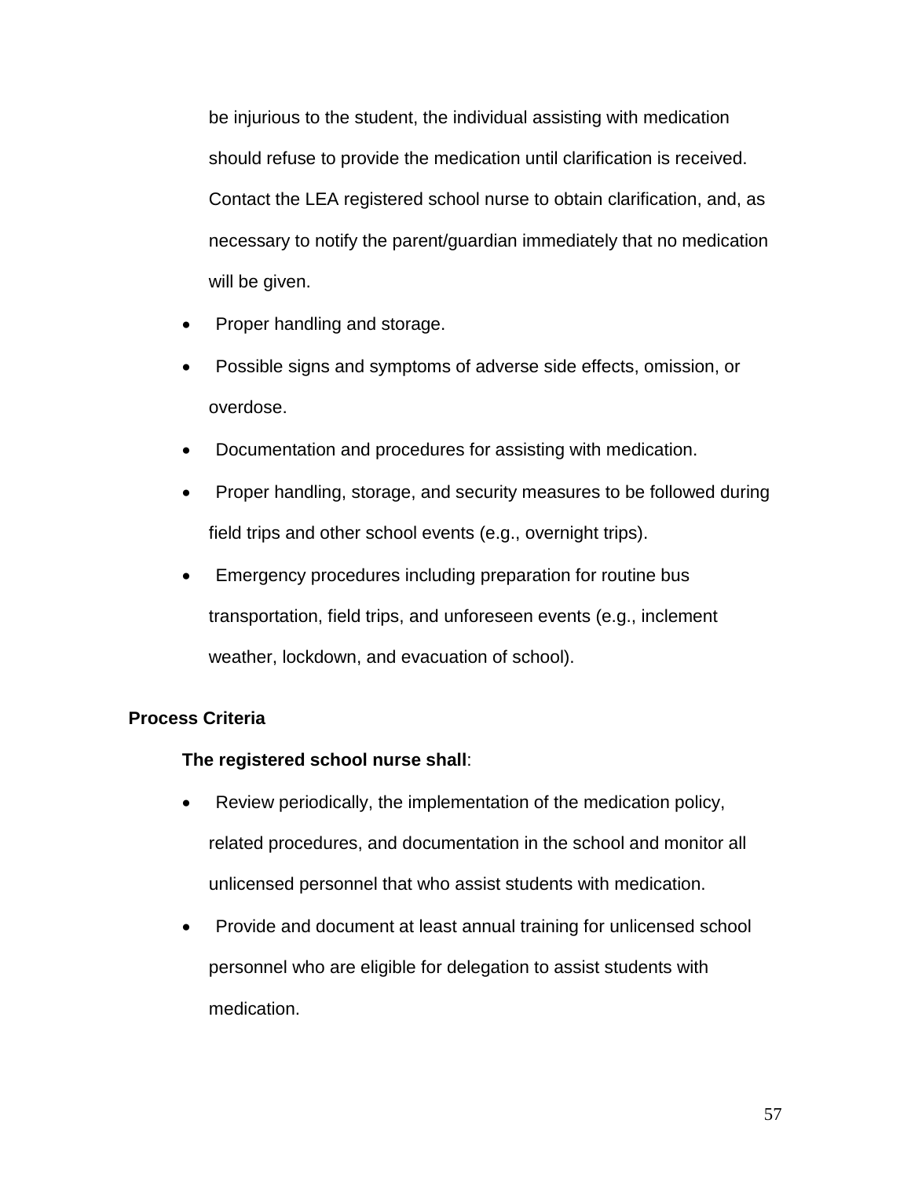be injurious to the student, the individual assisting with medication should refuse to provide the medication until clarification is received. Contact the LEA registered school nurse to obtain clarification, and, as necessary to notify the parent/guardian immediately that no medication will be given.

- Proper handling and storage.
- Possible signs and symptoms of adverse side effects, omission, or overdose.
- Documentation and procedures for assisting with medication.
- Proper handling, storage, and security measures to be followed during field trips and other school events (e.g., overnight trips).
- Emergency procedures including preparation for routine bus transportation, field trips, and unforeseen events (e.g., inclement weather, lockdown, and evacuation of school).

**Process Criteria**

**The registered school nurse shall**:

- Review periodically, the implementation of the medication policy, related procedures, and documentation in the school and monitor all unlicensed personnel that who assist students with medication.
- Provide and document at least annual training for unlicensed school personnel who are eligible for delegation to assist students with medication.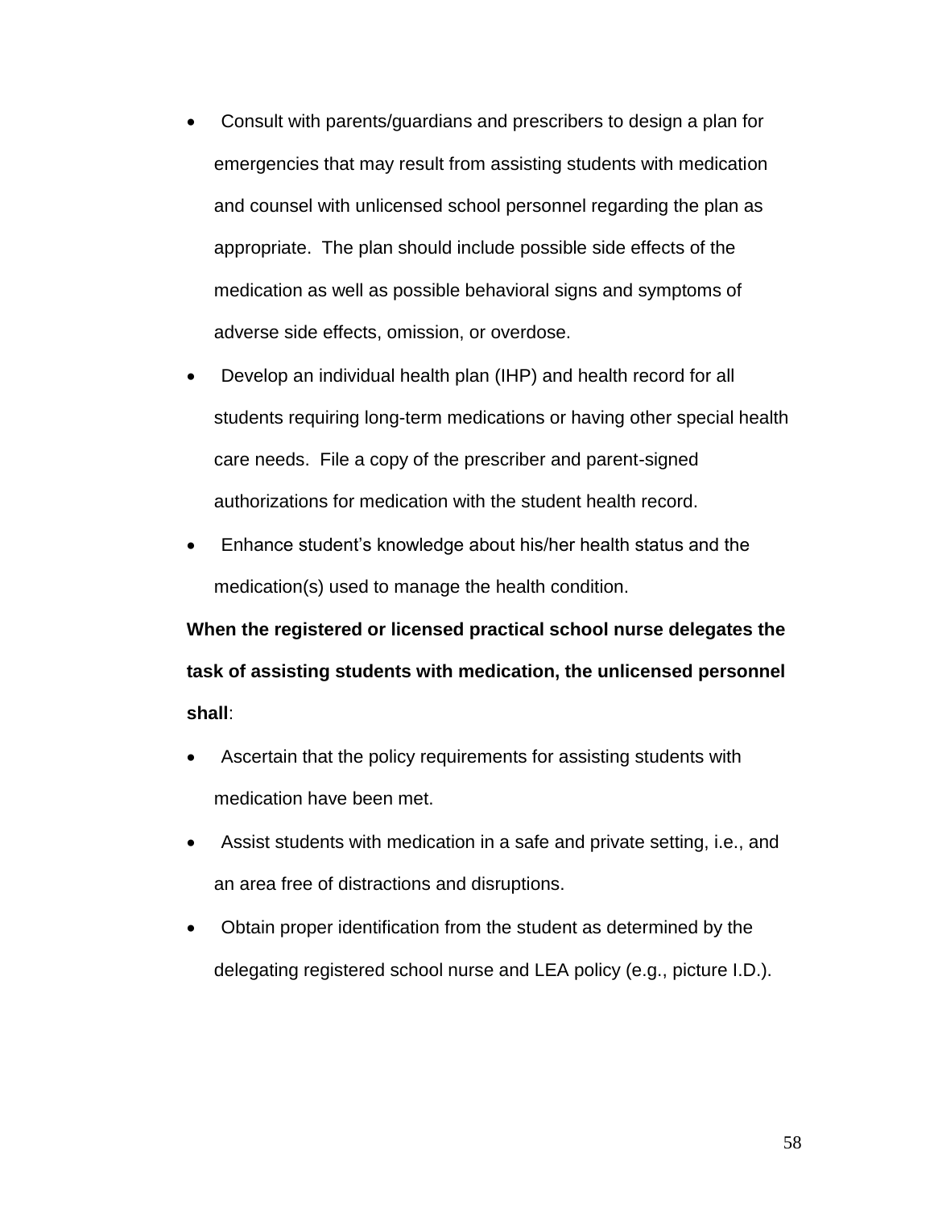- Consult with parents/guardians and prescribers to design a plan for emergencies that may result from assisting students with medication and counsel with unlicensed school personnel regarding the plan as appropriate. The plan should include possible side effects of the medication as well as possible behavioral signs and symptoms of adverse side effects, omission, or overdose.
- Develop an individual health plan (IHP) and health record for all students requiring long-term medications or having other special health care needs. File a copy of the prescriber and parent-signed authorizations for medication with the student health record.
- Enhance student's knowledge about his/her health status and the medication(s) used to manage the health condition.

**When the registered or licensed practical school nurse delegates the task of assisting students with medication, the unlicensed personnel shall**:

- Ascertain that the policy requirements for assisting students with medication have been met.
- Assist students with medication in a safe and private setting, i.e., and an area free of distractions and disruptions.
- Obtain proper identification from the student as determined by the delegating registered school nurse and LEA policy (e.g., picture I.D.).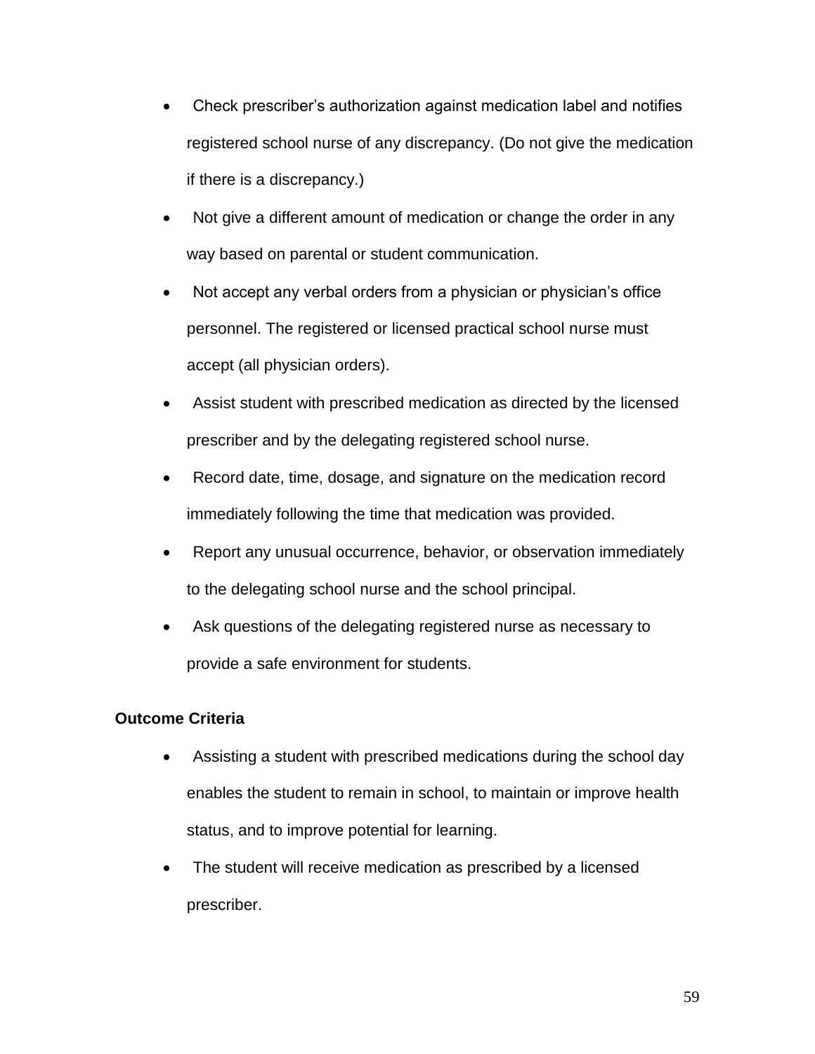- Check prescriber's authorization against medication label and notifies registered school nurse of any discrepancy. (Do not give the medication if there is a discrepancy.)
- Not give a different amount of medication or change the order in any way based on parental or student communication.
- Not accept any verbal orders from a physician or physician's office personnel. The registered or licensed practical school nurse must accept (all physician orders).
- Assist student with prescribed medication as directed by the licensed prescriber and by the delegating registered school nurse.
- Record date, time, dosage, and signature on the medication record immediately following the time that medication was provided.
- Report any unusual occurrence, behavior, or observation immediately to the delegating school nurse and the school principal.
- Ask questions of the delegating registered nurse as necessary to provide a safe environment for students.

**Outcome Criteria**

- Assisting a student with prescribed medications during the school day enables the student to remain in school, to maintain or improve health status, and to improve potential for learning.
- The student will receive medication as prescribed by a licensed prescriber.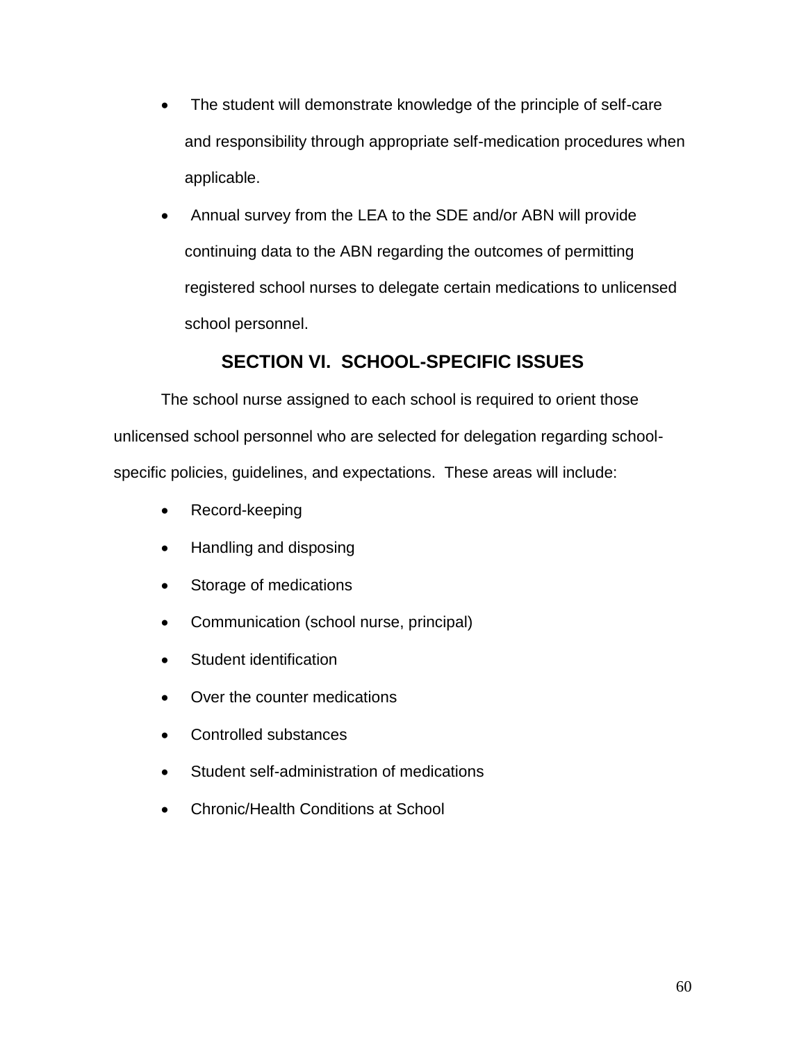- The student will demonstrate knowledge of the principle of self-care and responsibility through appropriate self-medication procedures when applicable.
- Annual survey from the LEA to the SDE and/or ABN will provide continuing data to the ABN regarding the outcomes of permitting registered school nurses to delegate certain medications to unlicensed school personnel.

## SECTION VI. SCHOOL-SPECIFIC ISSUES

The school nurse assigned to each school is required to orient those unlicensed school personnel who are selected for delegation regarding school-specific policies, guidelines, and expectations. These areas will include:

- Record-keeping
- Handling and disposing
- Storage of medications
- Communication (school nurse, principal)
- Student identification
- Over the counter medications
- Controlled substances
- Student self-administration of medications
- Chronic/Health Conditions at School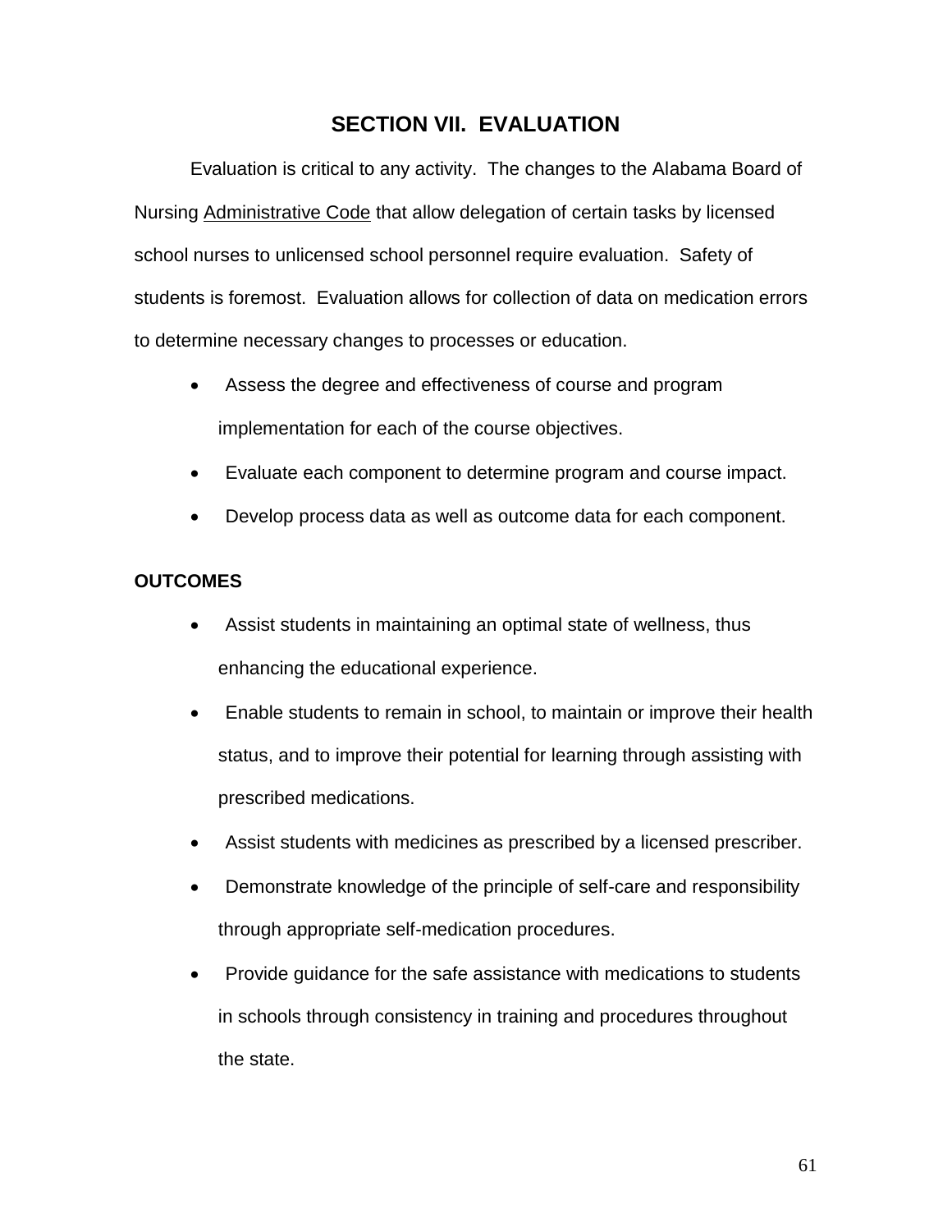# SECTION VII. EVALUATION

Evaluation is critical to any activity. The changes to the Alabama Board of Nursing Administrative Code that allow delegation of certain tasks by licensed school nurses to unlicensed school personnel require evaluation. Safety of students is foremost. Evaluation allows for collection of data on medication errors to determine necessary changes to processes or education.

- Assess the degree and effectiveness of course and program implementation for each of the course objectives.
- Evaluate each component to determine program and course impact.
- Develop process data as well as outcome data for each component.

**OUTCOMES**

- Assist students in maintaining an optimal state of wellness, thus enhancing the educational experience.
- Enable students to remain in school, to maintain or improve their health status, and to improve their potential for learning through assisting with prescribed medications.
- Assist students with medicines as prescribed by a licensed prescriber.
- Demonstrate knowledge of the principle of self-care and responsibility through appropriate self-medication procedures.
- Provide guidance for the safe assistance with medications to students in schools through consistency in training and procedures throughout the state.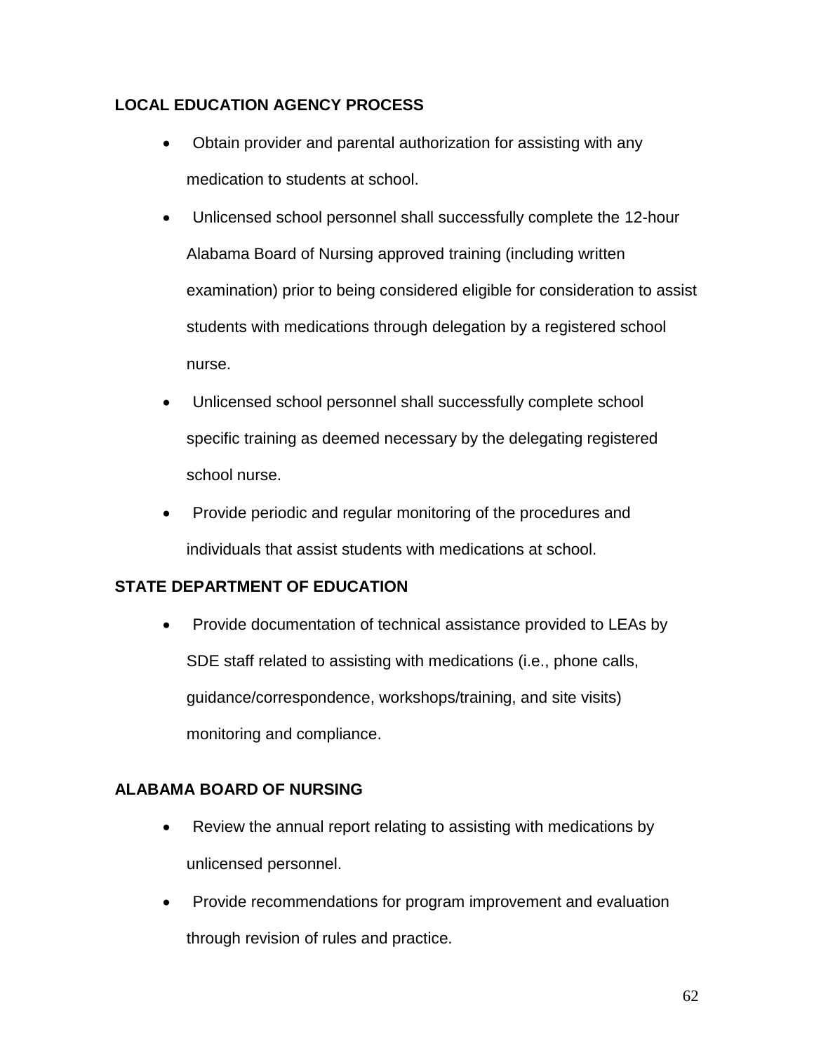**LOCAL EDUCATION AGENCY PROCESS**

- Obtain provider and parental authorization for assisting with any medication to students at school.
- Unlicensed school personnel shall successfully complete the 12-hour Alabama Board of Nursing approved training (including written examination) prior to being considered eligible for consideration to assist students with medications through delegation by a registered school nurse.
- Unlicensed school personnel shall successfully complete school specific training as deemed necessary by the delegating registered school nurse.
- Provide periodic and regular monitoring of the procedures and individuals that assist students with medications at school.

**STATE DEPARTMENT OF EDUCATION**

- Provide documentation of technical assistance provided to LEAs by SDE staff related to assisting with medications (i.e., phone calls, guidance/correspondence, workshops/training, and site visits) monitoring and compliance.

**ALABAMA BOARD OF NURSING**

- Review the annual report relating to assisting with medications by unlicensed personnel.
- Provide recommendations for program improvement and evaluation through revision of rules and practice.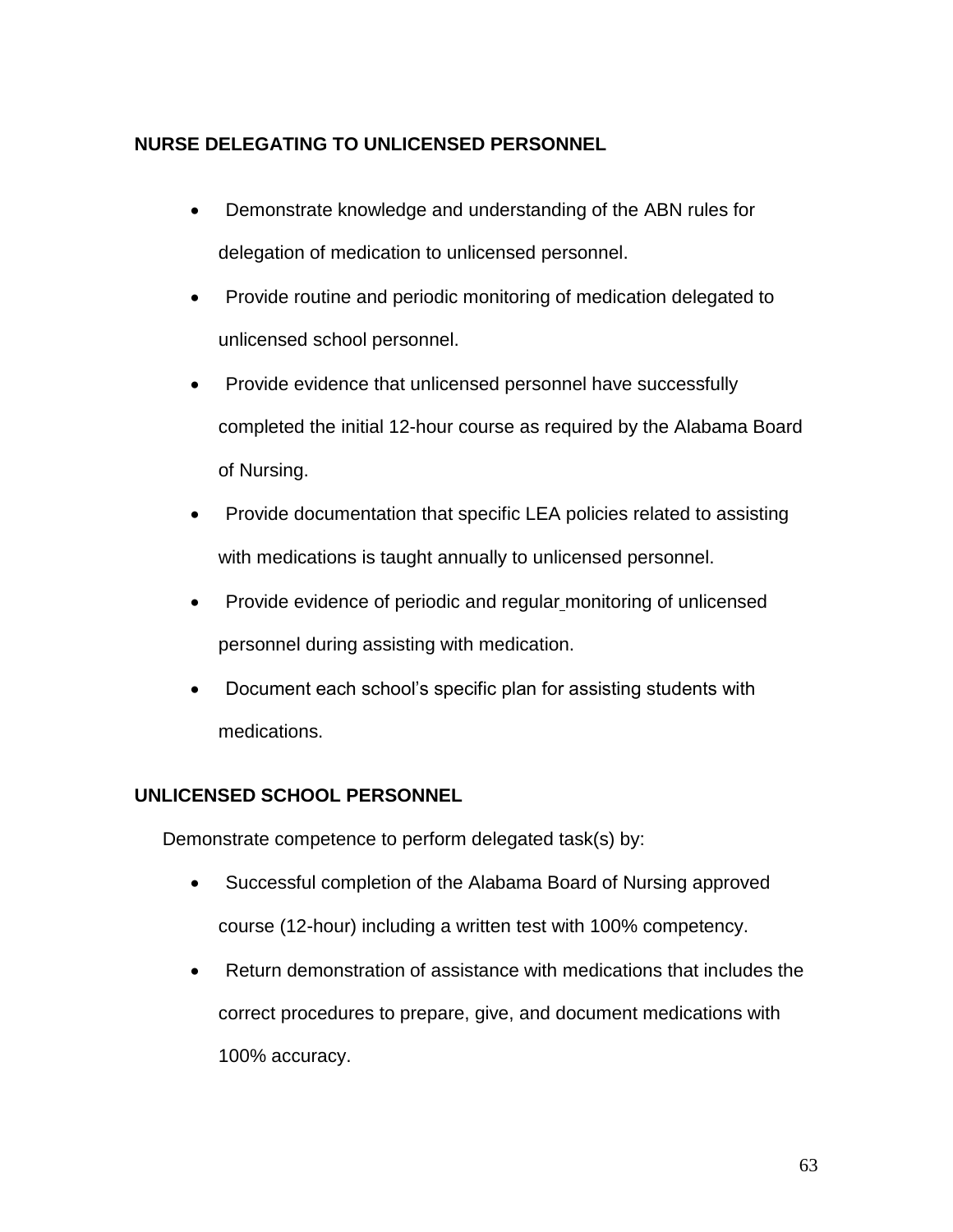**NURSE DELEGATING TO UNLICENSED PERSONNEL**

- Demonstrate knowledge and understanding of the ABN rules for delegation of medication to unlicensed personnel.
- Provide routine and periodic monitoring of medication delegated to unlicensed school personnel.
- Provide evidence that unlicensed personnel have successfully completed the initial 12-hour course as required by the Alabama Board of Nursing.
- Provide documentation that specific LEA policies related to assisting with medications is taught annually to unlicensed personnel.
- Provide evidence of periodic and regular monitoring of unlicensed personnel during assisting with medication.
- Document each school's specific plan for assisting students with medications.

**UNLICENSED SCHOOL PERSONNEL**

Demonstrate competence to perform delegated task(s) by:

- Successful completion of the Alabama Board of Nursing approved course (12-hour) including a written test with 100% competency.
- Return demonstration of assistance with medications that includes the correct procedures to prepare, give, and document medications with 100% accuracy.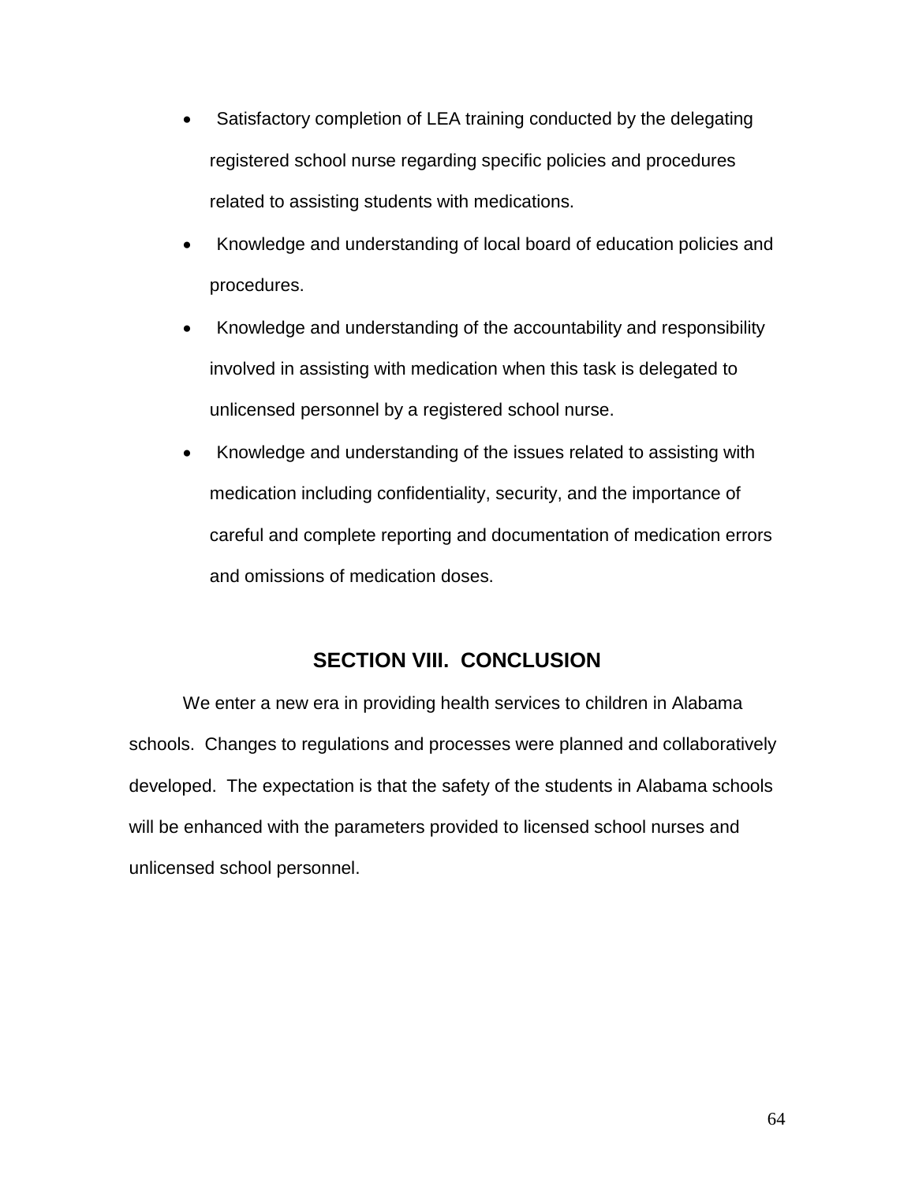- Satisfactory completion of LEA training conducted by the delegating registered school nurse regarding specific policies and procedures related to assisting students with medications.
- Knowledge and understanding of local board of education policies and procedures.
- Knowledge and understanding of the accountability and responsibility involved in assisting with medication when this task is delegated to unlicensed personnel by a registered school nurse.
- Knowledge and understanding of the issues related to assisting with medication including confidentiality, security, and the importance of careful and complete reporting and documentation of medication errors and omissions of medication doses.

## SECTION VIII. CONCLUSION

We enter a new era in providing health services to children in Alabama schools. Changes to regulations and processes were planned and collaboratively developed. The expectation is that the safety of the students in Alabama schools will be enhanced with the parameters provided to licensed school nurses and unlicensed school personnel.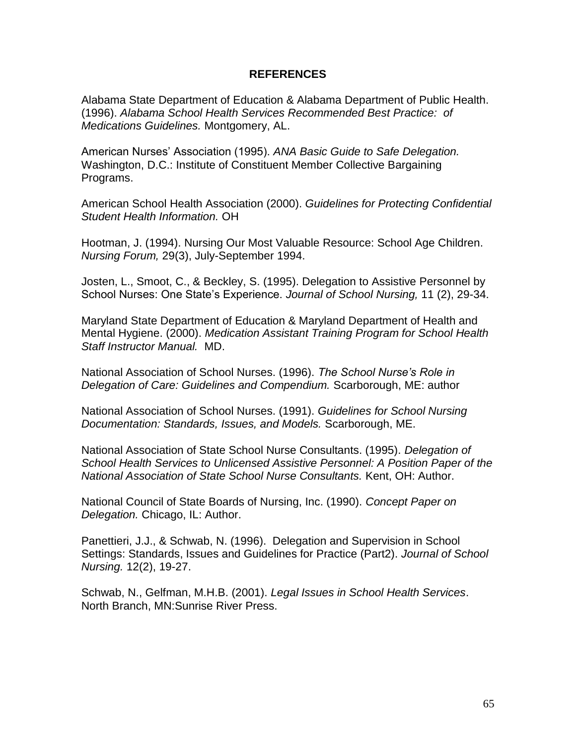# REFERENCES

Alabama State Department of Education & Alabama Department of Public Health. (1996). *Alabama School Health Services Recommended Best Practice: of Medications Guidelines.* Montgomery, AL.

American Nurses' Association (1995). *ANA Basic Guide to Safe Delegation.* Washington, D.C.: Institute of Constituent Member Collective Bargaining Programs.

American School Health Association (2000). *Guidelines for Protecting Confidential Student Health Information.* OH

Hootman, J. (1994). Nursing Our Most Valuable Resource: School Age Children. *Nursing Forum,* 29(3), July-September 1994.

Josten, L., Smoot, C., & Beckley, S. (1995). Delegation to Assistive Personnel by School Nurses: One State's Experience. *Journal of School Nursing,* 11 (2), 29-34.

Maryland State Department of Education & Maryland Department of Health and Mental Hygiene. (2000). *Medication Assistant Training Program for School Health Staff Instructor Manual.* MD.

National Association of School Nurses. (1996). *The School Nurse's Role in Delegation of Care: Guidelines and Compendium.* Scarborough, ME: author

National Association of School Nurses. (1991). *Guidelines for School Nursing Documentation: Standards, Issues, and Models.* Scarborough, ME.

National Association of State School Nurse Consultants. (1995). *Delegation of School Health Services to Unlicensed Assistive Personnel: A Position Paper of the National Association of State School Nurse Consultants.* Kent, OH: Author.

National Council of State Boards of Nursing, Inc. (1990). *Concept Paper on Delegation.* Chicago, IL: Author.

Panettieri, J.J., & Schwab, N. (1996). Delegation and Supervision in School Settings: Standards, Issues and Guidelines for Practice (Part2). *Journal of School Nursing.* 12(2), 19-27.

Schwab, N., Gelfman, M.H.B. (2001). *Legal Issues in School Health Services*. North Branch, MN:Sunrise River Press.